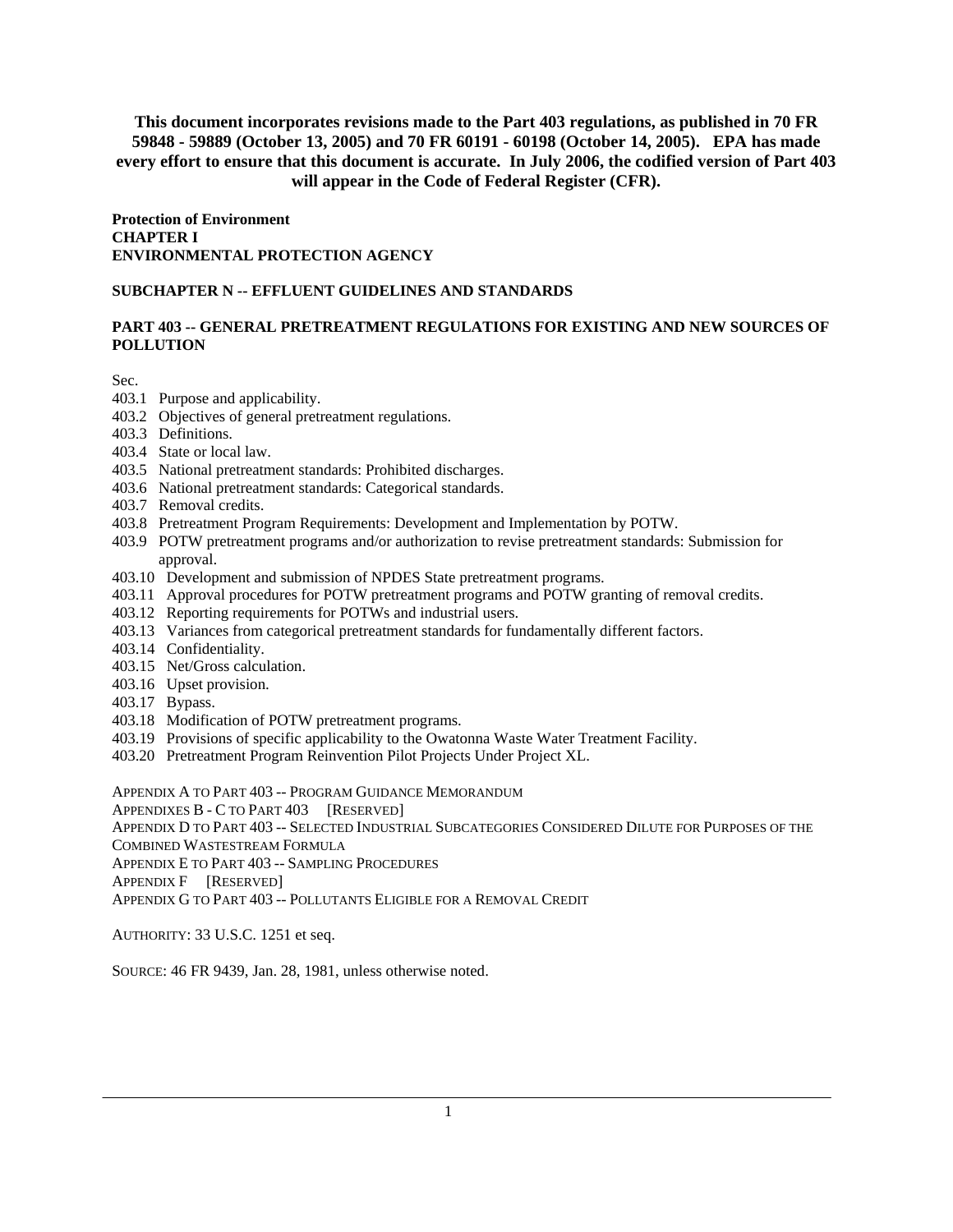**This document incorporates revisions made to the Part 403 regulations, as published in 70 FR 59848 - 59889 (October 13, 2005) and 70 FR 60191 - 60198 (October 14, 2005). EPA has made every effort to ensure that this document is accurate. In July 2006, the codified version of Part 403 will appear in the Code of Federal Register (CFR).**

**Protection of Environment**
**CHAPTER I**
**ENVIRONMENTAL PROTECTION AGENCY**

**SUBCHAPTER N -- EFFLUENT GUIDELINES AND STANDARDS**

**PART 403 -- GENERAL PRETREATMENT REGULATIONS FOR EXISTING AND NEW SOURCES OF POLLUTION**

Sec.
403.1 Purpose and applicability.
403.2 Objectives of general pretreatment regulations.
403.3 Definitions.
403.4 State or local law.
403.5 National pretreatment standards: Prohibited discharges.
403.6 National pretreatment standards: Categorical standards.
403.7 Removal credits.
403.8 Pretreatment Program Requirements: Development and Implementation by POTW.
403.9 POTW pretreatment programs and/or authorization to revise pretreatment standards: Submission for approval.
403.10 Development and submission of NPDES State pretreatment programs.
403.11 Approval procedures for POTW pretreatment programs and POTW granting of removal credits.
403.12 Reporting requirements for POTWs and industrial users.
403.13 Variances from categorical pretreatment standards for fundamentally different factors.
403.14 Confidentiality.
403.15 Net/Gross calculation.
403.16 Upset provision.
403.17 Bypass.
403.18 Modification of POTW pretreatment programs.
403.19 Provisions of specific applicability to the Owatonna Waste Water Treatment Facility.
403.20 Pretreatment Program Reinvention Pilot Projects Under Project XL.

APPENDIX A TO PART 403 -- PROGRAM GUIDANCE MEMORANDUM
APPENDIXES B - C TO PART 403 [RESERVED]
APPENDIX D TO PART 403 -- SELECTED INDUSTRIAL SUBCATEGORIES CONSIDERED DILUTE FOR PURPOSES OF THE COMBINED WASTESTREAM FORMULA
APPENDIX E TO PART 403 -- SAMPLING PROCEDURES
APPENDIX F [RESERVED]
APPENDIX G TO PART 403 -- POLLUTANTS ELIGIBLE FOR A REMOVAL CREDIT

AUTHORITY: 33 U.S.C. 1251 et seq.

SOURCE: 46 FR 9439, Jan. 28, 1981, unless otherwise noted.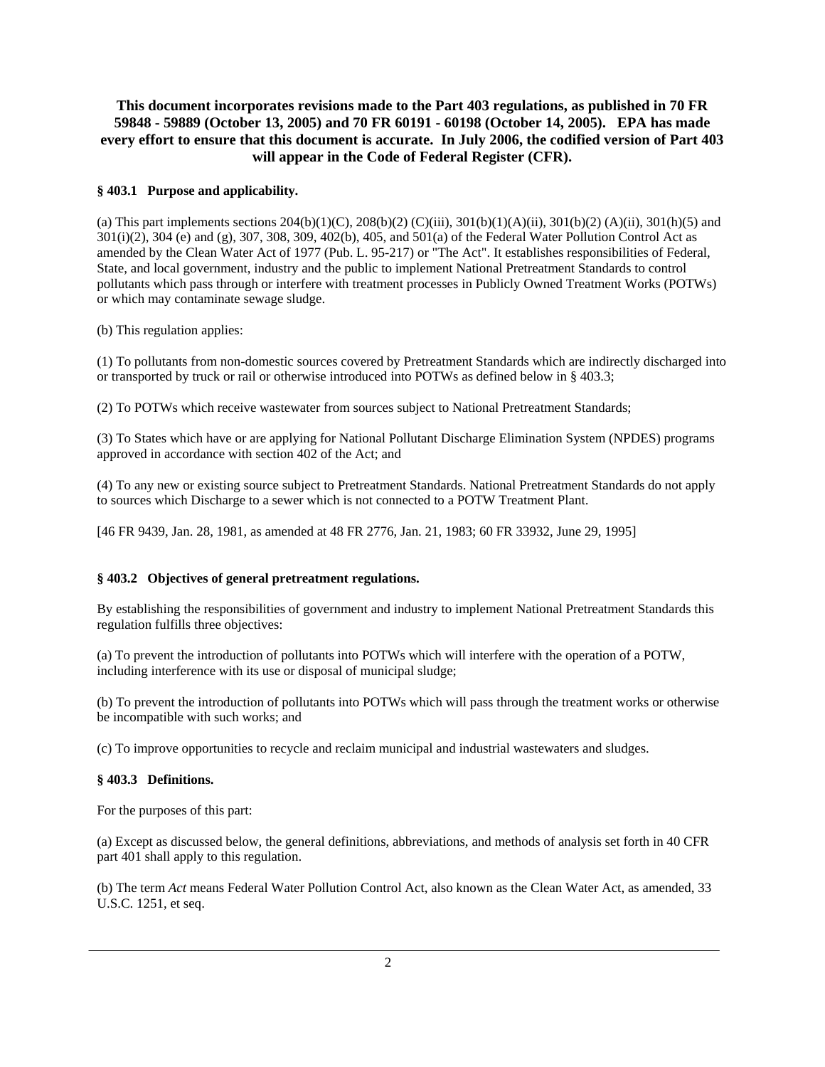**This document incorporates revisions made to the Part 403 regulations, as published in 70 FR 59848 - 59889 (October 13, 2005) and 70 FR 60191 - 60198 (October 14, 2005). EPA has made every effort to ensure that this document is accurate. In July 2006, the codified version of Part 403 will appear in the Code of Federal Register (CFR).**

### § 403.1 Purpose and applicability.

(a) This part implements sections 204(b)(1)(C), 208(b)(2) (C)(iii), 301(b)(1)(A)(ii), 301(b)(2) (A)(ii), 301(h)(5) and 301(i)(2), 304 (e) and (g), 307, 308, 309, 402(b), 405, and 501(a) of the Federal Water Pollution Control Act as amended by the Clean Water Act of 1977 (Pub. L. 95-217) or "The Act". It establishes responsibilities of Federal, State, and local government, industry and the public to implement National Pretreatment Standards to control pollutants which pass through or interfere with treatment processes in Publicly Owned Treatment Works (POTWs) or which may contaminate sewage sludge.

(b) This regulation applies:

(1) To pollutants from non-domestic sources covered by Pretreatment Standards which are indirectly discharged into or transported by truck or rail or otherwise introduced into POTWs as defined below in § 403.3;

(2) To POTWs which receive wastewater from sources subject to National Pretreatment Standards;

(3) To States which have or are applying for National Pollutant Discharge Elimination System (NPDES) programs approved in accordance with section 402 of the Act; and

(4) To any new or existing source subject to Pretreatment Standards. National Pretreatment Standards do not apply to sources which Discharge to a sewer which is not connected to a POTW Treatment Plant.

[46 FR 9439, Jan. 28, 1981, as amended at 48 FR 2776, Jan. 21, 1983; 60 FR 33932, June 29, 1995]

### § 403.2 Objectives of general pretreatment regulations.

By establishing the responsibilities of government and industry to implement National Pretreatment Standards this regulation fulfills three objectives:

(a) To prevent the introduction of pollutants into POTWs which will interfere with the operation of a POTW, including interference with its use or disposal of municipal sludge;

(b) To prevent the introduction of pollutants into POTWs which will pass through the treatment works or otherwise be incompatible with such works; and

(c) To improve opportunities to recycle and reclaim municipal and industrial wastewaters and sludges.

### § 403.3 Definitions.

For the purposes of this part:

(a) Except as discussed below, the general definitions, abbreviations, and methods of analysis set forth in 40 CFR part 401 shall apply to this regulation.

(b) The term *Act* means Federal Water Pollution Control Act, also known as the Clean Water Act, as amended, 33 U.S.C. 1251, et seq.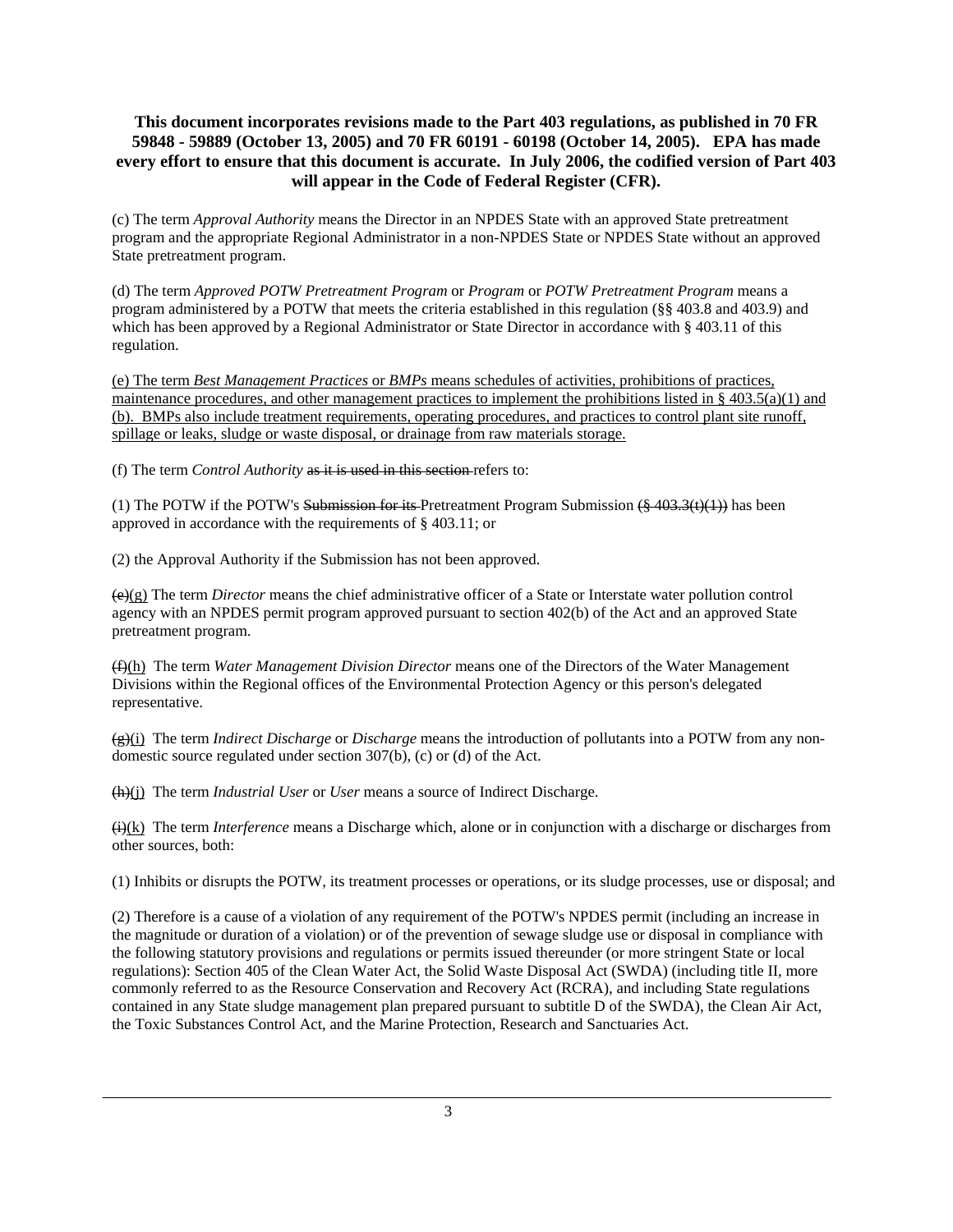(c) The term *Approval Authority* means the Director in an NPDES State with an approved State pretreatment program and the appropriate Regional Administrator in a non-NPDES State or NPDES State without an approved State pretreatment program.

(d) The term *Approved POTW Pretreatment Program* or *Program* or *POTW Pretreatment Program* means a program administered by a POTW that meets the criteria established in this regulation (§§ 403.8 and 403.9) and which has been approved by a Regional Administrator or State Director in accordance with § 403.11 of this regulation.

<u>(e) The term *Best Management Practices* or *BMPs* means schedules of activities, prohibitions of practices, maintenance procedures, and other management practices to implement the prohibitions listed in § 403.5(a)(1) and (b). BMPs also include treatment requirements, operating procedures, and practices to control plant site runoff, spillage or leaks, sludge or waste disposal, or drainage from raw materials storage.</u>

(f) The term *Control Authority* ~~as it is used in this section~~ refers to:

(1) The POTW if the POTW's ~~Submission for its~~ Pretreatment Program Submission ~~(§ 403.3(t)(1))~~ has been approved in accordance with the requirements of § 403.11; or

(2) the Approval Authority if the Submission has not been approved.

~~(e)~~<u>(g)</u> The term *Director* means the chief administrative officer of a State or Interstate water pollution control agency with an NPDES permit program approved pursuant to section 402(b) of the Act and an approved State pretreatment program.

~~(f)~~<u>(h)</u> The term *Water Management Division Director* means one of the Directors of the Water Management Divisions within the Regional offices of the Environmental Protection Agency or this person's delegated representative.

~~(g)~~<u>(i)</u> The term *Indirect Discharge* or *Discharge* means the introduction of pollutants into a POTW from any non-domestic source regulated under section 307(b), (c) or (d) of the Act.

~~(h)~~<u>(j)</u> The term *Industrial User* or *User* means a source of Indirect Discharge.

~~(i)~~<u>(k)</u> The term *Interference* means a Discharge which, alone or in conjunction with a discharge or discharges from other sources, both:

(1) Inhibits or disrupts the POTW, its treatment processes or operations, or its sludge processes, use or disposal; and

(2) Therefore is a cause of a violation of any requirement of the POTW's NPDES permit (including an increase in the magnitude or duration of a violation) or of the prevention of sewage sludge use or disposal in compliance with the following statutory provisions and regulations or permits issued thereunder (or more stringent State or local regulations): Section 405 of the Clean Water Act, the Solid Waste Disposal Act (SWDA) (including title II, more commonly referred to as the Resource Conservation and Recovery Act (RCRA), and including State regulations contained in any State sludge management plan prepared pursuant to subtitle D of the SWDA), the Clean Air Act, the Toxic Substances Control Act, and the Marine Protection, Research and Sanctuaries Act.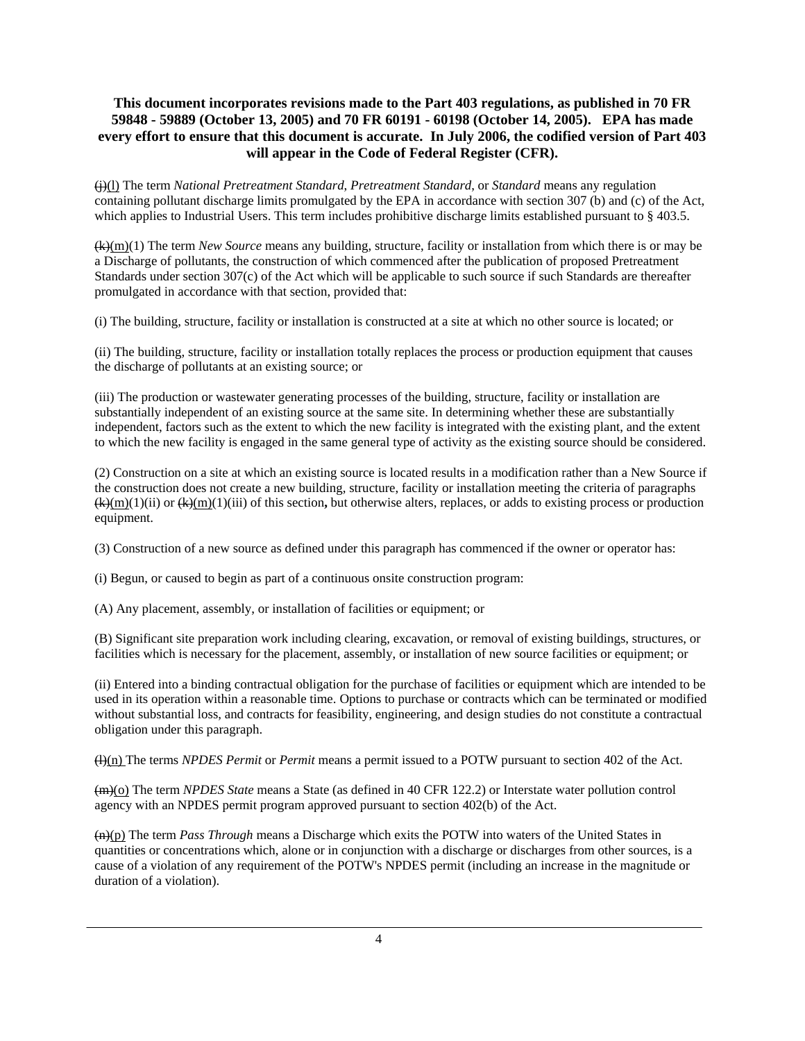~~(j)~~(l) The term *National Pretreatment Standard*, *Pretreatment Standard*, or *Standard* means any regulation containing pollutant discharge limits promulgated by the EPA in accordance with section 307 (b) and (c) of the Act, which applies to Industrial Users. This term includes prohibitive discharge limits established pursuant to § 403.5.

~~(k)~~(m)(1) The term *New Source* means any building, structure, facility or installation from which there is or may be a Discharge of pollutants, the construction of which commenced after the publication of proposed Pretreatment Standards under section 307(c) of the Act which will be applicable to such source if such Standards are thereafter promulgated in accordance with that section, provided that:

(i) The building, structure, facility or installation is constructed at a site at which no other source is located; or

(ii) The building, structure, facility or installation totally replaces the process or production equipment that causes the discharge of pollutants at an existing source; or

(iii) The production or wastewater generating processes of the building, structure, facility or installation are substantially independent of an existing source at the same site. In determining whether these are substantially independent, factors such as the extent to which the new facility is integrated with the existing plant, and the extent to which the new facility is engaged in the same general type of activity as the existing source should be considered.

(2) Construction on a site at which an existing source is located results in a modification rather than a New Source if the construction does not create a new building, structure, facility or installation meeting the criteria of paragraphs ~~(k)~~(m)(1)(ii) or ~~(k)~~(m)(1)(iii) of this section**,** but otherwise alters, replaces, or adds to existing process or production equipment.

(3) Construction of a new source as defined under this paragraph has commenced if the owner or operator has:

(i) Begun, or caused to begin as part of a continuous onsite construction program:

(A) Any placement, assembly, or installation of facilities or equipment; or

(B) Significant site preparation work including clearing, excavation, or removal of existing buildings, structures, or facilities which is necessary for the placement, assembly, or installation of new source facilities or equipment; or

(ii) Entered into a binding contractual obligation for the purchase of facilities or equipment which are intended to be used in its operation within a reasonable time. Options to purchase or contracts which can be terminated or modified without substantial loss, and contracts for feasibility, engineering, and design studies do not constitute a contractual obligation under this paragraph.

~~(l)~~(n) The terms *NPDES Permit* or *Permit* means a permit issued to a POTW pursuant to section 402 of the Act.

~~(m)~~(o) The term *NPDES State* means a State (as defined in 40 CFR 122.2) or Interstate water pollution control agency with an NPDES permit program approved pursuant to section 402(b) of the Act.

~~(n)~~(p) The term *Pass Through* means a Discharge which exits the POTW into waters of the United States in quantities or concentrations which, alone or in conjunction with a discharge or discharges from other sources, is a cause of a violation of any requirement of the POTW's NPDES permit (including an increase in the magnitude or duration of a violation).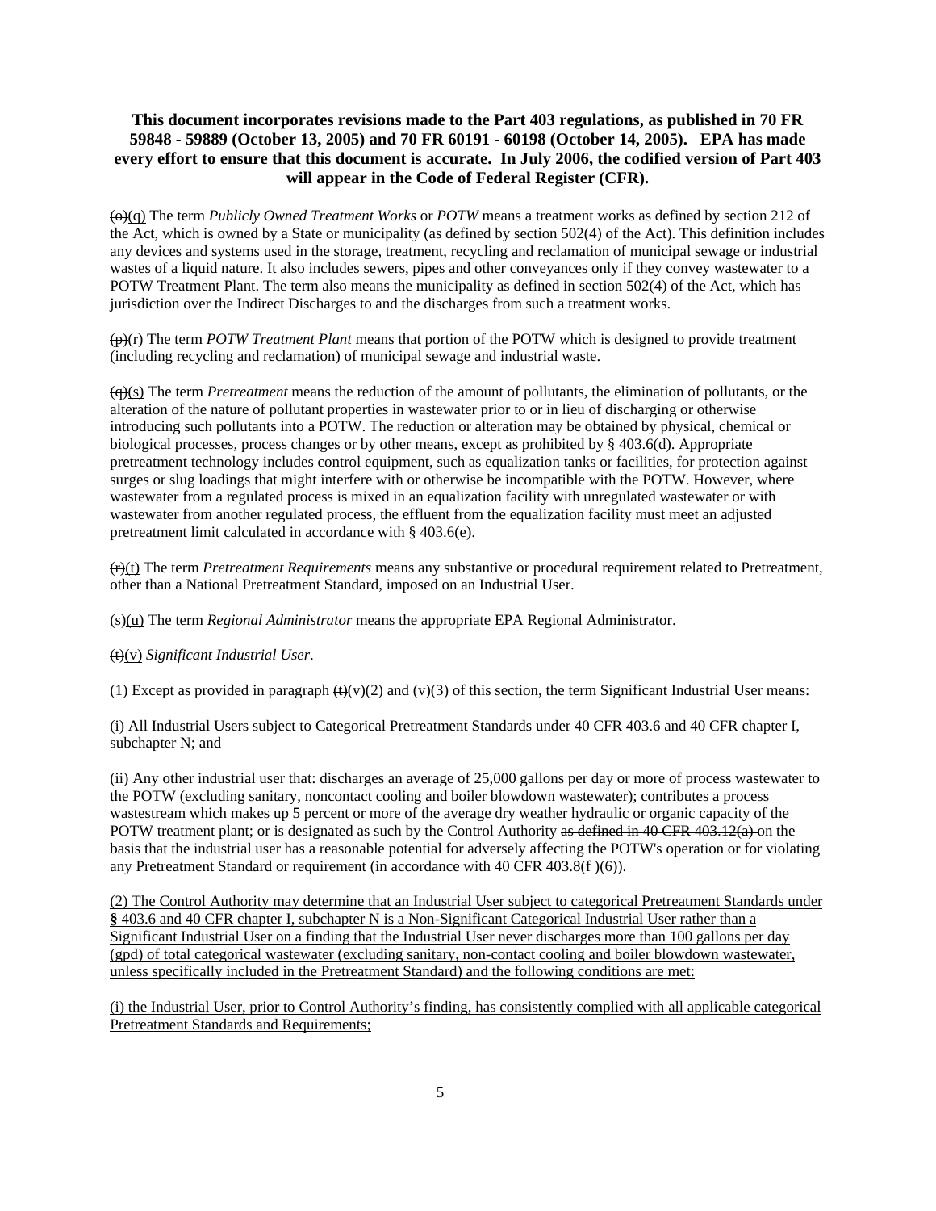**This document incorporates revisions made to the Part 403 regulations, as published in 70 FR 59848 - 59889 (October 13, 2005) and 70 FR 60191 - 60198 (October 14, 2005). EPA has made every effort to ensure that this document is accurate. In July 2006, the codified version of Part 403 will appear in the Code of Federal Register (CFR).**

~~(o)~~<u>(q)</u> The term *Publicly Owned Treatment Works* or *POTW* means a treatment works as defined by section 212 of the Act, which is owned by a State or municipality (as defined by section 502(4) of the Act). This definition includes any devices and systems used in the storage, treatment, recycling and reclamation of municipal sewage or industrial wastes of a liquid nature. It also includes sewers, pipes and other conveyances only if they convey wastewater to a POTW Treatment Plant. The term also means the municipality as defined in section 502(4) of the Act, which has jurisdiction over the Indirect Discharges to and the discharges from such a treatment works.

~~(p)~~<u>(r)</u> The term *POTW Treatment Plant* means that portion of the POTW which is designed to provide treatment (including recycling and reclamation) of municipal sewage and industrial waste.

~~(q)~~<u>(s)</u> The term *Pretreatment* means the reduction of the amount of pollutants, the elimination of pollutants, or the alteration of the nature of pollutant properties in wastewater prior to or in lieu of discharging or otherwise introducing such pollutants into a POTW. The reduction or alteration may be obtained by physical, chemical or biological processes, process changes or by other means, except as prohibited by § 403.6(d). Appropriate pretreatment technology includes control equipment, such as equalization tanks or facilities, for protection against surges or slug loadings that might interfere with or otherwise be incompatible with the POTW. However, where wastewater from a regulated process is mixed in an equalization facility with unregulated wastewater or with wastewater from another regulated process, the effluent from the equalization facility must meet an adjusted pretreatment limit calculated in accordance with § 403.6(e).

~~(r)~~<u>(t)</u> The term *Pretreatment Requirements* means any substantive or procedural requirement related to Pretreatment, other than a National Pretreatment Standard, imposed on an Industrial User.

~~(s)~~<u>(u)</u> The term *Regional Administrator* means the appropriate EPA Regional Administrator.

~~(t)~~<u>(v)</u> *Significant Industrial User*.

(1) Except as provided in paragraph ~~(t)~~<u>(v)</u>(2) <u>and (v)(3)</u> of this section, the term Significant Industrial User means:

(i) All Industrial Users subject to Categorical Pretreatment Standards under 40 CFR 403.6 and 40 CFR chapter I, subchapter N; and

(ii) Any other industrial user that: discharges an average of 25,000 gallons per day or more of process wastewater to the POTW (excluding sanitary, noncontact cooling and boiler blowdown wastewater); contributes a process wastestream which makes up 5 percent or more of the average dry weather hydraulic or organic capacity of the POTW treatment plant; or is designated as such by the Control Authority ~~as defined in 40 CFR 403.12(a)~~ on the basis that the industrial user has a reasonable potential for adversely affecting the POTW's operation or for violating any Pretreatment Standard or requirement (in accordance with 40 CFR 403.8(f )(6)).

<u>(2) The Control Authority may determine that an Industrial User subject to categorical Pretreatment Standards under § 403.6 and 40 CFR chapter I, subchapter N is a Non-Significant Categorical Industrial User rather than a Significant Industrial User on a finding that the Industrial User never discharges more than 100 gallons per day (gpd) of total categorical wastewater (excluding sanitary, non-contact cooling and boiler blowdown wastewater, unless specifically included in the Pretreatment Standard) and the following conditions are met:</u>

<u>(i) the Industrial User, prior to Control Authority's finding, has consistently complied with all applicable categorical Pretreatment Standards and Requirements;</u>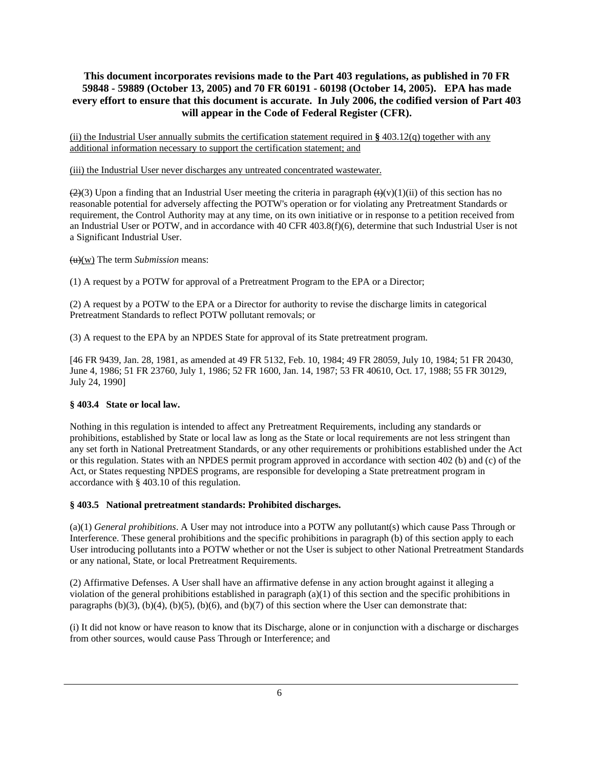**This document incorporates revisions made to the Part 403 regulations, as published in 70 FR 59848 - 59889 (October 13, 2005) and 70 FR 60191 - 60198 (October 14, 2005). EPA has made every effort to ensure that this document is accurate. In July 2006, the codified version of Part 403 will appear in the Code of Federal Register (CFR).**

<u>(ii) the Industrial User annually submits the certification statement required in **§** 403.12(q) together with any additional information necessary to support the certification statement; and</u>

<u>(iii) the Industrial User never discharges any untreated concentrated wastewater.</u>

~~(2)~~(3) Upon a finding that an Industrial User meeting the criteria in paragraph ~~(t)~~(v)(1)(ii) of this section has no reasonable potential for adversely affecting the POTW's operation or for violating any Pretreatment Standards or requirement, the Control Authority may at any time, on its own initiative or in response to a petition received from an Industrial User or POTW, and in accordance with 40 CFR 403.8(f)(6), determine that such Industrial User is not a Significant Industrial User.

~~(u)~~<u>(w)</u> The term *Submission* means:

(1) A request by a POTW for approval of a Pretreatment Program to the EPA or a Director;

(2) A request by a POTW to the EPA or a Director for authority to revise the discharge limits in categorical Pretreatment Standards to reflect POTW pollutant removals; or

(3) A request to the EPA by an NPDES State for approval of its State pretreatment program.

[46 FR 9439, Jan. 28, 1981, as amended at 49 FR 5132, Feb. 10, 1984; 49 FR 28059, July 10, 1984; 51 FR 20430, June 4, 1986; 51 FR 23760, July 1, 1986; 52 FR 1600, Jan. 14, 1987; 53 FR 40610, Oct. 17, 1988; 55 FR 30129, July 24, 1990]

### § 403.4 State or local law.

Nothing in this regulation is intended to affect any Pretreatment Requirements, including any standards or prohibitions, established by State or local law as long as the State or local requirements are not less stringent than any set forth in National Pretreatment Standards, or any other requirements or prohibitions established under the Act or this regulation. States with an NPDES permit program approved in accordance with section 402 (b) and (c) of the Act, or States requesting NPDES programs, are responsible for developing a State pretreatment program in accordance with § 403.10 of this regulation.

### § 403.5 National pretreatment standards: Prohibited discharges.

(a)(1) *General prohibitions*. A User may not introduce into a POTW any pollutant(s) which cause Pass Through or Interference. These general prohibitions and the specific prohibitions in paragraph (b) of this section apply to each User introducing pollutants into a POTW whether or not the User is subject to other National Pretreatment Standards or any national, State, or local Pretreatment Requirements.

(2) Affirmative Defenses. A User shall have an affirmative defense in any action brought against it alleging a violation of the general prohibitions established in paragraph (a)(1) of this section and the specific prohibitions in paragraphs (b)(3), (b)(4), (b)(5), (b)(6), and (b)(7) of this section where the User can demonstrate that:

(i) It did not know or have reason to know that its Discharge, alone or in conjunction with a discharge or discharges from other sources, would cause Pass Through or Interference; and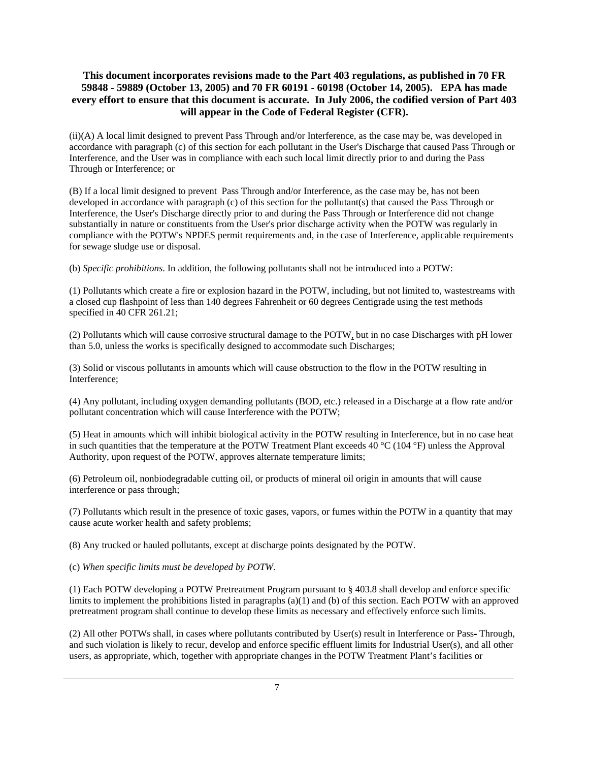**This document incorporates revisions made to the Part 403 regulations, as published in 70 FR 59848 - 59889 (October 13, 2005) and 70 FR 60191 - 60198 (October 14, 2005). EPA has made every effort to ensure that this document is accurate. In July 2006, the codified version of Part 403 will appear in the Code of Federal Register (CFR).**

(ii)(A) A local limit designed to prevent Pass Through and/or Interference, as the case may be, was developed in accordance with paragraph (c) of this section for each pollutant in the User's Discharge that caused Pass Through or Interference, and the User was in compliance with each such local limit directly prior to and during the Pass Through or Interference; or

(B) If a local limit designed to prevent Pass Through and/or Interference, as the case may be, has not been developed in accordance with paragraph (c) of this section for the pollutant(s) that caused the Pass Through or Interference, the User's Discharge directly prior to and during the Pass Through or Interference did not change substantially in nature or constituents from the User's prior discharge activity when the POTW was regularly in compliance with the POTW's NPDES permit requirements and, in the case of Interference, applicable requirements for sewage sludge use or disposal.

(b) *Specific prohibitions*. In addition, the following pollutants shall not be introduced into a POTW:

(1) Pollutants which create a fire or explosion hazard in the POTW, including, but not limited to, wastestreams with a closed cup flashpoint of less than 140 degrees Fahrenheit or 60 degrees Centigrade using the test methods specified in 40 CFR 261.21;

(2) Pollutants which will cause corrosive structural damage to the POTW, but in no case Discharges with pH lower than 5.0, unless the works is specifically designed to accommodate such Discharges;

(3) Solid or viscous pollutants in amounts which will cause obstruction to the flow in the POTW resulting in Interference;

(4) Any pollutant, including oxygen demanding pollutants (BOD, etc.) released in a Discharge at a flow rate and/or pollutant concentration which will cause Interference with the POTW;

(5) Heat in amounts which will inhibit biological activity in the POTW resulting in Interference, but in no case heat in such quantities that the temperature at the POTW Treatment Plant exceeds 40 °C (104 °F) unless the Approval Authority, upon request of the POTW, approves alternate temperature limits;

(6) Petroleum oil, nonbiodegradable cutting oil, or products of mineral oil origin in amounts that will cause interference or pass through;

(7) Pollutants which result in the presence of toxic gases, vapors, or fumes within the POTW in a quantity that may cause acute worker health and safety problems;

(8) Any trucked or hauled pollutants, except at discharge points designated by the POTW.

(c) *When specific limits must be developed by POTW*.

(1) Each POTW developing a POTW Pretreatment Program pursuant to § 403.8 shall develop and enforce specific limits to implement the prohibitions listed in paragraphs (a)(1) and (b) of this section. Each POTW with an approved pretreatment program shall continue to develop these limits as necessary and effectively enforce such limits.

(2) All other POTWs shall, in cases where pollutants contributed by User(s) result in Interference or Pass- Through, and such violation is likely to recur, develop and enforce specific effluent limits for Industrial User(s), and all other users, as appropriate, which, together with appropriate changes in the POTW Treatment Plant's facilities or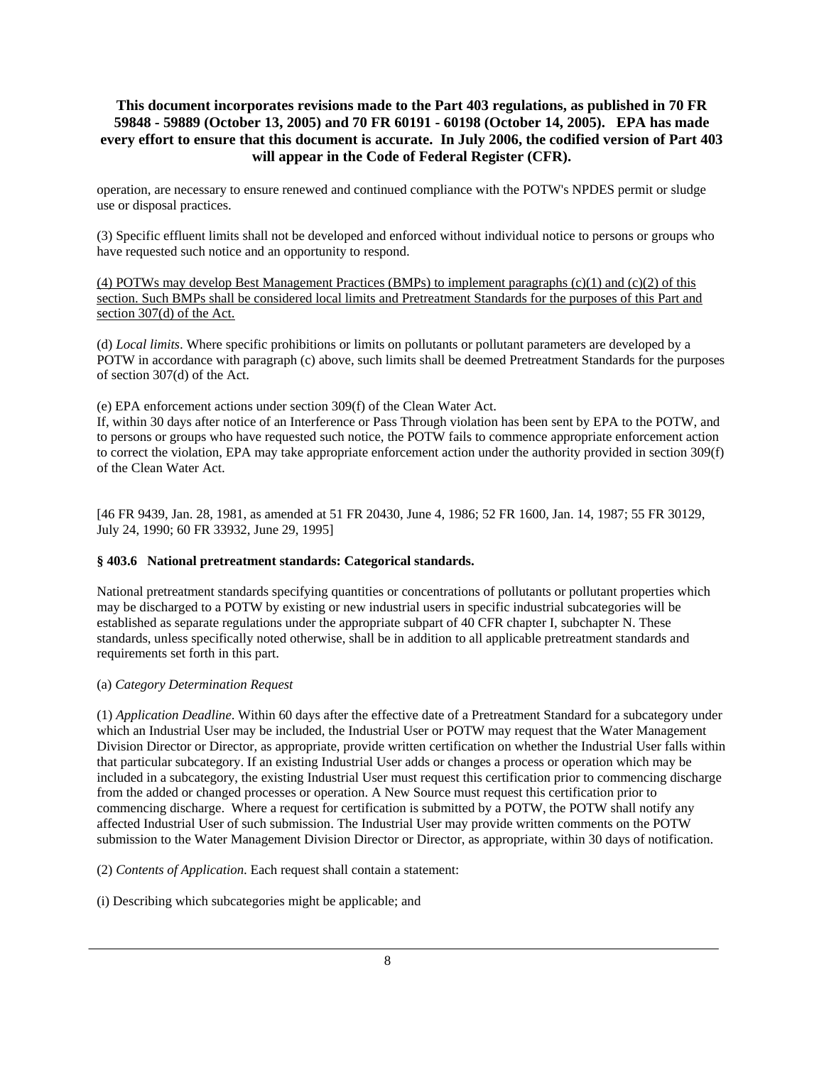**This document incorporates revisions made to the Part 403 regulations, as published in 70 FR 59848 - 59889 (October 13, 2005) and 70 FR 60191 - 60198 (October 14, 2005). EPA has made every effort to ensure that this document is accurate. In July 2006, the codified version of Part 403 will appear in the Code of Federal Register (CFR).**

operation, are necessary to ensure renewed and continued compliance with the POTW's NPDES permit or sludge use or disposal practices.

(3) Specific effluent limits shall not be developed and enforced without individual notice to persons or groups who have requested such notice and an opportunity to respond.

<u>(4) POTWs may develop Best Management Practices (BMPs) to implement paragraphs (c)(1) and (c)(2) of this section. Such BMPs shall be considered local limits and Pretreatment Standards for the purposes of this Part and section 307(d) of the Act.</u>

(d) *Local limits*. Where specific prohibitions or limits on pollutants or pollutant parameters are developed by a POTW in accordance with paragraph (c) above, such limits shall be deemed Pretreatment Standards for the purposes of section 307(d) of the Act.

(e) EPA enforcement actions under section 309(f) of the Clean Water Act.
If, within 30 days after notice of an Interference or Pass Through violation has been sent by EPA to the POTW, and to persons or groups who have requested such notice, the POTW fails to commence appropriate enforcement action to correct the violation, EPA may take appropriate enforcement action under the authority provided in section 309(f) of the Clean Water Act.

[46 FR 9439, Jan. 28, 1981, as amended at 51 FR 20430, June 4, 1986; 52 FR 1600, Jan. 14, 1987; 55 FR 30129, July 24, 1990; 60 FR 33932, June 29, 1995]

### § 403.6 National pretreatment standards: Categorical standards.

National pretreatment standards specifying quantities or concentrations of pollutants or pollutant properties which may be discharged to a POTW by existing or new industrial users in specific industrial subcategories will be established as separate regulations under the appropriate subpart of 40 CFR chapter I, subchapter N. These standards, unless specifically noted otherwise, shall be in addition to all applicable pretreatment standards and requirements set forth in this part.

(a) *Category Determination Request*

(1) *Application Deadline*. Within 60 days after the effective date of a Pretreatment Standard for a subcategory under which an Industrial User may be included, the Industrial User or POTW may request that the Water Management Division Director or Director, as appropriate, provide written certification on whether the Industrial User falls within that particular subcategory. If an existing Industrial User adds or changes a process or operation which may be included in a subcategory, the existing Industrial User must request this certification prior to commencing discharge from the added or changed processes or operation. A New Source must request this certification prior to commencing discharge. Where a request for certification is submitted by a POTW, the POTW shall notify any affected Industrial User of such submission. The Industrial User may provide written comments on the POTW submission to the Water Management Division Director or Director, as appropriate, within 30 days of notification.

(2) *Contents of Application.* Each request shall contain a statement:

(i) Describing which subcategories might be applicable; and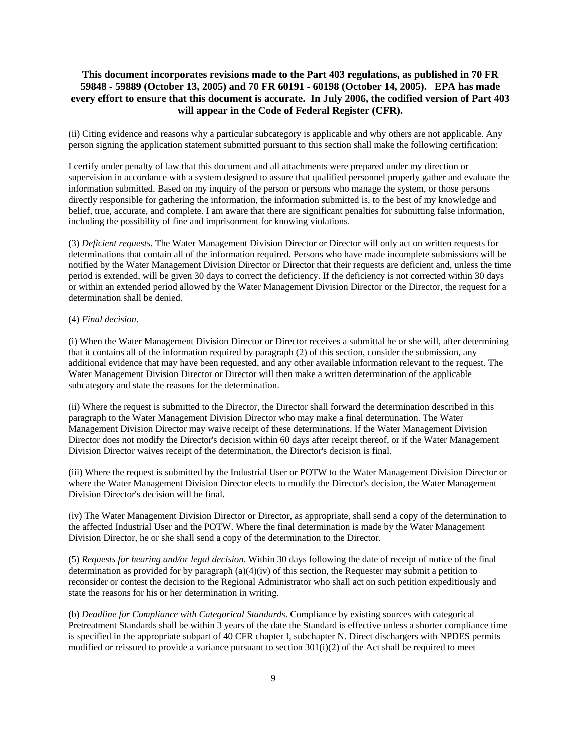**This document incorporates revisions made to the Part 403 regulations, as published in 70 FR 59848 - 59889 (October 13, 2005) and 70 FR 60191 - 60198 (October 14, 2005). EPA has made every effort to ensure that this document is accurate. In July 2006, the codified version of Part 403 will appear in the Code of Federal Register (CFR).**

(ii) Citing evidence and reasons why a particular subcategory is applicable and why others are not applicable. Any person signing the application statement submitted pursuant to this section shall make the following certification:

I certify under penalty of law that this document and all attachments were prepared under my direction or supervision in accordance with a system designed to assure that qualified personnel properly gather and evaluate the information submitted. Based on my inquiry of the person or persons who manage the system, or those persons directly responsible for gathering the information, the information submitted is, to the best of my knowledge and belief, true, accurate, and complete. I am aware that there are significant penalties for submitting false information, including the possibility of fine and imprisonment for knowing violations.

(3) *Deficient requests*. The Water Management Division Director or Director will only act on written requests for determinations that contain all of the information required. Persons who have made incomplete submissions will be notified by the Water Management Division Director or Director that their requests are deficient and, unless the time period is extended, will be given 30 days to correct the deficiency. If the deficiency is not corrected within 30 days or within an extended period allowed by the Water Management Division Director or the Director, the request for a determination shall be denied.

(4) *Final decision*.

(i) When the Water Management Division Director or Director receives a submittal he or she will, after determining that it contains all of the information required by paragraph (2) of this section, consider the submission, any additional evidence that may have been requested, and any other available information relevant to the request. The Water Management Division Director or Director will then make a written determination of the applicable subcategory and state the reasons for the determination.

(ii) Where the request is submitted to the Director, the Director shall forward the determination described in this paragraph to the Water Management Division Director who may make a final determination. The Water Management Division Director may waive receipt of these determinations. If the Water Management Division Director does not modify the Director's decision within 60 days after receipt thereof, or if the Water Management Division Director waives receipt of the determination, the Director's decision is final.

(iii) Where the request is submitted by the Industrial User or POTW to the Water Management Division Director or where the Water Management Division Director elects to modify the Director's decision, the Water Management Division Director's decision will be final.

(iv) The Water Management Division Director or Director, as appropriate, shall send a copy of the determination to the affected Industrial User and the POTW. Where the final determination is made by the Water Management Division Director, he or she shall send a copy of the determination to the Director.

(5) *Requests for hearing and/or legal decision*. Within 30 days following the date of receipt of notice of the final determination as provided for by paragraph (a)(4)(iv) of this section, the Requester may submit a petition to reconsider or contest the decision to the Regional Administrator who shall act on such petition expeditiously and state the reasons for his or her determination in writing.

(b) *Deadline for Compliance with Categorical Standards*. Compliance by existing sources with categorical Pretreatment Standards shall be within 3 years of the date the Standard is effective unless a shorter compliance time is specified in the appropriate subpart of 40 CFR chapter I, subchapter N. Direct dischargers with NPDES permits modified or reissued to provide a variance pursuant to section 301(i)(2) of the Act shall be required to meet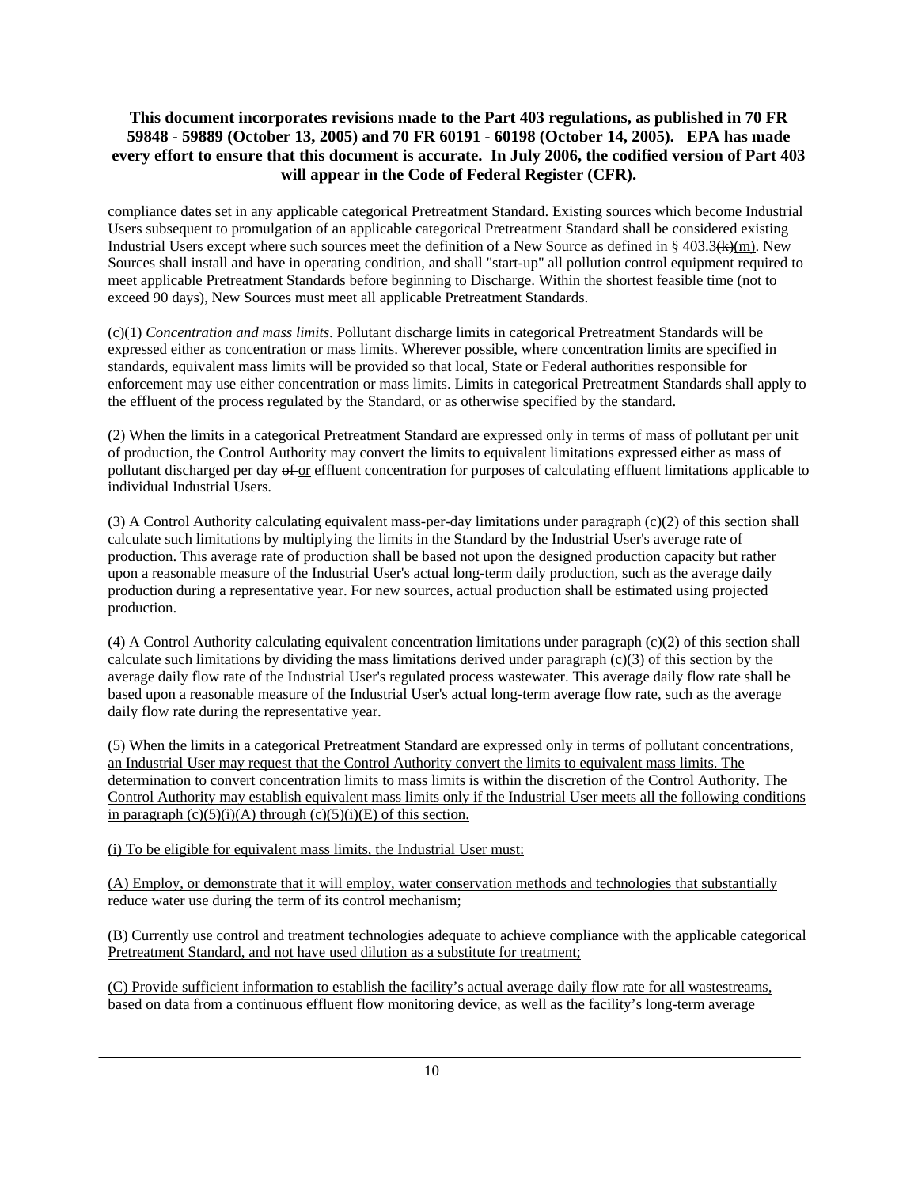**This document incorporates revisions made to the Part 403 regulations, as published in 70 FR 59848 - 59889 (October 13, 2005) and 70 FR 60191 - 60198 (October 14, 2005). EPA has made every effort to ensure that this document is accurate. In July 2006, the codified version of Part 403 will appear in the Code of Federal Register (CFR).**

compliance dates set in any applicable categorical Pretreatment Standard. Existing sources which become Industrial Users subsequent to promulgation of an applicable categorical Pretreatment Standard shall be considered existing Industrial Users except where such sources meet the definition of a New Source as defined in § 403.3~~(k)~~<u>(m)</u>. New Sources shall install and have in operating condition, and shall "start-up" all pollution control equipment required to meet applicable Pretreatment Standards before beginning to Discharge. Within the shortest feasible time (not to exceed 90 days), New Sources must meet all applicable Pretreatment Standards.

(c)(1) *Concentration and mass limits*. Pollutant discharge limits in categorical Pretreatment Standards will be expressed either as concentration or mass limits. Wherever possible, where concentration limits are specified in standards, equivalent mass limits will be provided so that local, State or Federal authorities responsible for enforcement may use either concentration or mass limits. Limits in categorical Pretreatment Standards shall apply to the effluent of the process regulated by the Standard, or as otherwise specified by the standard.

(2) When the limits in a categorical Pretreatment Standard are expressed only in terms of mass of pollutant per unit of production, the Control Authority may convert the limits to equivalent limitations expressed either as mass of pollutant discharged per day ~~of~~ <u>or</u> effluent concentration for purposes of calculating effluent limitations applicable to individual Industrial Users.

(3) A Control Authority calculating equivalent mass-per-day limitations under paragraph (c)(2) of this section shall calculate such limitations by multiplying the limits in the Standard by the Industrial User's average rate of production. This average rate of production shall be based not upon the designed production capacity but rather upon a reasonable measure of the Industrial User's actual long-term daily production, such as the average daily production during a representative year. For new sources, actual production shall be estimated using projected production.

(4) A Control Authority calculating equivalent concentration limitations under paragraph (c)(2) of this section shall calculate such limitations by dividing the mass limitations derived under paragraph (c)(3) of this section by the average daily flow rate of the Industrial User's regulated process wastewater. This average daily flow rate shall be based upon a reasonable measure of the Industrial User's actual long-term average flow rate, such as the average daily flow rate during the representative year.

<u>(5) When the limits in a categorical Pretreatment Standard are expressed only in terms of pollutant concentrations, an Industrial User may request that the Control Authority convert the limits to equivalent mass limits. The determination to convert concentration limits to mass limits is within the discretion of the Control Authority. The Control Authority may establish equivalent mass limits only if the Industrial User meets all the following conditions in paragraph (c)(5)(i)(A) through (c)(5)(i)(E) of this section.</u>

<u>(i) To be eligible for equivalent mass limits, the Industrial User must:</u>

<u>(A) Employ, or demonstrate that it will employ, water conservation methods and technologies that substantially reduce water use during the term of its control mechanism;</u>

<u>(B) Currently use control and treatment technologies adequate to achieve compliance with the applicable categorical Pretreatment Standard, and not have used dilution as a substitute for treatment;</u>

<u>(C) Provide sufficient information to establish the facility's actual average daily flow rate for all wastestreams, based on data from a continuous effluent flow monitoring device, as well as the facility's long-term average</u>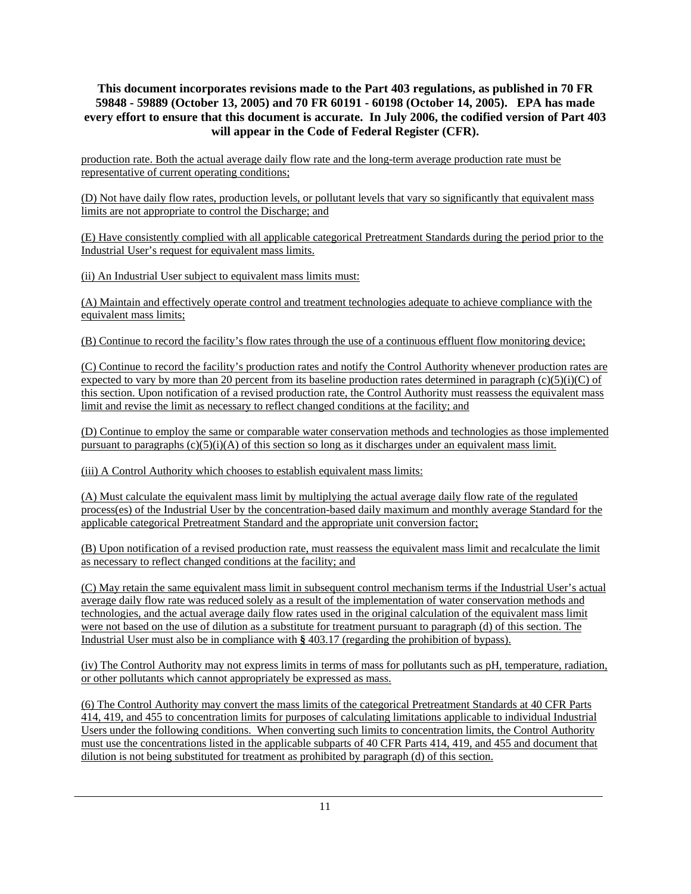**This document incorporates revisions made to the Part 403 regulations, as published in 70 FR 59848 - 59889 (October 13, 2005) and 70 FR 60191 - 60198 (October 14, 2005). EPA has made every effort to ensure that this document is accurate. In July 2006, the codified version of Part 403 will appear in the Code of Federal Register (CFR).**

production rate. Both the actual average daily flow rate and the long-term average production rate must be representative of current operating conditions;

(D) Not have daily flow rates, production levels, or pollutant levels that vary so significantly that equivalent mass limits are not appropriate to control the Discharge; and

(E) Have consistently complied with all applicable categorical Pretreatment Standards during the period prior to the Industrial User's request for equivalent mass limits.

(ii) An Industrial User subject to equivalent mass limits must:

(A) Maintain and effectively operate control and treatment technologies adequate to achieve compliance with the equivalent mass limits;

(B) Continue to record the facility's flow rates through the use of a continuous effluent flow monitoring device;

(C) Continue to record the facility's production rates and notify the Control Authority whenever production rates are expected to vary by more than 20 percent from its baseline production rates determined in paragraph (c)(5)(i)(C) of this section. Upon notification of a revised production rate, the Control Authority must reassess the equivalent mass limit and revise the limit as necessary to reflect changed conditions at the facility; and

(D) Continue to employ the same or comparable water conservation methods and technologies as those implemented pursuant to paragraphs (c)(5)(i)(A) of this section so long as it discharges under an equivalent mass limit.

(iii) A Control Authority which chooses to establish equivalent mass limits:

(A) Must calculate the equivalent mass limit by multiplying the actual average daily flow rate of the regulated process(es) of the Industrial User by the concentration-based daily maximum and monthly average Standard for the applicable categorical Pretreatment Standard and the appropriate unit conversion factor;

(B) Upon notification of a revised production rate, must reassess the equivalent mass limit and recalculate the limit as necessary to reflect changed conditions at the facility; and

(C) May retain the same equivalent mass limit in subsequent control mechanism terms if the Industrial User's actual average daily flow rate was reduced solely as a result of the implementation of water conservation methods and technologies, and the actual average daily flow rates used in the original calculation of the equivalent mass limit were not based on the use of dilution as a substitute for treatment pursuant to paragraph (d) of this section. The Industrial User must also be in compliance with **§** 403.17 (regarding the prohibition of bypass).

(iv) The Control Authority may not express limits in terms of mass for pollutants such as pH, temperature, radiation, or other pollutants which cannot appropriately be expressed as mass.

(6) The Control Authority may convert the mass limits of the categorical Pretreatment Standards at 40 CFR Parts 414, 419, and 455 to concentration limits for purposes of calculating limitations applicable to individual Industrial Users under the following conditions. When converting such limits to concentration limits, the Control Authority must use the concentrations listed in the applicable subparts of 40 CFR Parts 414, 419, and 455 and document that dilution is not being substituted for treatment as prohibited by paragraph (d) of this section.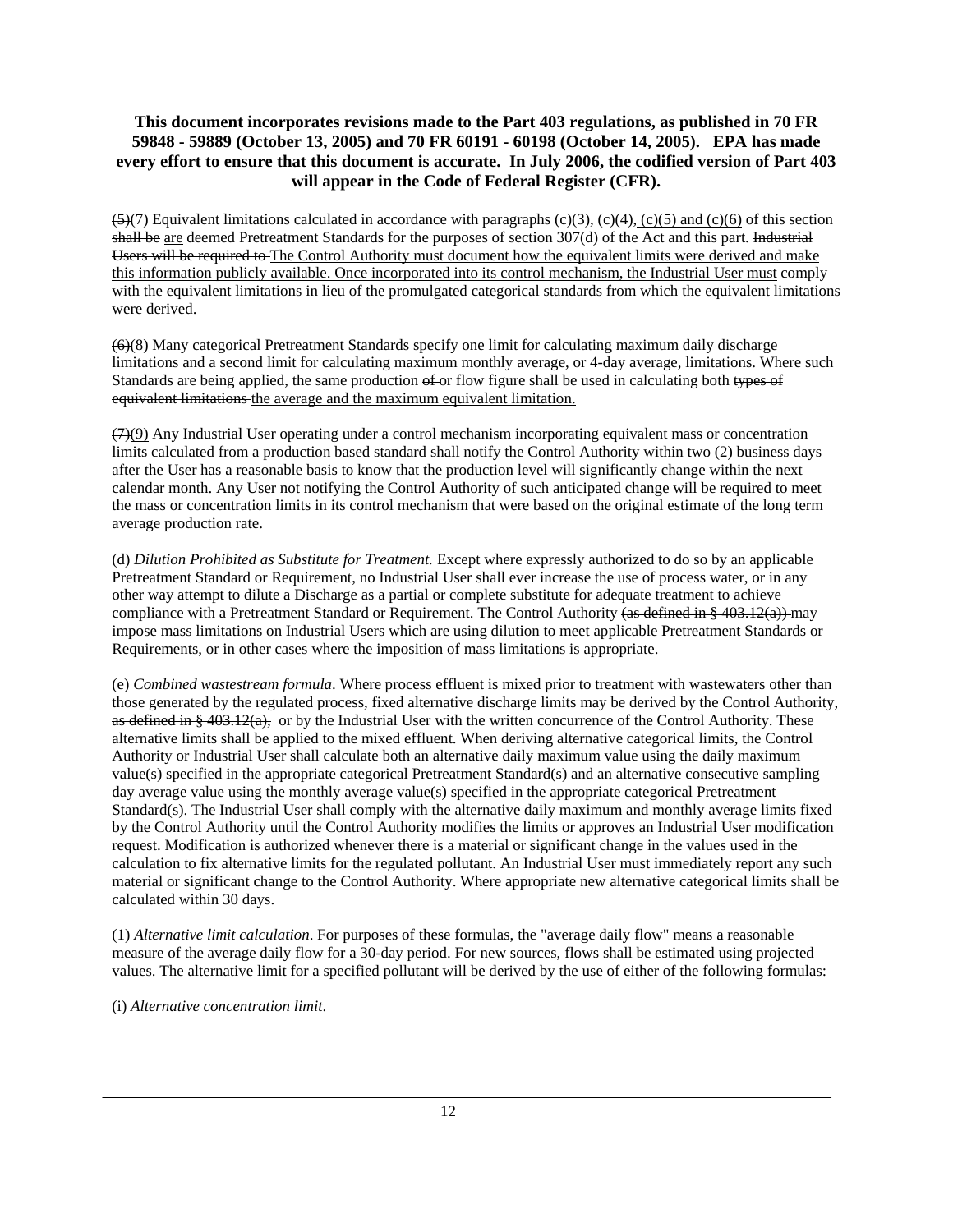~~(5)~~<u>(7)</u> Equivalent limitations calculated in accordance with paragraphs (c)(3), (c)(4)<u>, (c)(5) and (c)(6)</u> of this section ~~shall be~~ <u>are</u> deemed Pretreatment Standards for the purposes of section 307(d) of the Act and this part. ~~Industrial Users will be required to~~ <u>The Control Authority must document how the equivalent limits were derived and make this information publicly available. Once incorporated into its control mechanism, the Industrial User must</u> comply with the equivalent limitations in lieu of the promulgated categorical standards from which the equivalent limitations were derived.

~~(6)~~<u>(8)</u> Many categorical Pretreatment Standards specify one limit for calculating maximum daily discharge limitations and a second limit for calculating maximum monthly average, or 4-day average, limitations. Where such Standards are being applied, the same production ~~of~~ <u>or</u> flow figure shall be used in calculating both ~~types of equivalent limitations~~ <u>the average and the maximum equivalent limitation.</u>

~~(7)~~<u>(9)</u> Any Industrial User operating under a control mechanism incorporating equivalent mass or concentration limits calculated from a production based standard shall notify the Control Authority within two (2) business days after the User has a reasonable basis to know that the production level will significantly change within the next calendar month. Any User not notifying the Control Authority of such anticipated change will be required to meet the mass or concentration limits in its control mechanism that were based on the original estimate of the long term average production rate.

(d) *Dilution Prohibited as Substitute for Treatment.* Except where expressly authorized to do so by an applicable Pretreatment Standard or Requirement, no Industrial User shall ever increase the use of process water, or in any other way attempt to dilute a Discharge as a partial or complete substitute for adequate treatment to achieve compliance with a Pretreatment Standard or Requirement. The Control Authority ~~(as defined in § 403.12(a))~~ may impose mass limitations on Industrial Users which are using dilution to meet applicable Pretreatment Standards or Requirements, or in other cases where the imposition of mass limitations is appropriate.

(e) *Combined wastestream formula*. Where process effluent is mixed prior to treatment with wastewaters other than those generated by the regulated process, fixed alternative discharge limits may be derived by the Control Authority, ~~as defined in § 403.12(a),~~ or by the Industrial User with the written concurrence of the Control Authority. These alternative limits shall be applied to the mixed effluent. When deriving alternative categorical limits, the Control Authority or Industrial User shall calculate both an alternative daily maximum value using the daily maximum value(s) specified in the appropriate categorical Pretreatment Standard(s) and an alternative consecutive sampling day average value using the monthly average value(s) specified in the appropriate categorical Pretreatment Standard(s). The Industrial User shall comply with the alternative daily maximum and monthly average limits fixed by the Control Authority until the Control Authority modifies the limits or approves an Industrial User modification request. Modification is authorized whenever there is a material or significant change in the values used in the calculation to fix alternative limits for the regulated pollutant. An Industrial User must immediately report any such material or significant change to the Control Authority. Where appropriate new alternative categorical limits shall be calculated within 30 days.

(1) *Alternative limit calculation*. For purposes of these formulas, the "average daily flow" means a reasonable measure of the average daily flow for a 30-day period. For new sources, flows shall be estimated using projected values. The alternative limit for a specified pollutant will be derived by the use of either of the following formulas:

(i) *Alternative concentration limit*.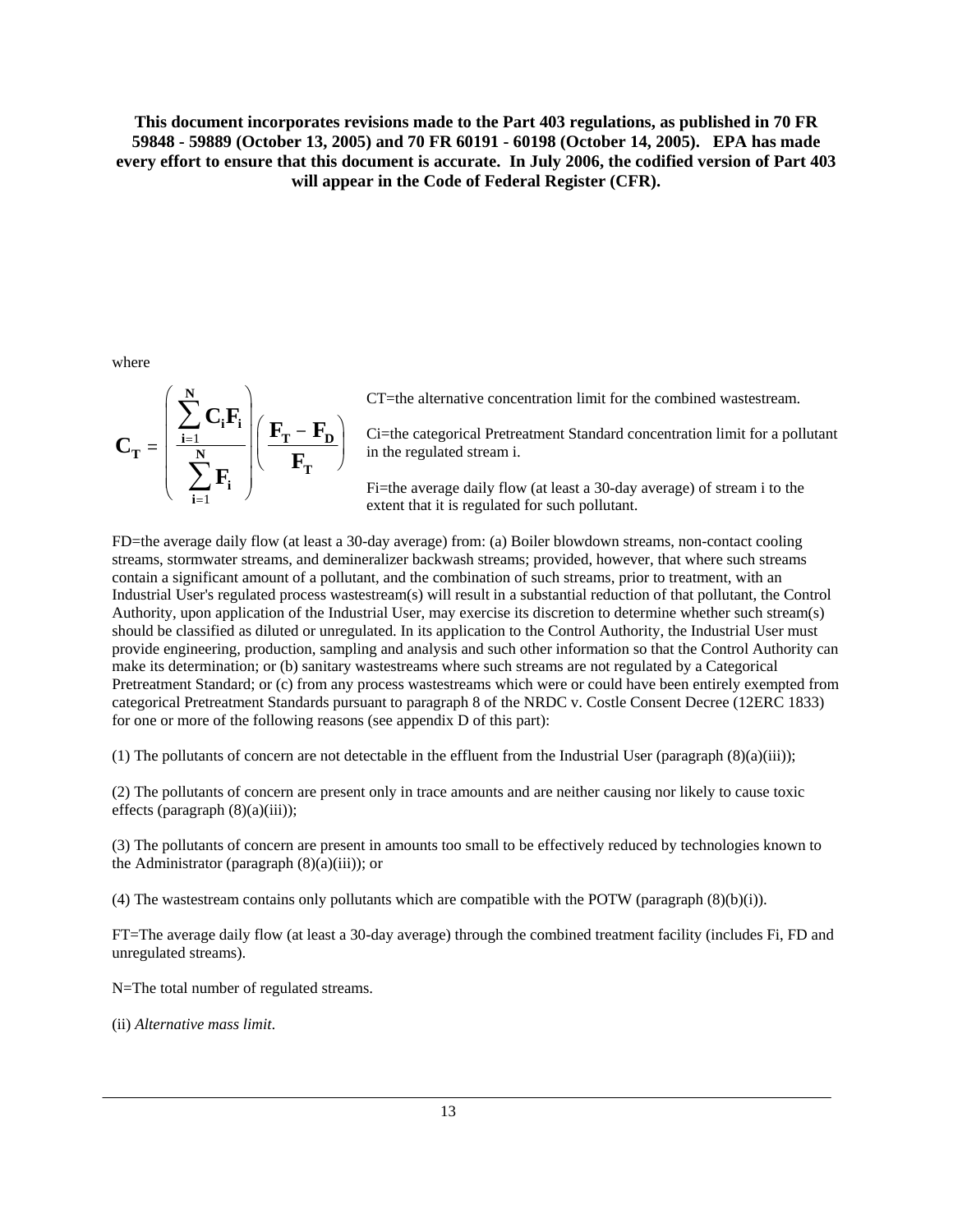**This document incorporates revisions made to the Part 403 regulations, as published in 70 FR 59848 - 59889 (October 13, 2005) and 70 FR 60191 - 60198 (October 14, 2005). EPA has made every effort to ensure that this document is accurate. In July 2006, the codified version of Part 403 will appear in the Code of Federal Register (CFR).**

where

$$C_T = \left( \frac{\sum_{i=1}^{N} C_i F_i}{\sum_{i=1}^{N} F_i} \right) \left( \frac{F_T - F_D}{F_T} \right)$$

CT=the alternative concentration limit for the combined wastestream.

Ci=the categorical Pretreatment Standard concentration limit for a pollutant in the regulated stream i.

Fi=the average daily flow (at least a 30-day average) of stream i to the extent that it is regulated for such pollutant.

FD=the average daily flow (at least a 30-day average) from: (a) Boiler blowdown streams, non-contact cooling streams, stormwater streams, and demineralizer backwash streams; provided, however, that where such streams contain a significant amount of a pollutant, and the combination of such streams, prior to treatment, with an Industrial User's regulated process wastestream(s) will result in a substantial reduction of that pollutant, the Control Authority, upon application of the Industrial User, may exercise its discretion to determine whether such stream(s) should be classified as diluted or unregulated. In its application to the Control Authority, the Industrial User must provide engineering, production, sampling and analysis and such other information so that the Control Authority can make its determination; or (b) sanitary wastestreams where such streams are not regulated by a Categorical Pretreatment Standard; or (c) from any process wastestreams which were or could have been entirely exempted from categorical Pretreatment Standards pursuant to paragraph 8 of the NRDC v. Costle Consent Decree (12ERC 1833) for one or more of the following reasons (see appendix D of this part):

(1) The pollutants of concern are not detectable in the effluent from the Industrial User (paragraph (8)(a)(iii));

(2) The pollutants of concern are present only in trace amounts and are neither causing nor likely to cause toxic effects (paragraph (8)(a)(iii));

(3) The pollutants of concern are present in amounts too small to be effectively reduced by technologies known to the Administrator (paragraph (8)(a)(iii)); or

(4) The wastestream contains only pollutants which are compatible with the POTW (paragraph (8)(b)(i)).

FT=The average daily flow (at least a 30-day average) through the combined treatment facility (includes Fi, FD and unregulated streams).

N=The total number of regulated streams.

(ii) *Alternative mass limit*.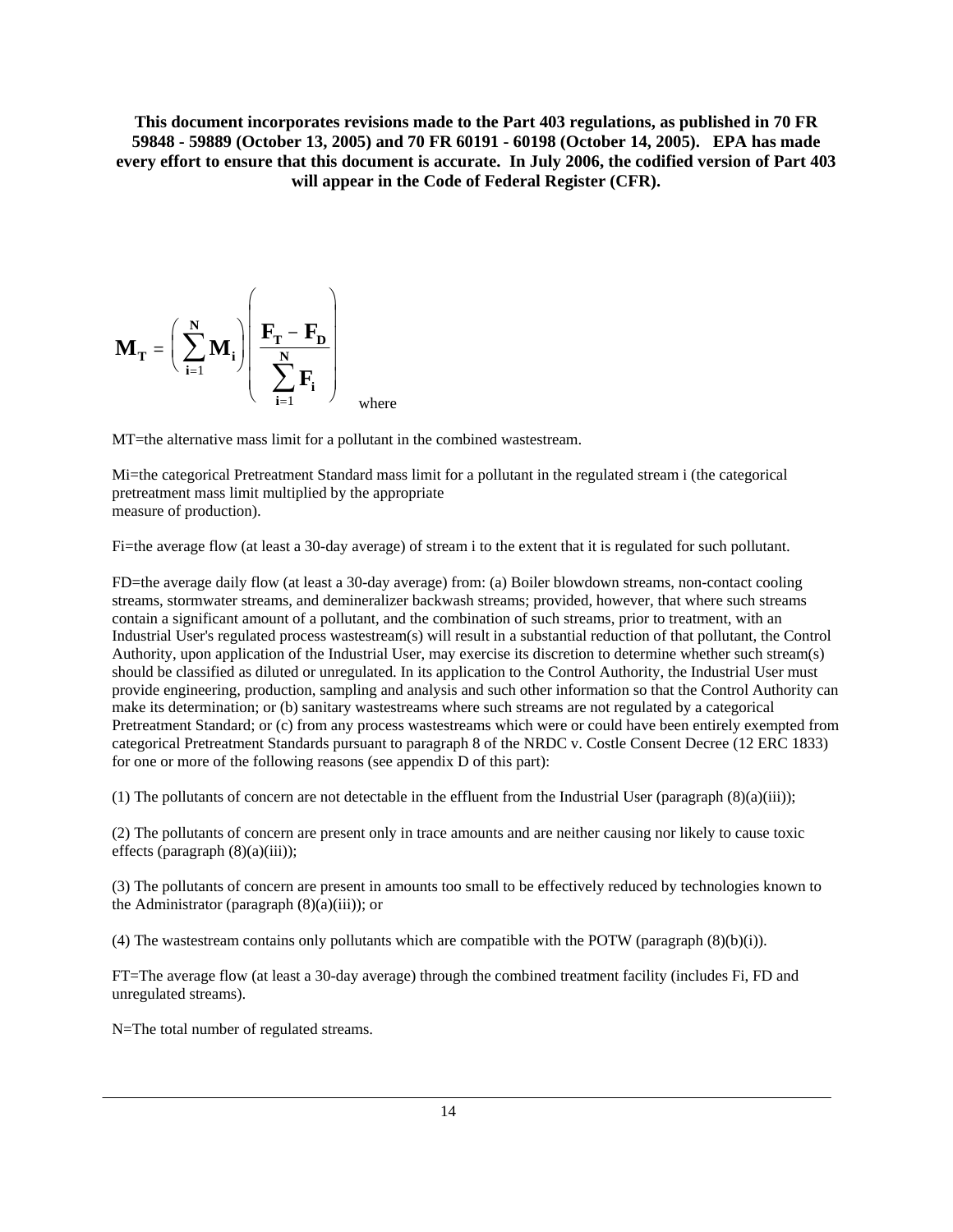**This document incorporates revisions made to the Part 403 regulations, as published in 70 FR 59848 - 59889 (October 13, 2005) and 70 FR 60191 - 60198 (October 14, 2005). EPA has made every effort to ensure that this document is accurate. In July 2006, the codified version of Part 403 will appear in the Code of Federal Register (CFR).**

$$\mathbf{M_T} = \left( \sum_{\mathbf{i}=1}^{\mathbf{N}} \mathbf{M_i} \right) \left( \frac{\mathbf{F_T} - \mathbf{F_D}}{\sum_{\mathbf{i}=1}^{\mathbf{N}} \mathbf{F_i}} \right)$$

where

MT=the alternative mass limit for a pollutant in the combined wastestream.

Mi=the categorical Pretreatment Standard mass limit for a pollutant in the regulated stream i (the categorical pretreatment mass limit multiplied by the appropriate measure of production).

Fi=the average flow (at least a 30-day average) of stream i to the extent that it is regulated for such pollutant.

FD=the average daily flow (at least a 30-day average) from: (a) Boiler blowdown streams, non-contact cooling streams, stormwater streams, and demineralizer backwash streams; provided, however, that where such streams contain a significant amount of a pollutant, and the combination of such streams, prior to treatment, with an Industrial User's regulated process wastestream(s) will result in a substantial reduction of that pollutant, the Control Authority, upon application of the Industrial User, may exercise its discretion to determine whether such stream(s) should be classified as diluted or unregulated. In its application to the Control Authority, the Industrial User must provide engineering, production, sampling and analysis and such other information so that the Control Authority can make its determination; or (b) sanitary wastestreams where such streams are not regulated by a categorical Pretreatment Standard; or (c) from any process wastestreams which were or could have been entirely exempted from categorical Pretreatment Standards pursuant to paragraph 8 of the NRDC v. Costle Consent Decree (12 ERC 1833) for one or more of the following reasons (see appendix D of this part):

(1) The pollutants of concern are not detectable in the effluent from the Industrial User (paragraph (8)(a)(iii));

(2) The pollutants of concern are present only in trace amounts and are neither causing nor likely to cause toxic effects (paragraph (8)(a)(iii));

(3) The pollutants of concern are present in amounts too small to be effectively reduced by technologies known to the Administrator (paragraph (8)(a)(iii)); or

(4) The wastestream contains only pollutants which are compatible with the POTW (paragraph (8)(b)(i)).

FT=The average flow (at least a 30-day average) through the combined treatment facility (includes Fi, FD and unregulated streams).

N=The total number of regulated streams.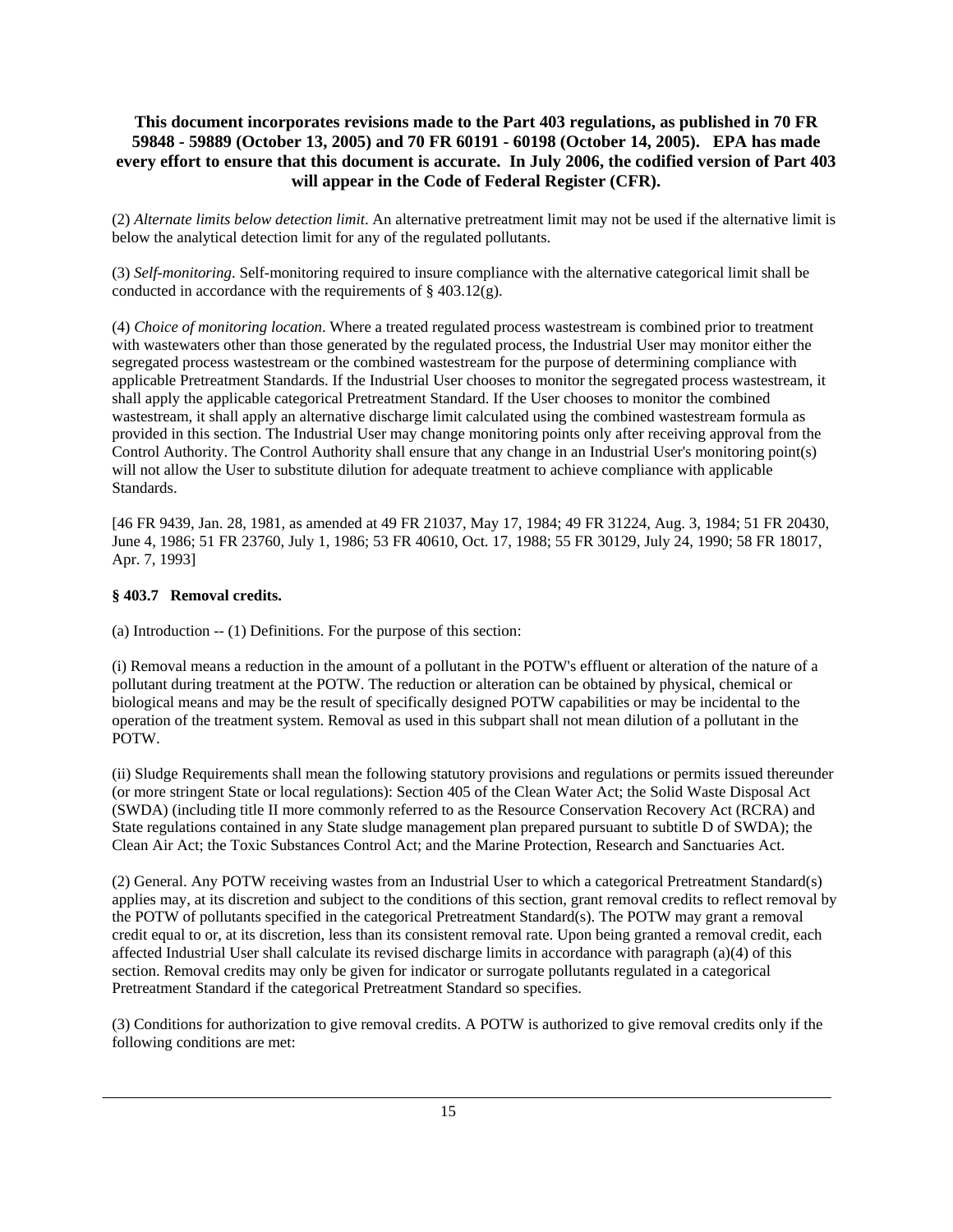**This document incorporates revisions made to the Part 403 regulations, as published in 70 FR 59848 - 59889 (October 13, 2005) and 70 FR 60191 - 60198 (October 14, 2005). EPA has made every effort to ensure that this document is accurate. In July 2006, the codified version of Part 403 will appear in the Code of Federal Register (CFR).**

(2) *Alternate limits below detection limit*. An alternative pretreatment limit may not be used if the alternative limit is below the analytical detection limit for any of the regulated pollutants.

(3) *Self-monitoring*. Self-monitoring required to insure compliance with the alternative categorical limit shall be conducted in accordance with the requirements of § 403.12(g).

(4) *Choice of monitoring location*. Where a treated regulated process wastestream is combined prior to treatment with wastewaters other than those generated by the regulated process, the Industrial User may monitor either the segregated process wastestream or the combined wastestream for the purpose of determining compliance with applicable Pretreatment Standards. If the Industrial User chooses to monitor the segregated process wastestream, it shall apply the applicable categorical Pretreatment Standard. If the User chooses to monitor the combined wastestream, it shall apply an alternative discharge limit calculated using the combined wastestream formula as provided in this section. The Industrial User may change monitoring points only after receiving approval from the Control Authority. The Control Authority shall ensure that any change in an Industrial User's monitoring point(s) will not allow the User to substitute dilution for adequate treatment to achieve compliance with applicable Standards.

[46 FR 9439, Jan. 28, 1981, as amended at 49 FR 21037, May 17, 1984; 49 FR 31224, Aug. 3, 1984; 51 FR 20430, June 4, 1986; 51 FR 23760, July 1, 1986; 53 FR 40610, Oct. 17, 1988; 55 FR 30129, July 24, 1990; 58 FR 18017, Apr. 7, 1993]

### § 403.7 Removal credits.

(a) Introduction -- (1) Definitions. For the purpose of this section:

(i) Removal means a reduction in the amount of a pollutant in the POTW's effluent or alteration of the nature of a pollutant during treatment at the POTW. The reduction or alteration can be obtained by physical, chemical or biological means and may be the result of specifically designed POTW capabilities or may be incidental to the operation of the treatment system. Removal as used in this subpart shall not mean dilution of a pollutant in the POTW.

(ii) Sludge Requirements shall mean the following statutory provisions and regulations or permits issued thereunder (or more stringent State or local regulations): Section 405 of the Clean Water Act; the Solid Waste Disposal Act (SWDA) (including title II more commonly referred to as the Resource Conservation Recovery Act (RCRA) and State regulations contained in any State sludge management plan prepared pursuant to subtitle D of SWDA); the Clean Air Act; the Toxic Substances Control Act; and the Marine Protection, Research and Sanctuaries Act.

(2) General. Any POTW receiving wastes from an Industrial User to which a categorical Pretreatment Standard(s) applies may, at its discretion and subject to the conditions of this section, grant removal credits to reflect removal by the POTW of pollutants specified in the categorical Pretreatment Standard(s). The POTW may grant a removal credit equal to or, at its discretion, less than its consistent removal rate. Upon being granted a removal credit, each affected Industrial User shall calculate its revised discharge limits in accordance with paragraph (a)(4) of this section. Removal credits may only be given for indicator or surrogate pollutants regulated in a categorical Pretreatment Standard if the categorical Pretreatment Standard so specifies.

(3) Conditions for authorization to give removal credits. A POTW is authorized to give removal credits only if the following conditions are met: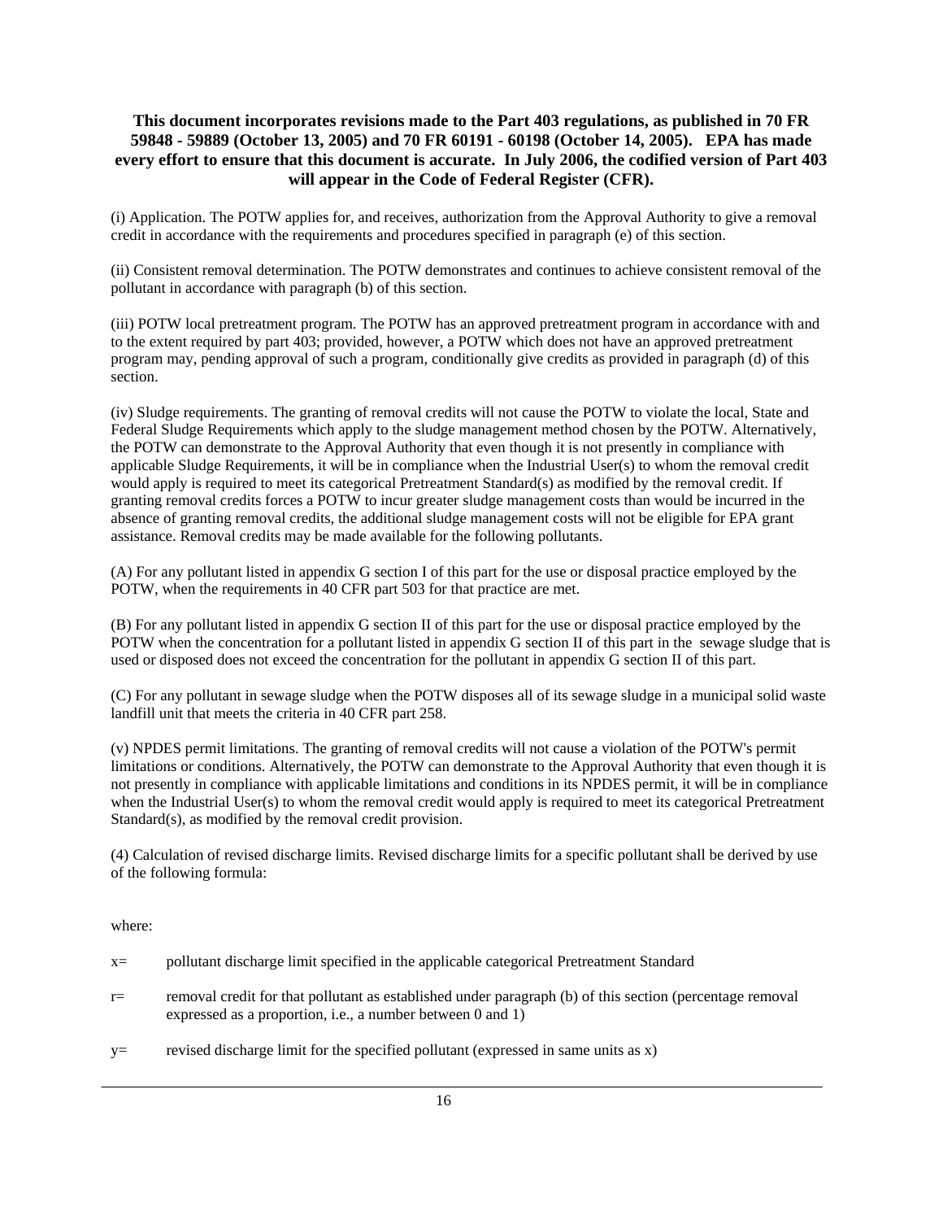**This document incorporates revisions made to the Part 403 regulations, as published in 70 FR 59848 - 59889 (October 13, 2005) and 70 FR 60191 - 60198 (October 14, 2005). EPA has made every effort to ensure that this document is accurate. In July 2006, the codified version of Part 403 will appear in the Code of Federal Register (CFR).**

(i) Application. The POTW applies for, and receives, authorization from the Approval Authority to give a removal credit in accordance with the requirements and procedures specified in paragraph (e) of this section.

(ii) Consistent removal determination. The POTW demonstrates and continues to achieve consistent removal of the pollutant in accordance with paragraph (b) of this section.

(iii) POTW local pretreatment program. The POTW has an approved pretreatment program in accordance with and to the extent required by part 403; provided, however, a POTW which does not have an approved pretreatment program may, pending approval of such a program, conditionally give credits as provided in paragraph (d) of this section.

(iv) Sludge requirements. The granting of removal credits will not cause the POTW to violate the local, State and Federal Sludge Requirements which apply to the sludge management method chosen by the POTW. Alternatively, the POTW can demonstrate to the Approval Authority that even though it is not presently in compliance with applicable Sludge Requirements, it will be in compliance when the Industrial User(s) to whom the removal credit would apply is required to meet its categorical Pretreatment Standard(s) as modified by the removal credit. If granting removal credits forces a POTW to incur greater sludge management costs than would be incurred in the absence of granting removal credits, the additional sludge management costs will not be eligible for EPA grant assistance. Removal credits may be made available for the following pollutants.

(A) For any pollutant listed in appendix G section I of this part for the use or disposal practice employed by the POTW, when the requirements in 40 CFR part 503 for that practice are met.

(B) For any pollutant listed in appendix G section II of this part for the use or disposal practice employed by the POTW when the concentration for a pollutant listed in appendix G section II of this part in the sewage sludge that is used or disposed does not exceed the concentration for the pollutant in appendix G section II of this part.

(C) For any pollutant in sewage sludge when the POTW disposes all of its sewage sludge in a municipal solid waste landfill unit that meets the criteria in 40 CFR part 258.

(v) NPDES permit limitations. The granting of removal credits will not cause a violation of the POTW's permit limitations or conditions. Alternatively, the POTW can demonstrate to the Approval Authority that even though it is not presently in compliance with applicable limitations and conditions in its NPDES permit, it will be in compliance when the Industrial User(s) to whom the removal credit would apply is required to meet its categorical Pretreatment Standard(s), as modified by the removal credit provision.

(4) Calculation of revised discharge limits. Revised discharge limits for a specific pollutant shall be derived by use of the following formula:

where:

$x$= pollutant discharge limit specified in the applicable categorical Pretreatment Standard

$r$= removal credit for that pollutant as established under paragraph (b) of this section (percentage removal expressed as a proportion, i.e., a number between 0 and 1)

$y$= revised discharge limit for the specified pollutant (expressed in same units as x)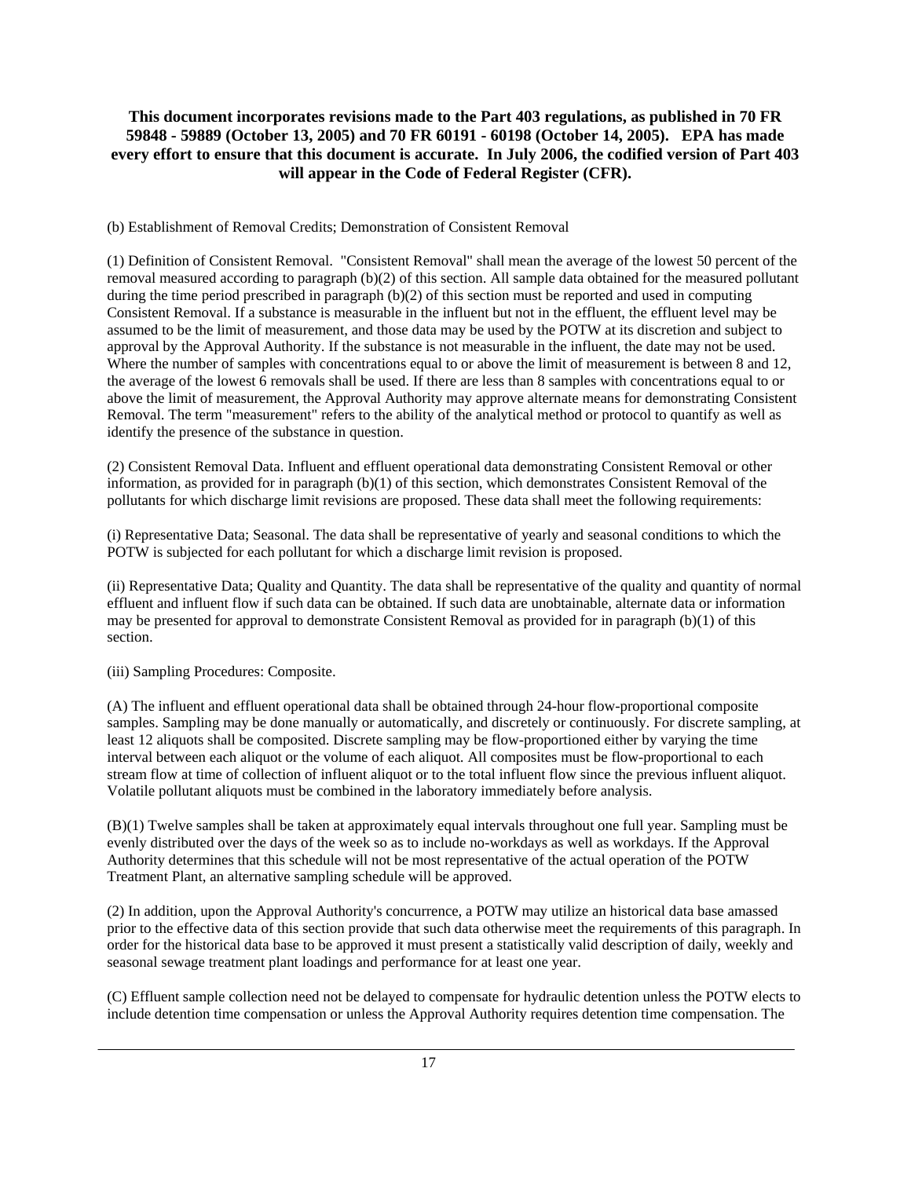**This document incorporates revisions made to the Part 403 regulations, as published in 70 FR 59848 - 59889 (October 13, 2005) and 70 FR 60191 - 60198 (October 14, 2005). EPA has made every effort to ensure that this document is accurate. In July 2006, the codified version of Part 403 will appear in the Code of Federal Register (CFR).**

(b) Establishment of Removal Credits; Demonstration of Consistent Removal

(1) Definition of Consistent Removal. "Consistent Removal" shall mean the average of the lowest 50 percent of the removal measured according to paragraph (b)(2) of this section. All sample data obtained for the measured pollutant during the time period prescribed in paragraph (b)(2) of this section must be reported and used in computing Consistent Removal. If a substance is measurable in the influent but not in the effluent, the effluent level may be assumed to be the limit of measurement, and those data may be used by the POTW at its discretion and subject to approval by the Approval Authority. If the substance is not measurable in the influent, the date may not be used. Where the number of samples with concentrations equal to or above the limit of measurement is between 8 and 12, the average of the lowest 6 removals shall be used. If there are less than 8 samples with concentrations equal to or above the limit of measurement, the Approval Authority may approve alternate means for demonstrating Consistent Removal. The term "measurement" refers to the ability of the analytical method or protocol to quantify as well as identify the presence of the substance in question.

(2) Consistent Removal Data. Influent and effluent operational data demonstrating Consistent Removal or other information, as provided for in paragraph (b)(1) of this section, which demonstrates Consistent Removal of the pollutants for which discharge limit revisions are proposed. These data shall meet the following requirements:

(i) Representative Data; Seasonal. The data shall be representative of yearly and seasonal conditions to which the POTW is subjected for each pollutant for which a discharge limit revision is proposed.

(ii) Representative Data; Quality and Quantity. The data shall be representative of the quality and quantity of normal effluent and influent flow if such data can be obtained. If such data are unobtainable, alternate data or information may be presented for approval to demonstrate Consistent Removal as provided for in paragraph (b)(1) of this section.

(iii) Sampling Procedures: Composite.

(A) The influent and effluent operational data shall be obtained through 24-hour flow-proportional composite samples. Sampling may be done manually or automatically, and discretely or continuously. For discrete sampling, at least 12 aliquots shall be composited. Discrete sampling may be flow-proportioned either by varying the time interval between each aliquot or the volume of each aliquot. All composites must be flow-proportional to each stream flow at time of collection of influent aliquot or to the total influent flow since the previous influent aliquot. Volatile pollutant aliquots must be combined in the laboratory immediately before analysis.

(B)(1) Twelve samples shall be taken at approximately equal intervals throughout one full year. Sampling must be evenly distributed over the days of the week so as to include no-workdays as well as workdays. If the Approval Authority determines that this schedule will not be most representative of the actual operation of the POTW Treatment Plant, an alternative sampling schedule will be approved.

(2) In addition, upon the Approval Authority's concurrence, a POTW may utilize an historical data base amassed prior to the effective data of this section provide that such data otherwise meet the requirements of this paragraph. In order for the historical data base to be approved it must present a statistically valid description of daily, weekly and seasonal sewage treatment plant loadings and performance for at least one year.

(C) Effluent sample collection need not be delayed to compensate for hydraulic detention unless the POTW elects to include detention time compensation or unless the Approval Authority requires detention time compensation. The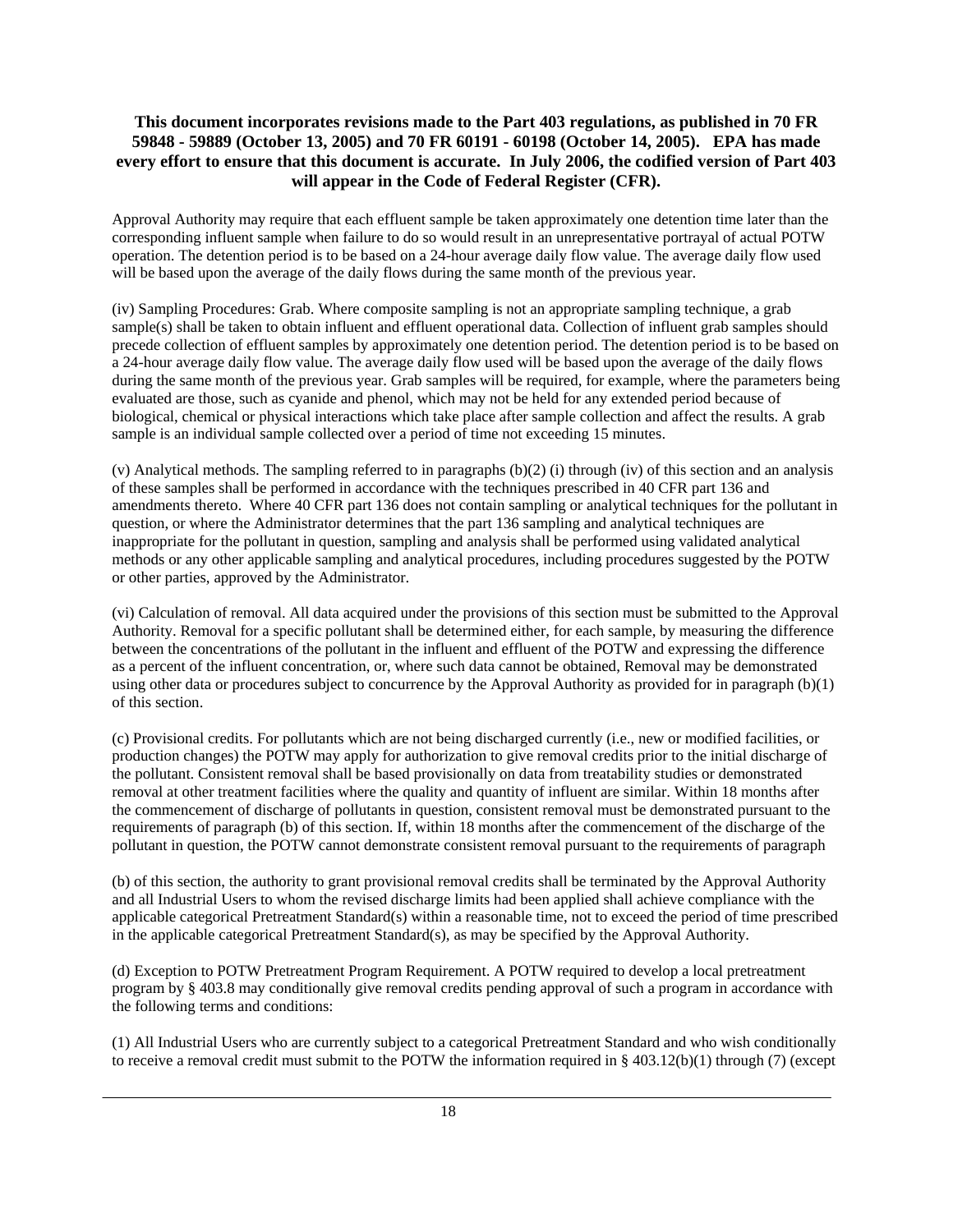**This document incorporates revisions made to the Part 403 regulations, as published in 70 FR 59848 - 59889 (October 13, 2005) and 70 FR 60191 - 60198 (October 14, 2005). EPA has made every effort to ensure that this document is accurate. In July 2006, the codified version of Part 403 will appear in the Code of Federal Register (CFR).**

Approval Authority may require that each effluent sample be taken approximately one detention time later than the corresponding influent sample when failure to do so would result in an unrepresentative portrayal of actual POTW operation. The detention period is to be based on a 24-hour average daily flow value. The average daily flow used will be based upon the average of the daily flows during the same month of the previous year.

(iv) Sampling Procedures: Grab. Where composite sampling is not an appropriate sampling technique, a grab sample(s) shall be taken to obtain influent and effluent operational data. Collection of influent grab samples should precede collection of effluent samples by approximately one detention period. The detention period is to be based on a 24-hour average daily flow value. The average daily flow used will be based upon the average of the daily flows during the same month of the previous year. Grab samples will be required, for example, where the parameters being evaluated are those, such as cyanide and phenol, which may not be held for any extended period because of biological, chemical or physical interactions which take place after sample collection and affect the results. A grab sample is an individual sample collected over a period of time not exceeding 15 minutes.

(v) Analytical methods. The sampling referred to in paragraphs (b)(2) (i) through (iv) of this section and an analysis of these samples shall be performed in accordance with the techniques prescribed in 40 CFR part 136 and amendments thereto. Where 40 CFR part 136 does not contain sampling or analytical techniques for the pollutant in question, or where the Administrator determines that the part 136 sampling and analytical techniques are inappropriate for the pollutant in question, sampling and analysis shall be performed using validated analytical methods or any other applicable sampling and analytical procedures, including procedures suggested by the POTW or other parties, approved by the Administrator.

(vi) Calculation of removal. All data acquired under the provisions of this section must be submitted to the Approval Authority. Removal for a specific pollutant shall be determined either, for each sample, by measuring the difference between the concentrations of the pollutant in the influent and effluent of the POTW and expressing the difference as a percent of the influent concentration, or, where such data cannot be obtained, Removal may be demonstrated using other data or procedures subject to concurrence by the Approval Authority as provided for in paragraph (b)(1) of this section.

(c) Provisional credits. For pollutants which are not being discharged currently (i.e., new or modified facilities, or production changes) the POTW may apply for authorization to give removal credits prior to the initial discharge of the pollutant. Consistent removal shall be based provisionally on data from treatability studies or demonstrated removal at other treatment facilities where the quality and quantity of influent are similar. Within 18 months after the commencement of discharge of pollutants in question, consistent removal must be demonstrated pursuant to the requirements of paragraph (b) of this section. If, within 18 months after the commencement of the discharge of the pollutant in question, the POTW cannot demonstrate consistent removal pursuant to the requirements of paragraph (b) of this section, the authority to grant provisional removal credits shall be terminated by the Approval Authority and all Industrial Users to whom the revised discharge limits had been applied shall achieve compliance with the applicable categorical Pretreatment Standard(s) within a reasonable time, not to exceed the period of time prescribed in the applicable categorical Pretreatment Standard(s), as may be specified by the Approval Authority.

(d) Exception to POTW Pretreatment Program Requirement. A POTW required to develop a local pretreatment program by § 403.8 may conditionally give removal credits pending approval of such a program in accordance with the following terms and conditions:

(1) All Industrial Users who are currently subject to a categorical Pretreatment Standard and who wish conditionally to receive a removal credit must submit to the POTW the information required in § 403.12(b)(1) through (7) (except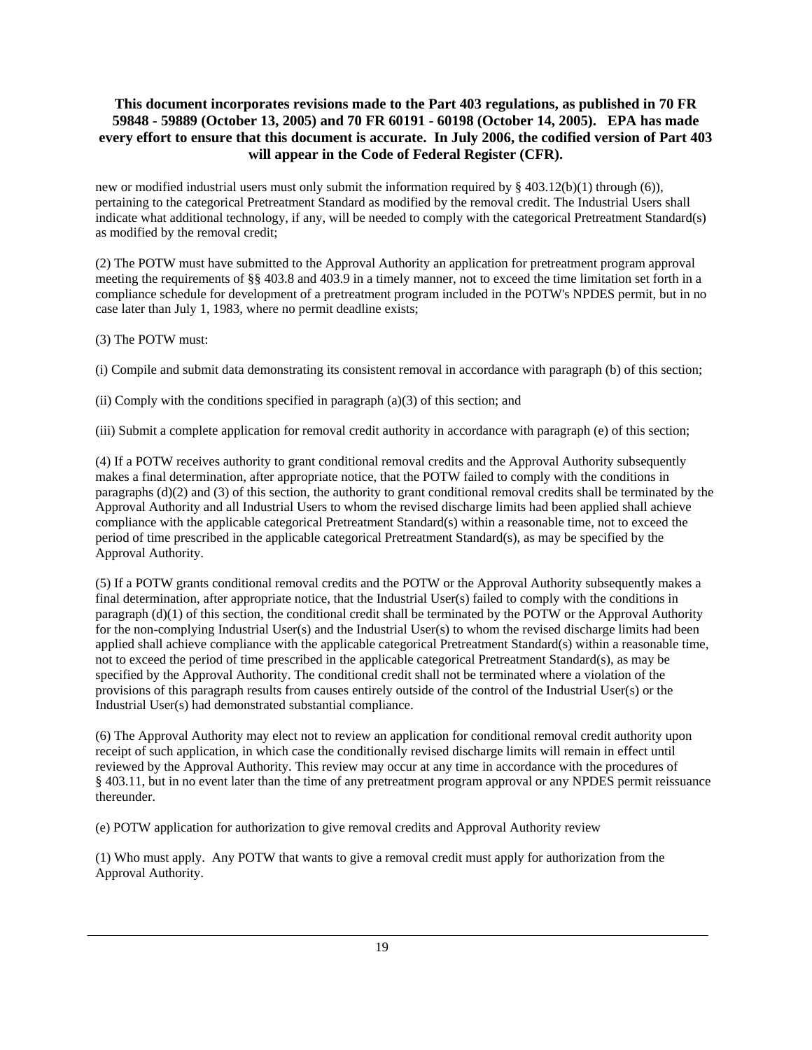new or modified industrial users must only submit the information required by § 403.12(b)(1) through (6)), pertaining to the categorical Pretreatment Standard as modified by the removal credit. The Industrial Users shall indicate what additional technology, if any, will be needed to comply with the categorical Pretreatment Standard(s) as modified by the removal credit;

(2) The POTW must have submitted to the Approval Authority an application for pretreatment program approval meeting the requirements of §§ 403.8 and 403.9 in a timely manner, not to exceed the time limitation set forth in a compliance schedule for development of a pretreatment program included in the POTW's NPDES permit, but in no case later than July 1, 1983, where no permit deadline exists;

(3) The POTW must:

(i) Compile and submit data demonstrating its consistent removal in accordance with paragraph (b) of this section;

(ii) Comply with the conditions specified in paragraph (a)(3) of this section; and

(iii) Submit a complete application for removal credit authority in accordance with paragraph (e) of this section;

(4) If a POTW receives authority to grant conditional removal credits and the Approval Authority subsequently makes a final determination, after appropriate notice, that the POTW failed to comply with the conditions in paragraphs (d)(2) and (3) of this section, the authority to grant conditional removal credits shall be terminated by the Approval Authority and all Industrial Users to whom the revised discharge limits had been applied shall achieve compliance with the applicable categorical Pretreatment Standard(s) within a reasonable time, not to exceed the period of time prescribed in the applicable categorical Pretreatment Standard(s), as may be specified by the Approval Authority.

(5) If a POTW grants conditional removal credits and the POTW or the Approval Authority subsequently makes a final determination, after appropriate notice, that the Industrial User(s) failed to comply with the conditions in paragraph (d)(1) of this section, the conditional credit shall be terminated by the POTW or the Approval Authority for the non-complying Industrial User(s) and the Industrial User(s) to whom the revised discharge limits had been applied shall achieve compliance with the applicable categorical Pretreatment Standard(s) within a reasonable time, not to exceed the period of time prescribed in the applicable categorical Pretreatment Standard(s), as may be specified by the Approval Authority. The conditional credit shall not be terminated where a violation of the provisions of this paragraph results from causes entirely outside of the control of the Industrial User(s) or the Industrial User(s) had demonstrated substantial compliance.

(6) The Approval Authority may elect not to review an application for conditional removal credit authority upon receipt of such application, in which case the conditionally revised discharge limits will remain in effect until reviewed by the Approval Authority. This review may occur at any time in accordance with the procedures of § 403.11, but in no event later than the time of any pretreatment program approval or any NPDES permit reissuance thereunder.

(e) POTW application for authorization to give removal credits and Approval Authority review

(1) Who must apply. Any POTW that wants to give a removal credit must apply for authorization from the Approval Authority.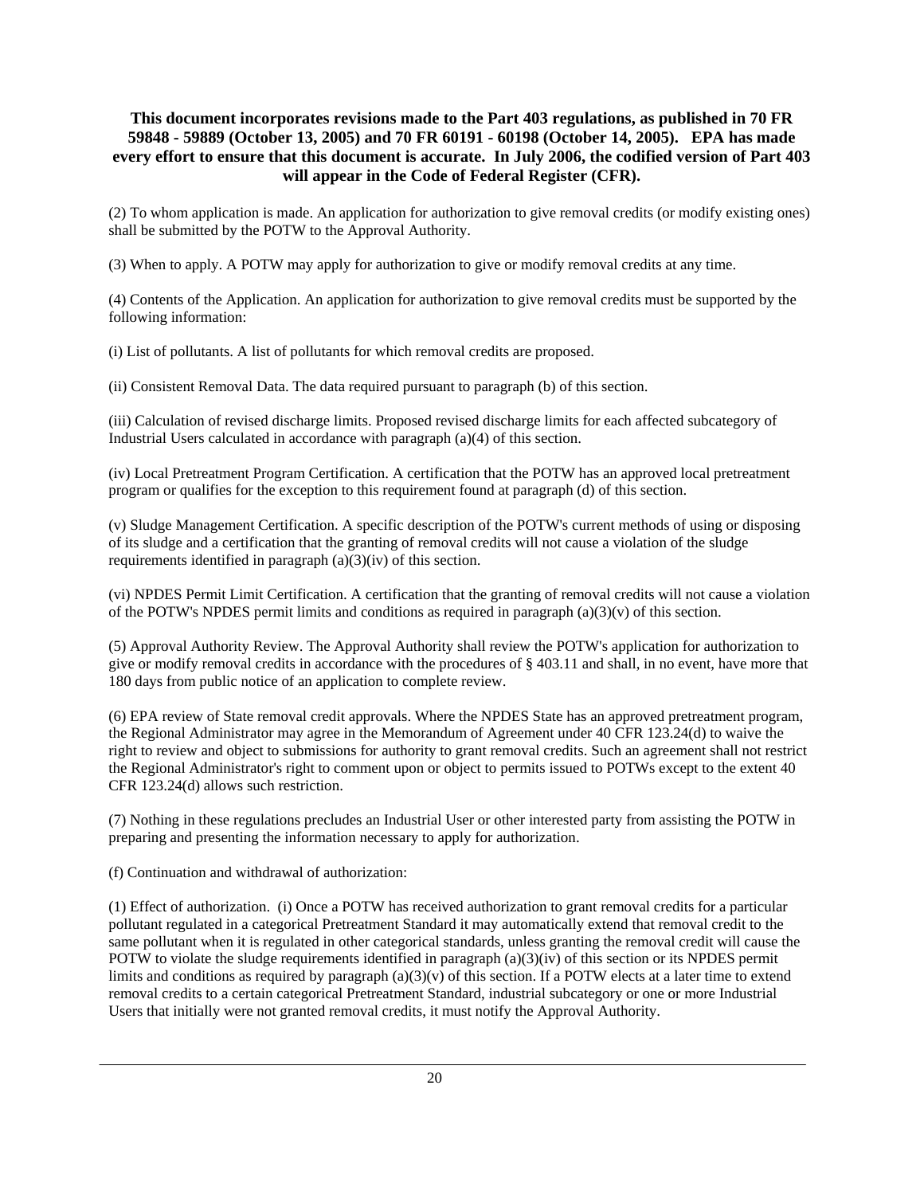**This document incorporates revisions made to the Part 403 regulations, as published in 70 FR 59848 - 59889 (October 13, 2005) and 70 FR 60191 - 60198 (October 14, 2005). EPA has made every effort to ensure that this document is accurate. In July 2006, the codified version of Part 403 will appear in the Code of Federal Register (CFR).**

(2) To whom application is made. An application for authorization to give removal credits (or modify existing ones) shall be submitted by the POTW to the Approval Authority.

(3) When to apply. A POTW may apply for authorization to give or modify removal credits at any time.

(4) Contents of the Application. An application for authorization to give removal credits must be supported by the following information:

(i) List of pollutants. A list of pollutants for which removal credits are proposed.

(ii) Consistent Removal Data. The data required pursuant to paragraph (b) of this section.

(iii) Calculation of revised discharge limits. Proposed revised discharge limits for each affected subcategory of Industrial Users calculated in accordance with paragraph (a)(4) of this section.

(iv) Local Pretreatment Program Certification. A certification that the POTW has an approved local pretreatment program or qualifies for the exception to this requirement found at paragraph (d) of this section.

(v) Sludge Management Certification. A specific description of the POTW's current methods of using or disposing of its sludge and a certification that the granting of removal credits will not cause a violation of the sludge requirements identified in paragraph (a)(3)(iv) of this section.

(vi) NPDES Permit Limit Certification. A certification that the granting of removal credits will not cause a violation of the POTW's NPDES permit limits and conditions as required in paragraph (a)(3)(v) of this section.

(5) Approval Authority Review. The Approval Authority shall review the POTW's application for authorization to give or modify removal credits in accordance with the procedures of § 403.11 and shall, in no event, have more that 180 days from public notice of an application to complete review.

(6) EPA review of State removal credit approvals. Where the NPDES State has an approved pretreatment program, the Regional Administrator may agree in the Memorandum of Agreement under 40 CFR 123.24(d) to waive the right to review and object to submissions for authority to grant removal credits. Such an agreement shall not restrict the Regional Administrator's right to comment upon or object to permits issued to POTWs except to the extent 40 CFR 123.24(d) allows such restriction.

(7) Nothing in these regulations precludes an Industrial User or other interested party from assisting the POTW in preparing and presenting the information necessary to apply for authorization.

(f) Continuation and withdrawal of authorization:

(1) Effect of authorization. (i) Once a POTW has received authorization to grant removal credits for a particular pollutant regulated in a categorical Pretreatment Standard it may automatically extend that removal credit to the same pollutant when it is regulated in other categorical standards, unless granting the removal credit will cause the POTW to violate the sludge requirements identified in paragraph (a)(3)(iv) of this section or its NPDES permit limits and conditions as required by paragraph (a)(3)(v) of this section. If a POTW elects at a later time to extend removal credits to a certain categorical Pretreatment Standard, industrial subcategory or one or more Industrial Users that initially were not granted removal credits, it must notify the Approval Authority.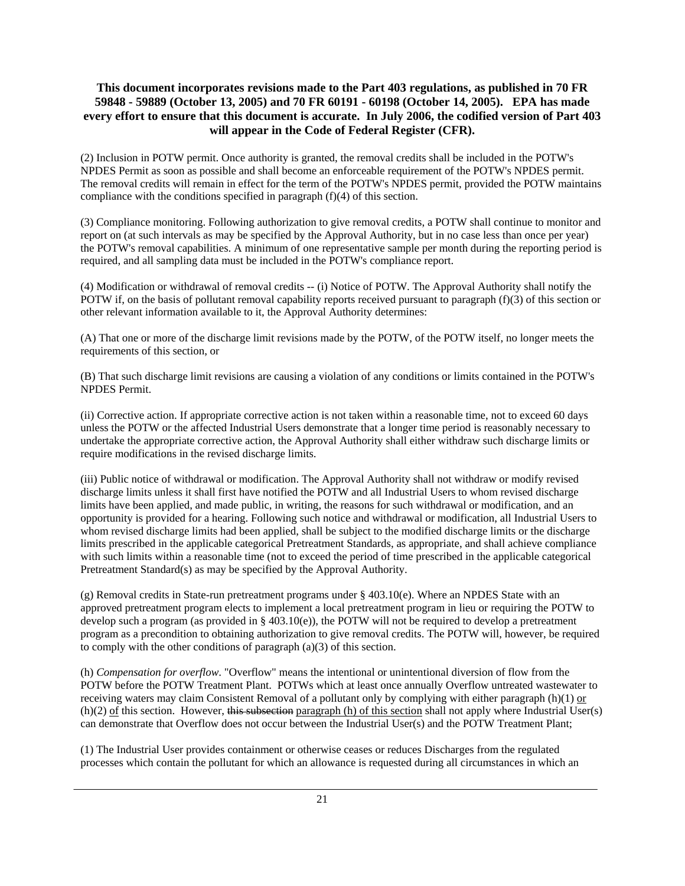**This document incorporates revisions made to the Part 403 regulations, as published in 70 FR 59848 - 59889 (October 13, 2005) and 70 FR 60191 - 60198 (October 14, 2005). EPA has made every effort to ensure that this document is accurate. In July 2006, the codified version of Part 403 will appear in the Code of Federal Register (CFR).**

(2) Inclusion in POTW permit. Once authority is granted, the removal credits shall be included in the POTW's NPDES Permit as soon as possible and shall become an enforceable requirement of the POTW's NPDES permit. The removal credits will remain in effect for the term of the POTW's NPDES permit, provided the POTW maintains compliance with the conditions specified in paragraph (f)(4) of this section.

(3) Compliance monitoring. Following authorization to give removal credits, a POTW shall continue to monitor and report on (at such intervals as may be specified by the Approval Authority, but in no case less than once per year) the POTW's removal capabilities. A minimum of one representative sample per month during the reporting period is required, and all sampling data must be included in the POTW's compliance report.

(4) Modification or withdrawal of removal credits -- (i) Notice of POTW. The Approval Authority shall notify the POTW if, on the basis of pollutant removal capability reports received pursuant to paragraph (f)(3) of this section or other relevant information available to it, the Approval Authority determines:

(A) That one or more of the discharge limit revisions made by the POTW, of the POTW itself, no longer meets the requirements of this section, or

(B) That such discharge limit revisions are causing a violation of any conditions or limits contained in the POTW's NPDES Permit.

(ii) Corrective action. If appropriate corrective action is not taken within a reasonable time, not to exceed 60 days unless the POTW or the affected Industrial Users demonstrate that a longer time period is reasonably necessary to undertake the appropriate corrective action, the Approval Authority shall either withdraw such discharge limits or require modifications in the revised discharge limits.

(iii) Public notice of withdrawal or modification. The Approval Authority shall not withdraw or modify revised discharge limits unless it shall first have notified the POTW and all Industrial Users to whom revised discharge limits have been applied, and made public, in writing, the reasons for such withdrawal or modification, and an opportunity is provided for a hearing. Following such notice and withdrawal or modification, all Industrial Users to whom revised discharge limits had been applied, shall be subject to the modified discharge limits or the discharge limits prescribed in the applicable categorical Pretreatment Standards, as appropriate, and shall achieve compliance with such limits within a reasonable time (not to exceed the period of time prescribed in the applicable categorical Pretreatment Standard(s) as may be specified by the Approval Authority.

(g) Removal credits in State-run pretreatment programs under § 403.10(e). Where an NPDES State with an approved pretreatment program elects to implement a local pretreatment program in lieu or requiring the POTW to develop such a program (as provided in § 403.10(e)), the POTW will not be required to develop a pretreatment program as a precondition to obtaining authorization to give removal credits. The POTW will, however, be required to comply with the other conditions of paragraph (a)(3) of this section.

(h) *Compensation for overflow*. "Overflow" means the intentional or unintentional diversion of flow from the POTW before the POTW Treatment Plant. POTWs which at least once annually Overflow untreated wastewater to receiving waters may claim Consistent Removal of a pollutant only by complying with either paragraph (h)(1) or (h)(2) of this section. However, ~~this subsection~~ paragraph (h) of this section shall not apply where Industrial User(s) can demonstrate that Overflow does not occur between the Industrial User(s) and the POTW Treatment Plant;

(1) The Industrial User provides containment or otherwise ceases or reduces Discharges from the regulated processes which contain the pollutant for which an allowance is requested during all circumstances in which an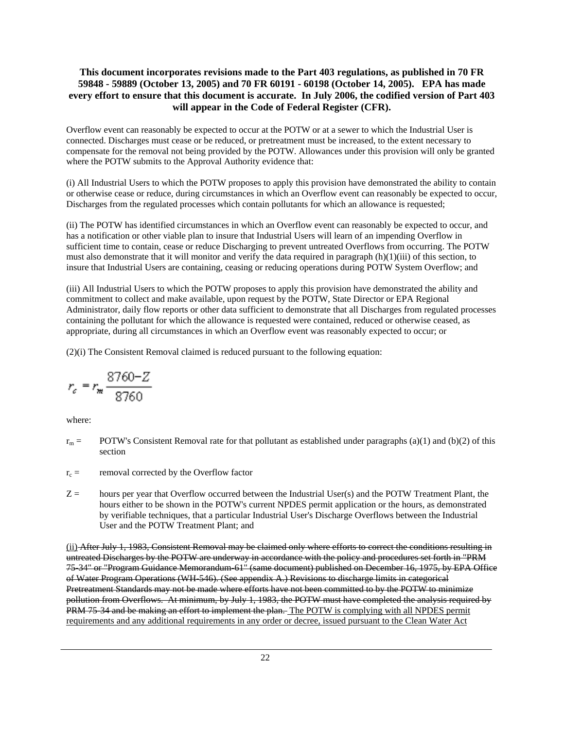**This document incorporates revisions made to the Part 403 regulations, as published in 70 FR 59848 - 59889 (October 13, 2005) and 70 FR 60191 - 60198 (October 14, 2005). EPA has made every effort to ensure that this document is accurate. In July 2006, the codified version of Part 403 will appear in the Code of Federal Register (CFR).**

Overflow event can reasonably be expected to occur at the POTW or at a sewer to which the Industrial User is connected. Discharges must cease or be reduced, or pretreatment must be increased, to the extent necessary to compensate for the removal not being provided by the POTW. Allowances under this provision will only be granted where the POTW submits to the Approval Authority evidence that:

(i) All Industrial Users to which the POTW proposes to apply this provision have demonstrated the ability to contain or otherwise cease or reduce, during circumstances in which an Overflow event can reasonably be expected to occur, Discharges from the regulated processes which contain pollutants for which an allowance is requested;

(ii) The POTW has identified circumstances in which an Overflow event can reasonably be expected to occur, and has a notification or other viable plan to insure that Industrial Users will learn of an impending Overflow in sufficient time to contain, cease or reduce Discharging to prevent untreated Overflows from occurring. The POTW must also demonstrate that it will monitor and verify the data required in paragraph (h)(1)(iii) of this section, to insure that Industrial Users are containing, ceasing or reducing operations during POTW System Overflow; and

(iii) All Industrial Users to which the POTW proposes to apply this provision have demonstrated the ability and commitment to collect and make available, upon request by the POTW, State Director or EPA Regional Administrator, daily flow reports or other data sufficient to demonstrate that all Discharges from regulated processes containing the pollutant for which the allowance is requested were contained, reduced or otherwise ceased, as appropriate, during all circumstances in which an Overflow event was reasonably expected to occur; or

(2)(i) The Consistent Removal claimed is reduced pursuant to the following equation:

$$r_c = r_m \frac{8760-Z}{8760}$$

where:

$r_m$ = POTW's Consistent Removal rate for that pollutant as established under paragraphs (a)(1) and (b)(2) of this section

$r_c$ = removal corrected by the Overflow factor

$Z$ = hours per year that Overflow occurred between the Industrial User(s) and the POTW Treatment Plant, the hours either to be shown in the POTW's current NPDES permit application or the hours, as demonstrated by verifiable techniques, that a particular Industrial User's Discharge Overflows between the Industrial User and the POTW Treatment Plant; and

<u>(ii)</u> ~~After July 1, 1983, Consistent Removal may be claimed only where efforts to correct the conditions resulting in untreated Discharges by the POTW are underway in accordance with the policy and procedures set forth in "PRM 75-34" or "Program Guidance Memorandum-61" (same document) published on December 16, 1975, by EPA Office of Water Program Operations (WH-546). (See appendix A.) Revisions to discharge limits in categorical Pretreatment Standards may not be made where efforts have not been committed to by the POTW to minimize pollution from Overflows. At minimum, by July 1, 1983, the POTW must have completed the analysis required by PRM 75-34 and be making an effort to implement the plan.~~ <u>The POTW is complying with all NPDES permit requirements and any additional requirements in any order or decree, issued pursuant to the Clean Water Act</u>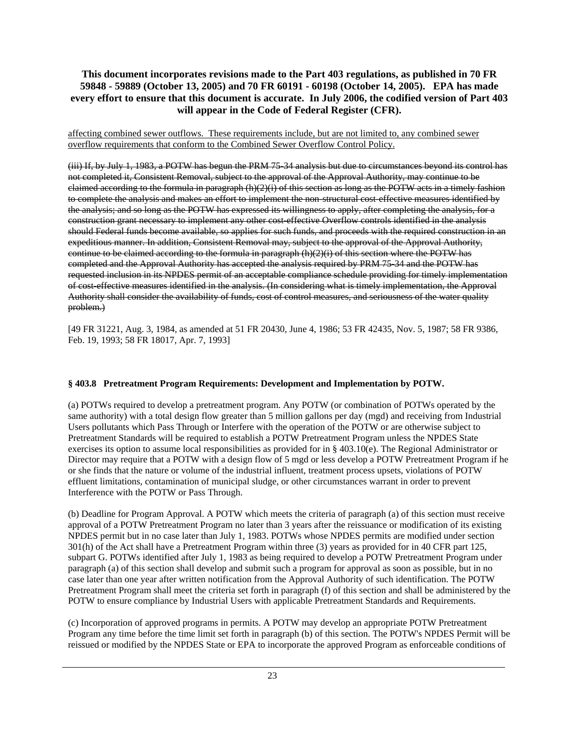**This document incorporates revisions made to the Part 403 regulations, as published in 70 FR 59848 - 59889 (October 13, 2005) and 70 FR 60191 - 60198 (October 14, 2005). EPA has made every effort to ensure that this document is accurate. In July 2006, the codified version of Part 403 will appear in the Code of Federal Register (CFR).**

<u>affecting combined sewer outflows. These requirements include, but are not limited to, any combined sewer overflow requirements that conform to the Combined Sewer Overflow Control Policy.</u>

~~(iii) If, by July 1, 1983, a POTW has begun the PRM 75-34 analysis but due to circumstances beyond its control has not completed it, Consistent Removal, subject to the approval of the Approval Authority, may continue to be claimed according to the formula in paragraph (h)(2)(i) of this section as long as the POTW acts in a timely fashion to complete the analysis and makes an effort to implement the non-structural cost-effective measures identified by the analysis; and so long as the POTW has expressed its willingness to apply, after completing the analysis, for a construction grant necessary to implement any other cost-effective Overflow controls identified in the analysis should Federal funds become available, so applies for such funds, and proceeds with the required construction in an expeditious manner. In addition, Consistent Removal may, subject to the approval of the Approval Authority, continue to be claimed according to the formula in paragraph (h)(2)(i) of this section where the POTW has completed and the Approval Authority has accepted the analysis required by PRM 75-34 and the POTW has requested inclusion in its NPDES permit of an acceptable compliance schedule providing for timely implementation of cost-effective measures identified in the analysis. (In considering what is timely implementation, the Approval Authority shall consider the availability of funds, cost of control measures, and seriousness of the water quality problem.)~~

[49 FR 31221, Aug. 3, 1984, as amended at 51 FR 20430, June 4, 1986; 53 FR 42435, Nov. 5, 1987; 58 FR 9386, Feb. 19, 1993; 58 FR 18017, Apr. 7, 1993]

### § 403.8 Pretreatment Program Requirements: Development and Implementation by POTW.

(a) POTWs required to develop a pretreatment program. Any POTW (or combination of POTWs operated by the same authority) with a total design flow greater than 5 million gallons per day (mgd) and receiving from Industrial Users pollutants which Pass Through or Interfere with the operation of the POTW or are otherwise subject to Pretreatment Standards will be required to establish a POTW Pretreatment Program unless the NPDES State exercises its option to assume local responsibilities as provided for in § 403.10(e). The Regional Administrator or Director may require that a POTW with a design flow of 5 mgd or less develop a POTW Pretreatment Program if he or she finds that the nature or volume of the industrial influent, treatment process upsets, violations of POTW effluent limitations, contamination of municipal sludge, or other circumstances warrant in order to prevent Interference with the POTW or Pass Through.

(b) Deadline for Program Approval. A POTW which meets the criteria of paragraph (a) of this section must receive approval of a POTW Pretreatment Program no later than 3 years after the reissuance or modification of its existing NPDES permit but in no case later than July 1, 1983. POTWs whose NPDES permits are modified under section 301(h) of the Act shall have a Pretreatment Program within three (3) years as provided for in 40 CFR part 125, subpart G. POTWs identified after July 1, 1983 as being required to develop a POTW Pretreatment Program under paragraph (a) of this section shall develop and submit such a program for approval as soon as possible, but in no case later than one year after written notification from the Approval Authority of such identification. The POTW Pretreatment Program shall meet the criteria set forth in paragraph (f) of this section and shall be administered by the POTW to ensure compliance by Industrial Users with applicable Pretreatment Standards and Requirements.

(c) Incorporation of approved programs in permits. A POTW may develop an appropriate POTW Pretreatment Program any time before the time limit set forth in paragraph (b) of this section. The POTW's NPDES Permit will be reissued or modified by the NPDES State or EPA to incorporate the approved Program as enforceable conditions of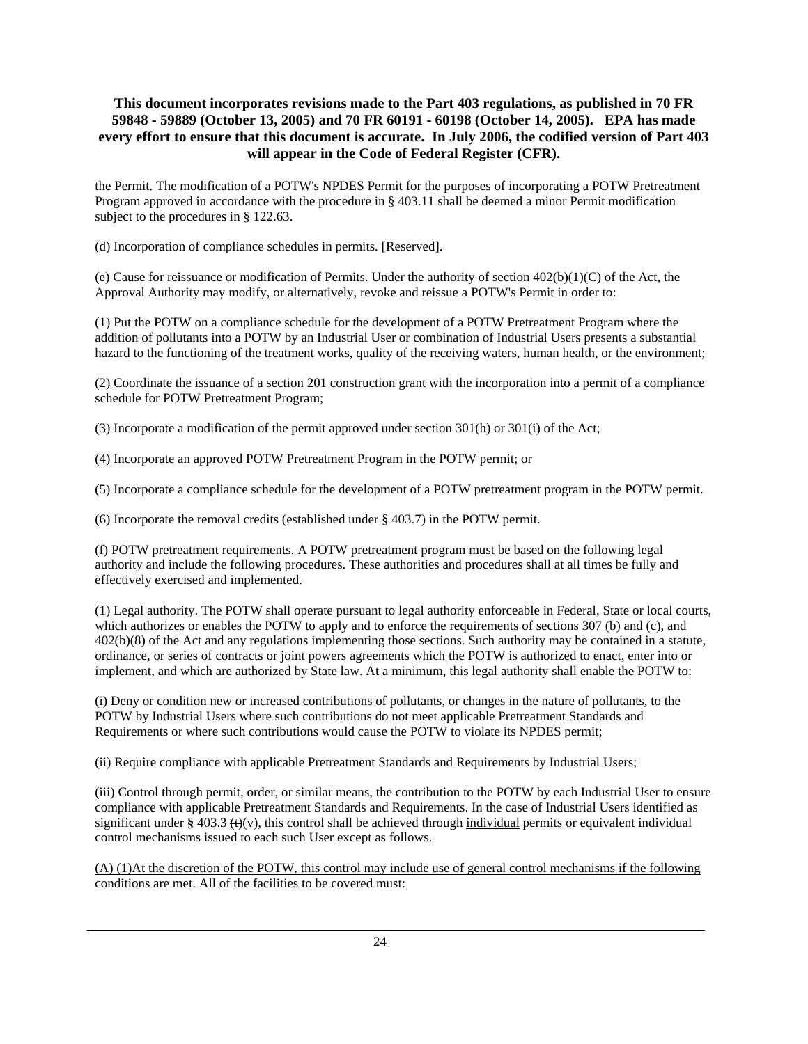**This document incorporates revisions made to the Part 403 regulations, as published in 70 FR 59848 - 59889 (October 13, 2005) and 70 FR 60191 - 60198 (October 14, 2005). EPA has made every effort to ensure that this document is accurate. In July 2006, the codified version of Part 403 will appear in the Code of Federal Register (CFR).**

the Permit. The modification of a POTW's NPDES Permit for the purposes of incorporating a POTW Pretreatment Program approved in accordance with the procedure in § 403.11 shall be deemed a minor Permit modification subject to the procedures in § 122.63.

(d) Incorporation of compliance schedules in permits. [Reserved].

(e) Cause for reissuance or modification of Permits. Under the authority of section 402(b)(1)(C) of the Act, the Approval Authority may modify, or alternatively, revoke and reissue a POTW's Permit in order to:

(1) Put the POTW on a compliance schedule for the development of a POTW Pretreatment Program where the addition of pollutants into a POTW by an Industrial User or combination of Industrial Users presents a substantial hazard to the functioning of the treatment works, quality of the receiving waters, human health, or the environment;

(2) Coordinate the issuance of a section 201 construction grant with the incorporation into a permit of a compliance schedule for POTW Pretreatment Program;

(3) Incorporate a modification of the permit approved under section 301(h) or 301(i) of the Act;

(4) Incorporate an approved POTW Pretreatment Program in the POTW permit; or

(5) Incorporate a compliance schedule for the development of a POTW pretreatment program in the POTW permit.

(6) Incorporate the removal credits (established under § 403.7) in the POTW permit.

(f) POTW pretreatment requirements. A POTW pretreatment program must be based on the following legal authority and include the following procedures. These authorities and procedures shall at all times be fully and effectively exercised and implemented.

(1) Legal authority. The POTW shall operate pursuant to legal authority enforceable in Federal, State or local courts, which authorizes or enables the POTW to apply and to enforce the requirements of sections 307 (b) and (c), and 402(b)(8) of the Act and any regulations implementing those sections. Such authority may be contained in a statute, ordinance, or series of contracts or joint powers agreements which the POTW is authorized to enact, enter into or implement, and which are authorized by State law. At a minimum, this legal authority shall enable the POTW to:

(i) Deny or condition new or increased contributions of pollutants, or changes in the nature of pollutants, to the POTW by Industrial Users where such contributions do not meet applicable Pretreatment Standards and Requirements or where such contributions would cause the POTW to violate its NPDES permit;

(ii) Require compliance with applicable Pretreatment Standards and Requirements by Industrial Users;

(iii) Control through permit, order, or similar means, the contribution to the POTW by each Industrial User to ensure compliance with applicable Pretreatment Standards and Requirements. In the case of Industrial Users identified as significant under **§** 403.3 ~~(t)~~(v), this control shall be achieved through <u>individual</u> permits or equivalent individual control mechanisms issued to each such User <u>except as follows</u>.

<u>(A) (1)At the discretion of the POTW, this control may include use of general control mechanisms if the following conditions are met. All of the facilities to be covered must:</u>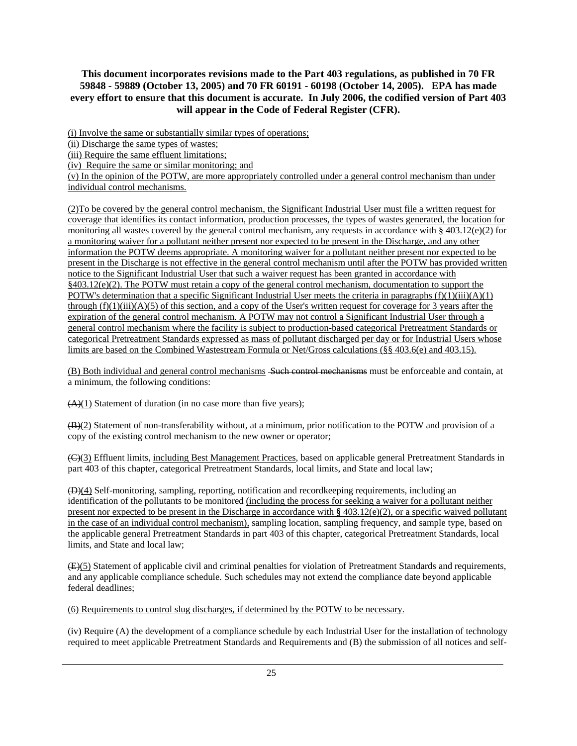(i) Involve the same or substantially similar types of operations;

(ii) Discharge the same types of wastes;

(iii) Require the same effluent limitations;

(iv) Require the same or similar monitoring; and

(v) In the opinion of the POTW, are more appropriately controlled under a general control mechanism than under individual control mechanisms.

(2)To be covered by the general control mechanism, the Significant Industrial User must file a written request for coverage that identifies its contact information, production processes, the types of wastes generated, the location for monitoring all wastes covered by the general control mechanism, any requests in accordance with § 403.12(e)(2) for a monitoring waiver for a pollutant neither present nor expected to be present in the Discharge, and any other information the POTW deems appropriate. A monitoring waiver for a pollutant neither present nor expected to be present in the Discharge is not effective in the general control mechanism until after the POTW has provided written notice to the Significant Industrial User that such a waiver request has been granted in accordance with §403.12(e)(2). The POTW must retain a copy of the general control mechanism, documentation to support the POTW's determination that a specific Significant Industrial User meets the criteria in paragraphs (f)(1)(iii)(A)(1) through (f)(1)(iii)(A)(5) of this section, and a copy of the User's written request for coverage for 3 years after the expiration of the general control mechanism. A POTW may not control a Significant Industrial User through a general control mechanism where the facility is subject to production-based categorical Pretreatment Standards or categorical Pretreatment Standards expressed as mass of pollutant discharged per day or for Industrial Users whose limits are based on the Combined Wastestream Formula or Net/Gross calculations (§§ 403.6(e) and 403.15).

(B) Both individual and general control mechanisms ~~Such control mechanisms~~ must be enforceable and contain, at a minimum, the following conditions:

~~(A)~~(1) Statement of duration (in no case more than five years);

~~(B)~~(2) Statement of non-transferability without, at a minimum, prior notification to the POTW and provision of a copy of the existing control mechanism to the new owner or operator;

~~(C)~~(3) Effluent limits, including Best Management Practices, based on applicable general Pretreatment Standards in part 403 of this chapter, categorical Pretreatment Standards, local limits, and State and local law;

~~(D)~~(4) Self-monitoring, sampling, reporting, notification and recordkeeping requirements, including an identification of the pollutants to be monitored (including the process for seeking a waiver for a pollutant neither present nor expected to be present in the Discharge in accordance with **§** 403.12(e)(2), or a specific waived pollutant in the case of an individual control mechanism), sampling location, sampling frequency, and sample type, based on the applicable general Pretreatment Standards in part 403 of this chapter, categorical Pretreatment Standards, local limits, and State and local law;

~~(E)~~(5) Statement of applicable civil and criminal penalties for violation of Pretreatment Standards and requirements, and any applicable compliance schedule. Such schedules may not extend the compliance date beyond applicable federal deadlines;

(6) Requirements to control slug discharges, if determined by the POTW to be necessary.

(iv) Require (A) the development of a compliance schedule by each Industrial User for the installation of technology required to meet applicable Pretreatment Standards and Requirements and (B) the submission of all notices and self-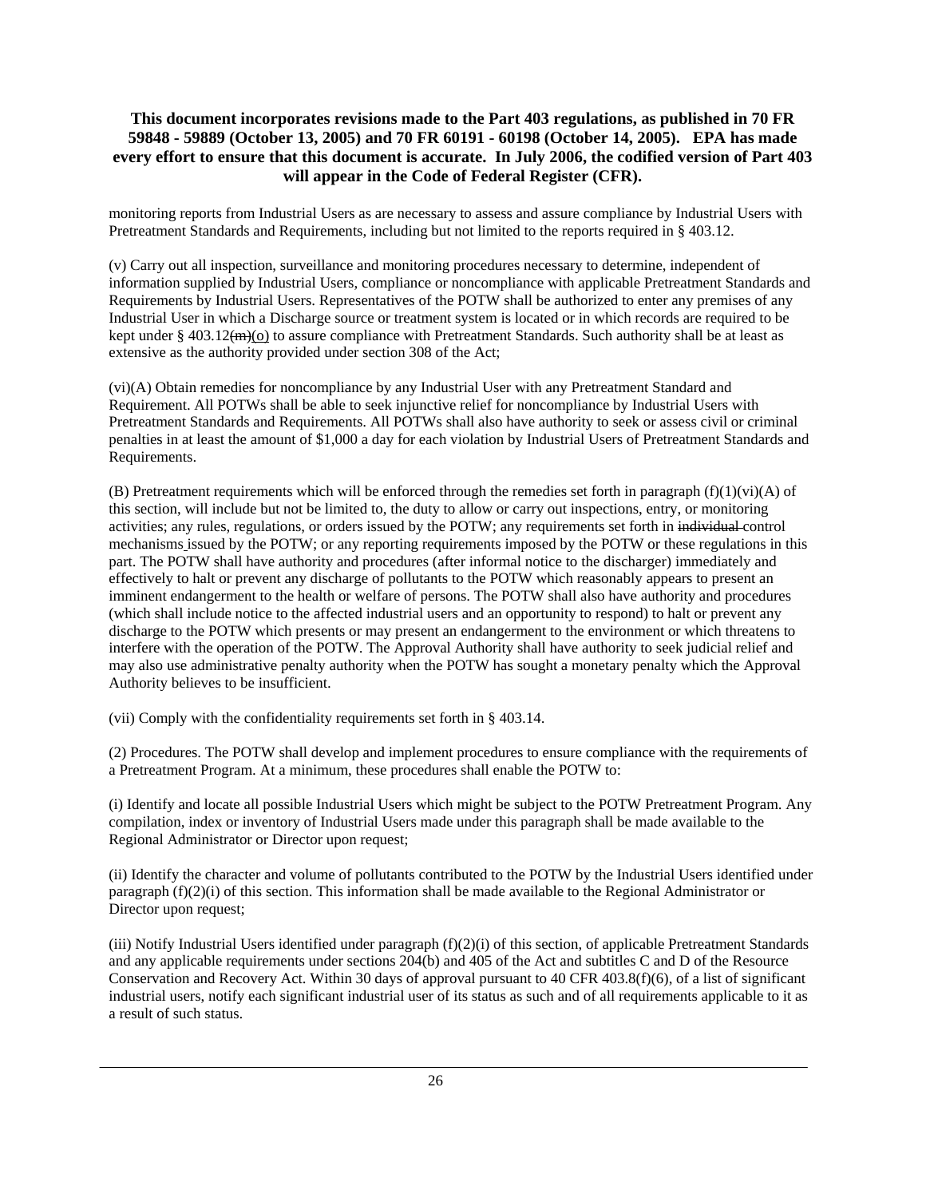monitoring reports from Industrial Users as are necessary to assess and assure compliance by Industrial Users with Pretreatment Standards and Requirements, including but not limited to the reports required in § 403.12.

(v) Carry out all inspection, surveillance and monitoring procedures necessary to determine, independent of information supplied by Industrial Users, compliance or noncompliance with applicable Pretreatment Standards and Requirements by Industrial Users. Representatives of the POTW shall be authorized to enter any premises of any Industrial User in which a Discharge source or treatment system is located or in which records are required to be kept under § 403.12~~(m)~~(o) to assure compliance with Pretreatment Standards. Such authority shall be at least as extensive as the authority provided under section 308 of the Act;

(vi)(A) Obtain remedies for noncompliance by any Industrial User with any Pretreatment Standard and Requirement. All POTWs shall be able to seek injunctive relief for noncompliance by Industrial Users with Pretreatment Standards and Requirements. All POTWs shall also have authority to seek or assess civil or criminal penalties in at least the amount of $1,000 a day for each violation by Industrial Users of Pretreatment Standards and Requirements.

(B) Pretreatment requirements which will be enforced through the remedies set forth in paragraph (f)(1)(vi)(A) of this section, will include but not be limited to, the duty to allow or carry out inspections, entry, or monitoring activities; any rules, regulations, or orders issued by the POTW; any requirements set forth in ~~individual~~ control mechanisms issued by the POTW; or any reporting requirements imposed by the POTW or these regulations in this part. The POTW shall have authority and procedures (after informal notice to the discharger) immediately and effectively to halt or prevent any discharge of pollutants to the POTW which reasonably appears to present an imminent endangerment to the health or welfare of persons. The POTW shall also have authority and procedures (which shall include notice to the affected industrial users and an opportunity to respond) to halt or prevent any discharge to the POTW which presents or may present an endangerment to the environment or which threatens to interfere with the operation of the POTW. The Approval Authority shall have authority to seek judicial relief and may also use administrative penalty authority when the POTW has sought a monetary penalty which the Approval Authority believes to be insufficient.

(vii) Comply with the confidentiality requirements set forth in § 403.14.

(2) Procedures. The POTW shall develop and implement procedures to ensure compliance with the requirements of a Pretreatment Program. At a minimum, these procedures shall enable the POTW to:

(i) Identify and locate all possible Industrial Users which might be subject to the POTW Pretreatment Program. Any compilation, index or inventory of Industrial Users made under this paragraph shall be made available to the Regional Administrator or Director upon request;

(ii) Identify the character and volume of pollutants contributed to the POTW by the Industrial Users identified under paragraph (f)(2)(i) of this section. This information shall be made available to the Regional Administrator or Director upon request;

(iii) Notify Industrial Users identified under paragraph (f)(2)(i) of this section, of applicable Pretreatment Standards and any applicable requirements under sections 204(b) and 405 of the Act and subtitles C and D of the Resource Conservation and Recovery Act. Within 30 days of approval pursuant to 40 CFR 403.8(f)(6), of a list of significant industrial users, notify each significant industrial user of its status as such and of all requirements applicable to it as a result of such status.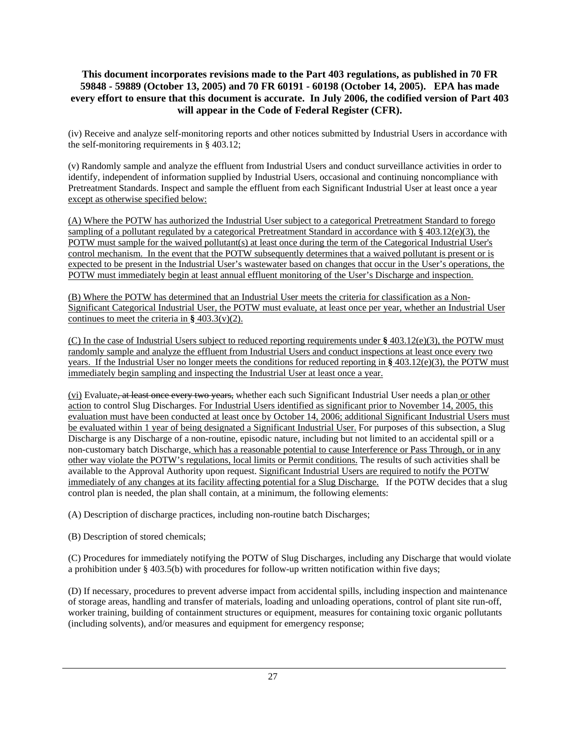(iv) Receive and analyze self-monitoring reports and other notices submitted by Industrial Users in accordance with the self-monitoring requirements in § 403.12;

(v) Randomly sample and analyze the effluent from Industrial Users and conduct surveillance activities in order to identify, independent of information supplied by Industrial Users, occasional and continuing noncompliance with Pretreatment Standards. Inspect and sample the effluent from each Significant Industrial User at least once a year except as otherwise specified below:

(A) Where the POTW has authorized the Industrial User subject to a categorical Pretreatment Standard to forego sampling of a pollutant regulated by a categorical Pretreatment Standard in accordance with § 403.12(e)(3), the POTW must sample for the waived pollutant(s) at least once during the term of the Categorical Industrial User's control mechanism. In the event that the POTW subsequently determines that a waived pollutant is present or is expected to be present in the Industrial User's wastewater based on changes that occur in the User's operations, the POTW must immediately begin at least annual effluent monitoring of the User's Discharge and inspection.

(B) Where the POTW has determined that an Industrial User meets the criteria for classification as a Non-Significant Categorical Industrial User, the POTW must evaluate, at least once per year, whether an Industrial User continues to meet the criteria in **§** 403.3(v)(2).

(C) In the case of Industrial Users subject to reduced reporting requirements under **§** 403.12(e)(3), the POTW must randomly sample and analyze the effluent from Industrial Users and conduct inspections at least once every two years. If the Industrial User no longer meets the conditions for reduced reporting in **§** 403.12(e)(3), the POTW must immediately begin sampling and inspecting the Industrial User at least once a year.

(vi) Evaluate~~, at least once every two years,~~ whether each such Significant Industrial User needs a plan or other action to control Slug Discharges. For Industrial Users identified as significant prior to November 14, 2005, this evaluation must have been conducted at least once by October 14, 2006; additional Significant Industrial Users must be evaluated within 1 year of being designated a Significant Industrial User. For purposes of this subsection, a Slug Discharge is any Discharge of a non-routine, episodic nature, including but not limited to an accidental spill or a non-customary batch Discharge, which has a reasonable potential to cause Interference or Pass Through, or in any other way violate the POTW's regulations, local limits or Permit conditions. The results of such activities shall be available to the Approval Authority upon request. Significant Industrial Users are required to notify the POTW immediately of any changes at its facility affecting potential for a Slug Discharge. If the POTW decides that a slug control plan is needed, the plan shall contain, at a minimum, the following elements:

(A) Description of discharge practices, including non-routine batch Discharges;

(B) Description of stored chemicals;

(C) Procedures for immediately notifying the POTW of Slug Discharges, including any Discharge that would violate a prohibition under § 403.5(b) with procedures for follow-up written notification within five days;

(D) If necessary, procedures to prevent adverse impact from accidental spills, including inspection and maintenance of storage areas, handling and transfer of materials, loading and unloading operations, control of plant site run-off, worker training, building of containment structures or equipment, measures for containing toxic organic pollutants (including solvents), and/or measures and equipment for emergency response;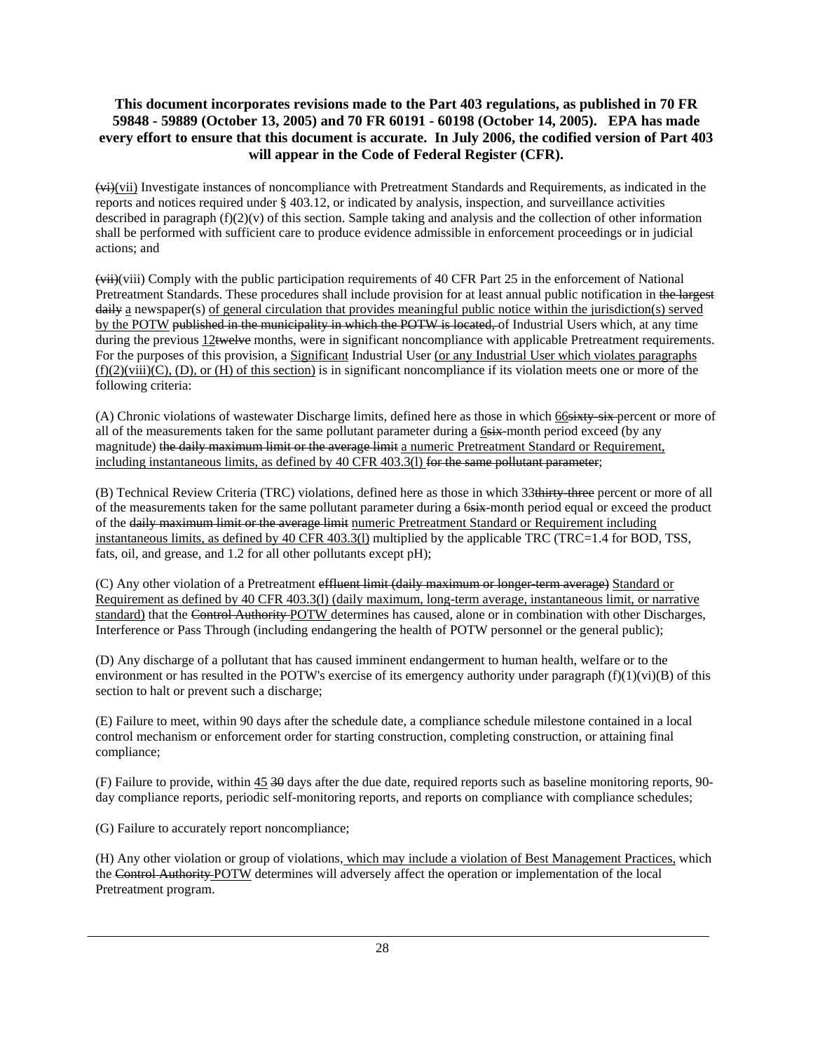~~(vi)~~<u>(vii)</u> Investigate instances of noncompliance with Pretreatment Standards and Requirements, as indicated in the reports and notices required under § 403.12, or indicated by analysis, inspection, and surveillance activities described in paragraph (f)(2)(v) of this section. Sample taking and analysis and the collection of other information shall be performed with sufficient care to produce evidence admissible in enforcement proceedings or in judicial actions; and

~~(vii)~~(viii) Comply with the public participation requirements of 40 CFR Part 25 in the enforcement of National Pretreatment Standards. These procedures shall include provision for at least annual public notification in ~~the largest daily~~ <u>a</u> newspaper(s) <u>of general circulation that provides meaningful public notice within the jurisdiction(s) served by the POTW</u> ~~published in the municipality in which the POTW is located,~~ of Industrial Users which, at any time during the previous <u>12</u>~~twelve~~ months, were in significant noncompliance with applicable Pretreatment requirements. For the purposes of this provision, a <u>Significant</u> Industrial User <u>(or any Industrial User which violates paragraphs (f)(2)(viii)(C), (D), or (H) of this section)</u> is in significant noncompliance if its violation meets one or more of the following criteria:

(A) Chronic violations of wastewater Discharge limits, defined here as those in which <u>66</u>~~sixty-six~~ percent or more of all of the measurements taken for the same pollutant parameter during a <u>6</u>~~six~~-month period exceed (by any magnitude) ~~the daily maximum limit or the average limit~~ <u>a numeric Pretreatment Standard or Requirement, including instantaneous limits, as defined by 40 CFR 403.3(l)</u> ~~for the same pollutant parameter~~;

(B) Technical Review Criteria (TRC) violations, defined here as those in which 33~~thirty-three~~ percent or more of all of the measurements taken for the same pollutant parameter during a 6~~six~~-month period equal or exceed the product of the ~~daily maximum limit or the average limit~~ <u>numeric Pretreatment Standard or Requirement including instantaneous limits, as defined by 40 CFR 403.3(l)</u> multiplied by the applicable TRC (TRC=1.4 for BOD, TSS, fats, oil, and grease, and 1.2 for all other pollutants except pH);

(C) Any other violation of a Pretreatment ~~effluent limit (daily maximum or longer-term average)~~ <u>Standard or Requirement as defined by 40 CFR 403.3(l) (daily maximum, long-term average, instantaneous limit, or narrative standard)</u> that the ~~Control Authority~~ <u>POTW</u> determines has caused, alone or in combination with other Discharges, Interference or Pass Through (including endangering the health of POTW personnel or the general public);

(D) Any discharge of a pollutant that has caused imminent endangerment to human health, welfare or to the environment or has resulted in the POTW's exercise of its emergency authority under paragraph (f)(1)(vi)(B) of this section to halt or prevent such a discharge;

(E) Failure to meet, within 90 days after the schedule date, a compliance schedule milestone contained in a local control mechanism or enforcement order for starting construction, completing construction, or attaining final compliance;

(F) Failure to provide, within <u>45</u> ~~30~~ days after the due date, required reports such as baseline monitoring reports, 90-day compliance reports, periodic self-monitoring reports, and reports on compliance with compliance schedules;

(G) Failure to accurately report noncompliance;

(H) Any other violation or group of violations<u>, which may include a violation of Best Management Practices,</u> which the ~~Control Authority~~ <u>POTW</u> determines will adversely affect the operation or implementation of the local Pretreatment program.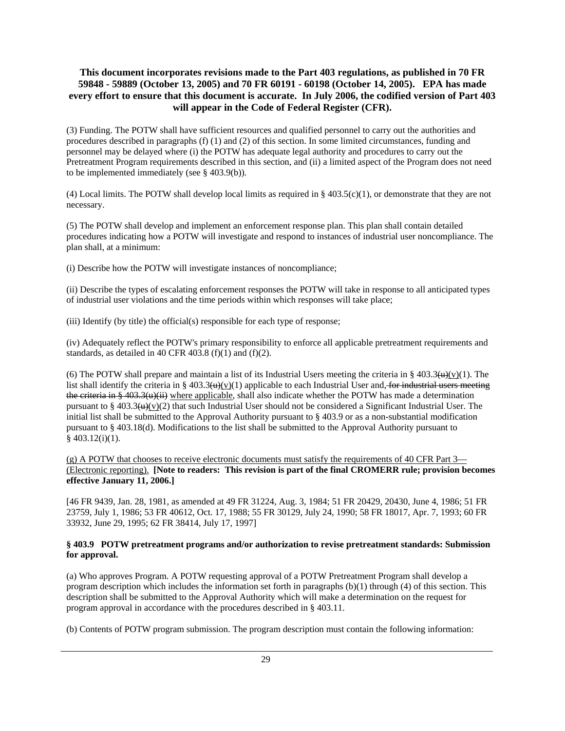(3) Funding. The POTW shall have sufficient resources and qualified personnel to carry out the authorities and procedures described in paragraphs (f) (1) and (2) of this section. In some limited circumstances, funding and personnel may be delayed where (i) the POTW has adequate legal authority and procedures to carry out the Pretreatment Program requirements described in this section, and (ii) a limited aspect of the Program does not need to be implemented immediately (see § 403.9(b)).

(4) Local limits. The POTW shall develop local limits as required in § 403.5(c)(1), or demonstrate that they are not necessary.

(5) The POTW shall develop and implement an enforcement response plan. This plan shall contain detailed procedures indicating how a POTW will investigate and respond to instances of industrial user noncompliance. The plan shall, at a minimum:

(i) Describe how the POTW will investigate instances of noncompliance;

(ii) Describe the types of escalating enforcement responses the POTW will take in response to all anticipated types of industrial user violations and the time periods within which responses will take place;

(iii) Identify (by title) the official(s) responsible for each type of response;

(iv) Adequately reflect the POTW's primary responsibility to enforce all applicable pretreatment requirements and standards, as detailed in 40 CFR 403.8 (f)(1) and (f)(2).

(6) The POTW shall prepare and maintain a list of its Industrial Users meeting the criteria in § 403.3~~(u)~~<u>(v)</u>(1). The list shall identify the criteria in § 403.3~~(u)~~<u>(v)</u>(1) applicable to each Industrial User and~~, for industrial users meeting the criteria in § 403.3(u)(ii)~~ <u>where applicable</u>, shall also indicate whether the POTW has made a determination pursuant to § 403.3~~(u)~~<u>(v)</u>(2) that such Industrial User should not be considered a Significant Industrial User. The initial list shall be submitted to the Approval Authority pursuant to § 403.9 or as a non-substantial modification pursuant to § 403.18(d). Modifications to the list shall be submitted to the Approval Authority pursuant to § 403.12(i)(1).

<u>(g) A POTW that chooses to receive electronic documents must satisfy the requirements of 40 CFR Part 3—(Electronic reporting).</u> **[Note to readers: This revision is part of the final CROMERR rule; provision becomes effective January 11, 2006.]**

[46 FR 9439, Jan. 28, 1981, as amended at 49 FR 31224, Aug. 3, 1984; 51 FR 20429, 20430, June 4, 1986; 51 FR 23759, July 1, 1986; 53 FR 40612, Oct. 17, 1988; 55 FR 30129, July 24, 1990; 58 FR 18017, Apr. 7, 1993; 60 FR 33932, June 29, 1995; 62 FR 38414, July 17, 1997]

**§ 403.9 POTW pretreatment programs and/or authorization to revise pretreatment standards: Submission for approval.**

(a) Who approves Program. A POTW requesting approval of a POTW Pretreatment Program shall develop a program description which includes the information set forth in paragraphs (b)(1) through (4) of this section. This description shall be submitted to the Approval Authority which will make a determination on the request for program approval in accordance with the procedures described in § 403.11.

(b) Contents of POTW program submission. The program description must contain the following information: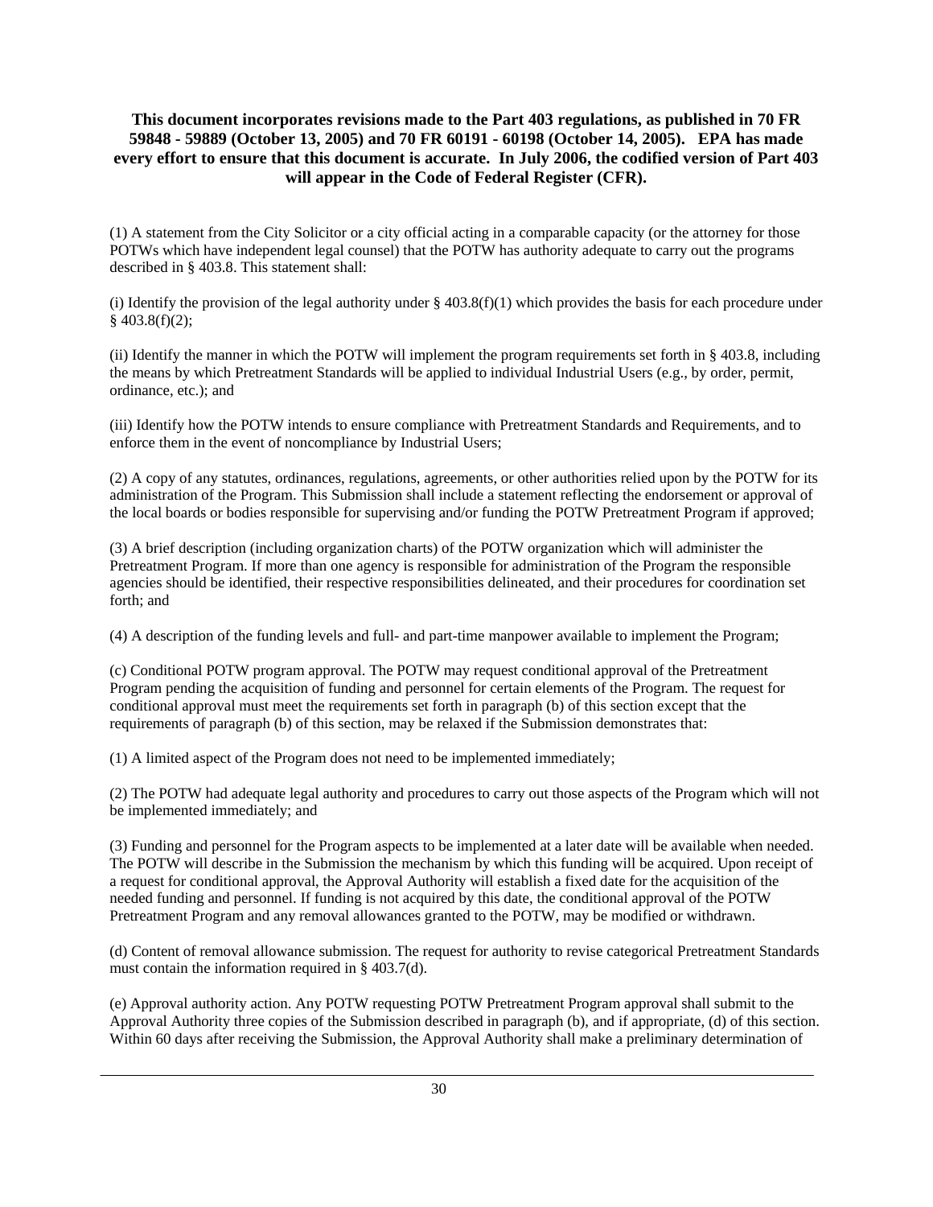**This document incorporates revisions made to the Part 403 regulations, as published in 70 FR 59848 - 59889 (October 13, 2005) and 70 FR 60191 - 60198 (October 14, 2005). EPA has made every effort to ensure that this document is accurate. In July 2006, the codified version of Part 403 will appear in the Code of Federal Register (CFR).**

(1) A statement from the City Solicitor or a city official acting in a comparable capacity (or the attorney for those POTWs which have independent legal counsel) that the POTW has authority adequate to carry out the programs described in § 403.8. This statement shall:

(i) Identify the provision of the legal authority under § 403.8(f)(1) which provides the basis for each procedure under § 403.8(f)(2);

(ii) Identify the manner in which the POTW will implement the program requirements set forth in § 403.8, including the means by which Pretreatment Standards will be applied to individual Industrial Users (e.g., by order, permit, ordinance, etc.); and

(iii) Identify how the POTW intends to ensure compliance with Pretreatment Standards and Requirements, and to enforce them in the event of noncompliance by Industrial Users;

(2) A copy of any statutes, ordinances, regulations, agreements, or other authorities relied upon by the POTW for its administration of the Program. This Submission shall include a statement reflecting the endorsement or approval of the local boards or bodies responsible for supervising and/or funding the POTW Pretreatment Program if approved;

(3) A brief description (including organization charts) of the POTW organization which will administer the Pretreatment Program. If more than one agency is responsible for administration of the Program the responsible agencies should be identified, their respective responsibilities delineated, and their procedures for coordination set forth; and

(4) A description of the funding levels and full- and part-time manpower available to implement the Program;

(c) Conditional POTW program approval. The POTW may request conditional approval of the Pretreatment Program pending the acquisition of funding and personnel for certain elements of the Program. The request for conditional approval must meet the requirements set forth in paragraph (b) of this section except that the requirements of paragraph (b) of this section, may be relaxed if the Submission demonstrates that:

(1) A limited aspect of the Program does not need to be implemented immediately;

(2) The POTW had adequate legal authority and procedures to carry out those aspects of the Program which will not be implemented immediately; and

(3) Funding and personnel for the Program aspects to be implemented at a later date will be available when needed. The POTW will describe in the Submission the mechanism by which this funding will be acquired. Upon receipt of a request for conditional approval, the Approval Authority will establish a fixed date for the acquisition of the needed funding and personnel. If funding is not acquired by this date, the conditional approval of the POTW Pretreatment Program and any removal allowances granted to the POTW, may be modified or withdrawn.

(d) Content of removal allowance submission. The request for authority to revise categorical Pretreatment Standards must contain the information required in § 403.7(d).

(e) Approval authority action. Any POTW requesting POTW Pretreatment Program approval shall submit to the Approval Authority three copies of the Submission described in paragraph (b), and if appropriate, (d) of this section. Within 60 days after receiving the Submission, the Approval Authority shall make a preliminary determination of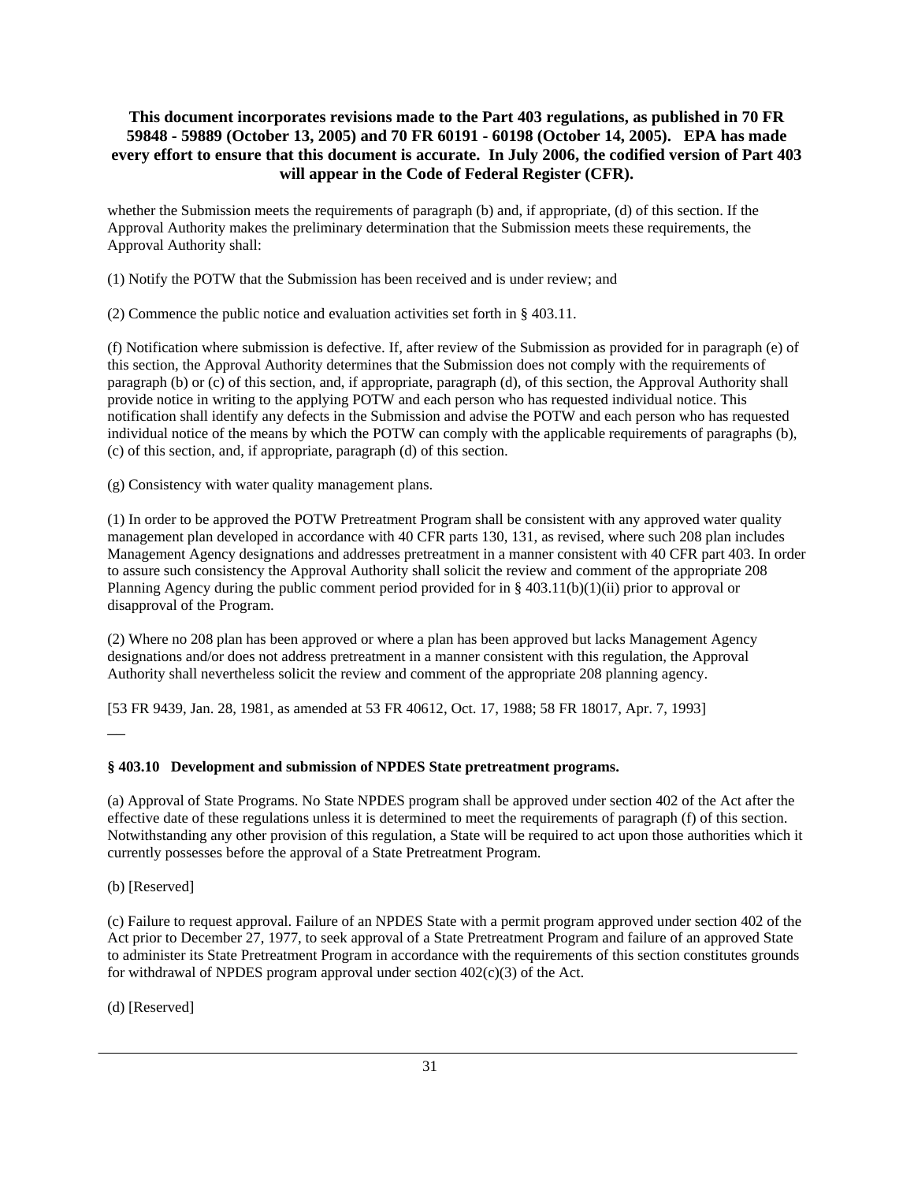**This document incorporates revisions made to the Part 403 regulations, as published in 70 FR 59848 - 59889 (October 13, 2005) and 70 FR 60191 - 60198 (October 14, 2005). EPA has made every effort to ensure that this document is accurate. In July 2006, the codified version of Part 403 will appear in the Code of Federal Register (CFR).**

whether the Submission meets the requirements of paragraph (b) and, if appropriate, (d) of this section. If the Approval Authority makes the preliminary determination that the Submission meets these requirements, the Approval Authority shall:

(1) Notify the POTW that the Submission has been received and is under review; and

(2) Commence the public notice and evaluation activities set forth in § 403.11.

(f) Notification where submission is defective. If, after review of the Submission as provided for in paragraph (e) of this section, the Approval Authority determines that the Submission does not comply with the requirements of paragraph (b) or (c) of this section, and, if appropriate, paragraph (d), of this section, the Approval Authority shall provide notice in writing to the applying POTW and each person who has requested individual notice. This notification shall identify any defects in the Submission and advise the POTW and each person who has requested individual notice of the means by which the POTW can comply with the applicable requirements of paragraphs (b), (c) of this section, and, if appropriate, paragraph (d) of this section.

(g) Consistency with water quality management plans.

(1) In order to be approved the POTW Pretreatment Program shall be consistent with any approved water quality management plan developed in accordance with 40 CFR parts 130, 131, as revised, where such 208 plan includes Management Agency designations and addresses pretreatment in a manner consistent with 40 CFR part 403. In order to assure such consistency the Approval Authority shall solicit the review and comment of the appropriate 208 Planning Agency during the public comment period provided for in § 403.11(b)(1)(ii) prior to approval or disapproval of the Program.

(2) Where no 208 plan has been approved or where a plan has been approved but lacks Management Agency designations and/or does not address pretreatment in a manner consistent with this regulation, the Approval Authority shall nevertheless solicit the review and comment of the appropriate 208 planning agency.

[53 FR 9439, Jan. 28, 1981, as amended at 53 FR 40612, Oct. 17, 1988; 58 FR 18017, Apr. 7, 1993]

### § 403.10 Development and submission of NPDES State pretreatment programs.

(a) Approval of State Programs. No State NPDES program shall be approved under section 402 of the Act after the effective date of these regulations unless it is determined to meet the requirements of paragraph (f) of this section. Notwithstanding any other provision of this regulation, a State will be required to act upon those authorities which it currently possesses before the approval of a State Pretreatment Program.

(b) [Reserved]

(c) Failure to request approval. Failure of an NPDES State with a permit program approved under section 402 of the Act prior to December 27, 1977, to seek approval of a State Pretreatment Program and failure of an approved State to administer its State Pretreatment Program in accordance with the requirements of this section constitutes grounds for withdrawal of NPDES program approval under section 402(c)(3) of the Act.

(d) [Reserved]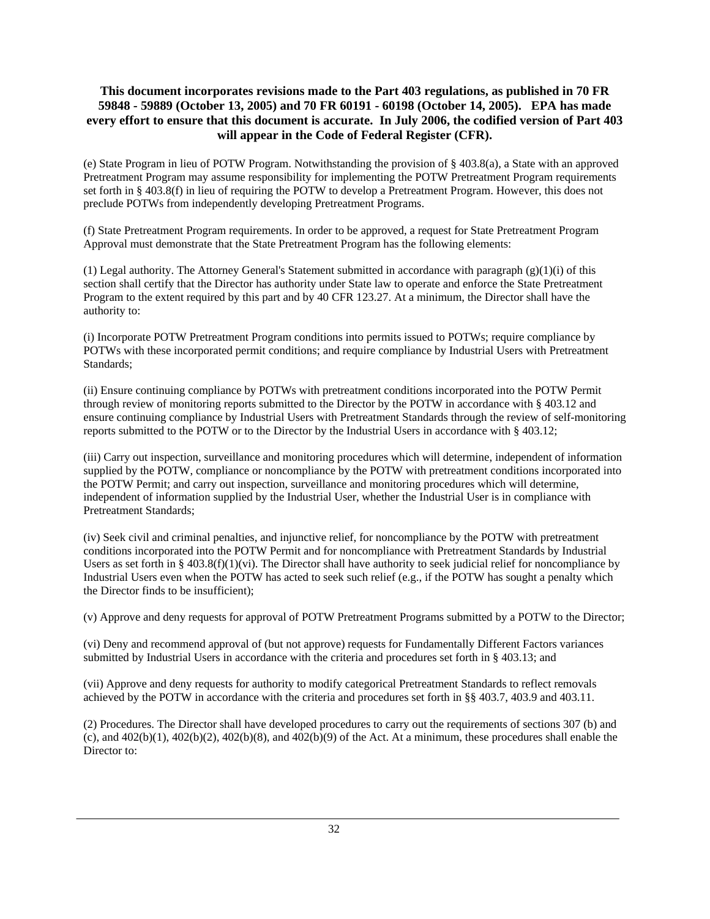**This document incorporates revisions made to the Part 403 regulations, as published in 70 FR 59848 - 59889 (October 13, 2005) and 70 FR 60191 - 60198 (October 14, 2005). EPA has made every effort to ensure that this document is accurate. In July 2006, the codified version of Part 403 will appear in the Code of Federal Register (CFR).**

(e) State Program in lieu of POTW Program. Notwithstanding the provision of § 403.8(a), a State with an approved Pretreatment Program may assume responsibility for implementing the POTW Pretreatment Program requirements set forth in § 403.8(f) in lieu of requiring the POTW to develop a Pretreatment Program. However, this does not preclude POTWs from independently developing Pretreatment Programs.

(f) State Pretreatment Program requirements. In order to be approved, a request for State Pretreatment Program Approval must demonstrate that the State Pretreatment Program has the following elements:

(1) Legal authority. The Attorney General's Statement submitted in accordance with paragraph (g)(1)(i) of this section shall certify that the Director has authority under State law to operate and enforce the State Pretreatment Program to the extent required by this part and by 40 CFR 123.27. At a minimum, the Director shall have the authority to:

(i) Incorporate POTW Pretreatment Program conditions into permits issued to POTWs; require compliance by POTWs with these incorporated permit conditions; and require compliance by Industrial Users with Pretreatment Standards;

(ii) Ensure continuing compliance by POTWs with pretreatment conditions incorporated into the POTW Permit through review of monitoring reports submitted to the Director by the POTW in accordance with § 403.12 and ensure continuing compliance by Industrial Users with Pretreatment Standards through the review of self-monitoring reports submitted to the POTW or to the Director by the Industrial Users in accordance with § 403.12;

(iii) Carry out inspection, surveillance and monitoring procedures which will determine, independent of information supplied by the POTW, compliance or noncompliance by the POTW with pretreatment conditions incorporated into the POTW Permit; and carry out inspection, surveillance and monitoring procedures which will determine, independent of information supplied by the Industrial User, whether the Industrial User is in compliance with Pretreatment Standards;

(iv) Seek civil and criminal penalties, and injunctive relief, for noncompliance by the POTW with pretreatment conditions incorporated into the POTW Permit and for noncompliance with Pretreatment Standards by Industrial Users as set forth in § 403.8(f)(1)(vi). The Director shall have authority to seek judicial relief for noncompliance by Industrial Users even when the POTW has acted to seek such relief (e.g., if the POTW has sought a penalty which the Director finds to be insufficient);

(v) Approve and deny requests for approval of POTW Pretreatment Programs submitted by a POTW to the Director;

(vi) Deny and recommend approval of (but not approve) requests for Fundamentally Different Factors variances submitted by Industrial Users in accordance with the criteria and procedures set forth in § 403.13; and

(vii) Approve and deny requests for authority to modify categorical Pretreatment Standards to reflect removals achieved by the POTW in accordance with the criteria and procedures set forth in §§ 403.7, 403.9 and 403.11.

(2) Procedures. The Director shall have developed procedures to carry out the requirements of sections 307 (b) and (c), and 402(b)(1), 402(b)(2), 402(b)(8), and 402(b)(9) of the Act. At a minimum, these procedures shall enable the Director to: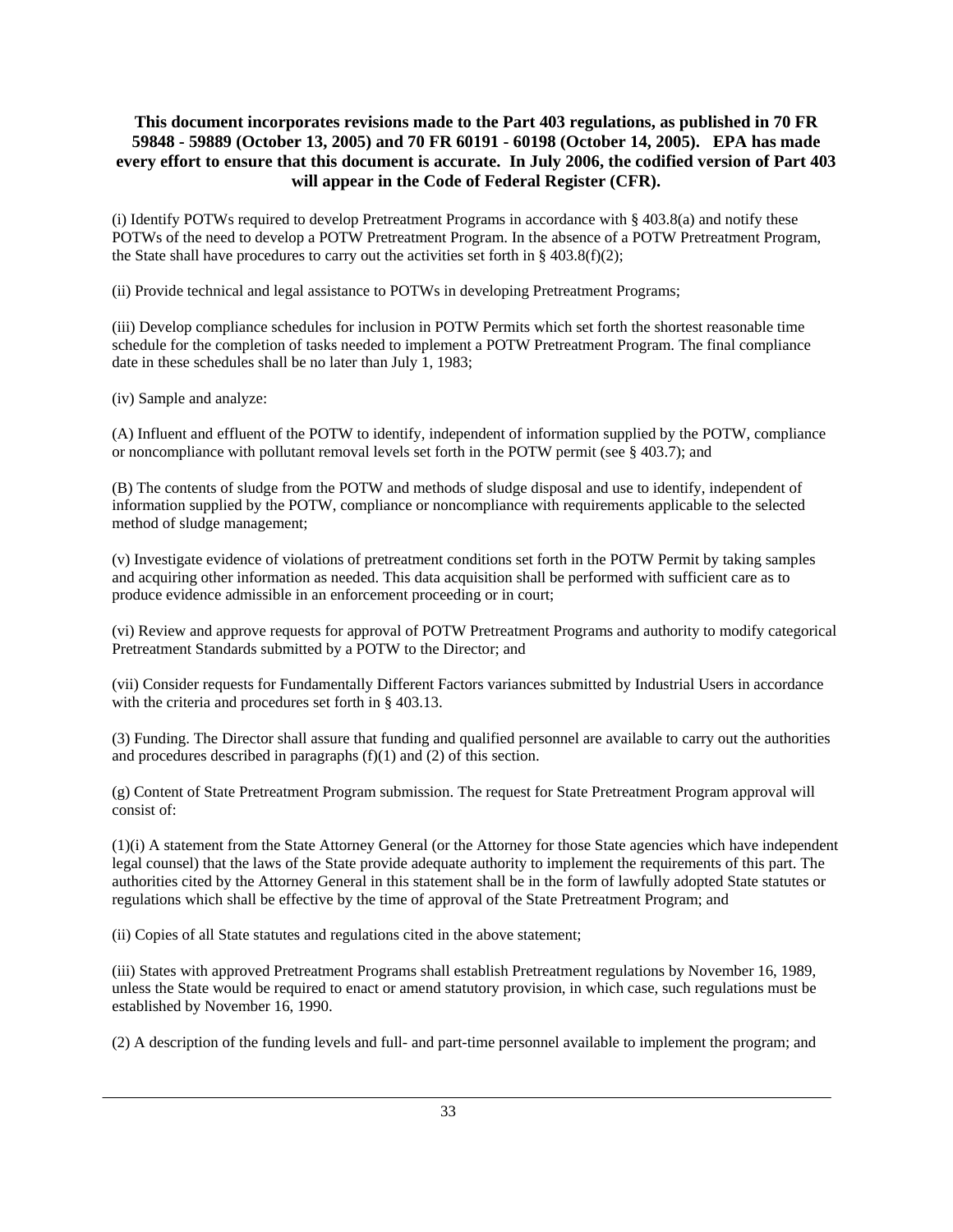**This document incorporates revisions made to the Part 403 regulations, as published in 70 FR 59848 - 59889 (October 13, 2005) and 70 FR 60191 - 60198 (October 14, 2005). EPA has made every effort to ensure that this document is accurate. In July 2006, the codified version of Part 403 will appear in the Code of Federal Register (CFR).**

(i) Identify POTWs required to develop Pretreatment Programs in accordance with § 403.8(a) and notify these POTWs of the need to develop a POTW Pretreatment Program. In the absence of a POTW Pretreatment Program, the State shall have procedures to carry out the activities set forth in § 403.8(f)(2);

(ii) Provide technical and legal assistance to POTWs in developing Pretreatment Programs;

(iii) Develop compliance schedules for inclusion in POTW Permits which set forth the shortest reasonable time schedule for the completion of tasks needed to implement a POTW Pretreatment Program. The final compliance date in these schedules shall be no later than July 1, 1983;

(iv) Sample and analyze:

(A) Influent and effluent of the POTW to identify, independent of information supplied by the POTW, compliance or noncompliance with pollutant removal levels set forth in the POTW permit (see § 403.7); and

(B) The contents of sludge from the POTW and methods of sludge disposal and use to identify, independent of information supplied by the POTW, compliance or noncompliance with requirements applicable to the selected method of sludge management;

(v) Investigate evidence of violations of pretreatment conditions set forth in the POTW Permit by taking samples and acquiring other information as needed. This data acquisition shall be performed with sufficient care as to produce evidence admissible in an enforcement proceeding or in court;

(vi) Review and approve requests for approval of POTW Pretreatment Programs and authority to modify categorical Pretreatment Standards submitted by a POTW to the Director; and

(vii) Consider requests for Fundamentally Different Factors variances submitted by Industrial Users in accordance with the criteria and procedures set forth in § 403.13.

(3) Funding. The Director shall assure that funding and qualified personnel are available to carry out the authorities and procedures described in paragraphs (f)(1) and (2) of this section.

(g) Content of State Pretreatment Program submission. The request for State Pretreatment Program approval will consist of:

(1)(i) A statement from the State Attorney General (or the Attorney for those State agencies which have independent legal counsel) that the laws of the State provide adequate authority to implement the requirements of this part. The authorities cited by the Attorney General in this statement shall be in the form of lawfully adopted State statutes or regulations which shall be effective by the time of approval of the State Pretreatment Program; and

(ii) Copies of all State statutes and regulations cited in the above statement;

(iii) States with approved Pretreatment Programs shall establish Pretreatment regulations by November 16, 1989, unless the State would be required to enact or amend statutory provision, in which case, such regulations must be established by November 16, 1990.

(2) A description of the funding levels and full- and part-time personnel available to implement the program; and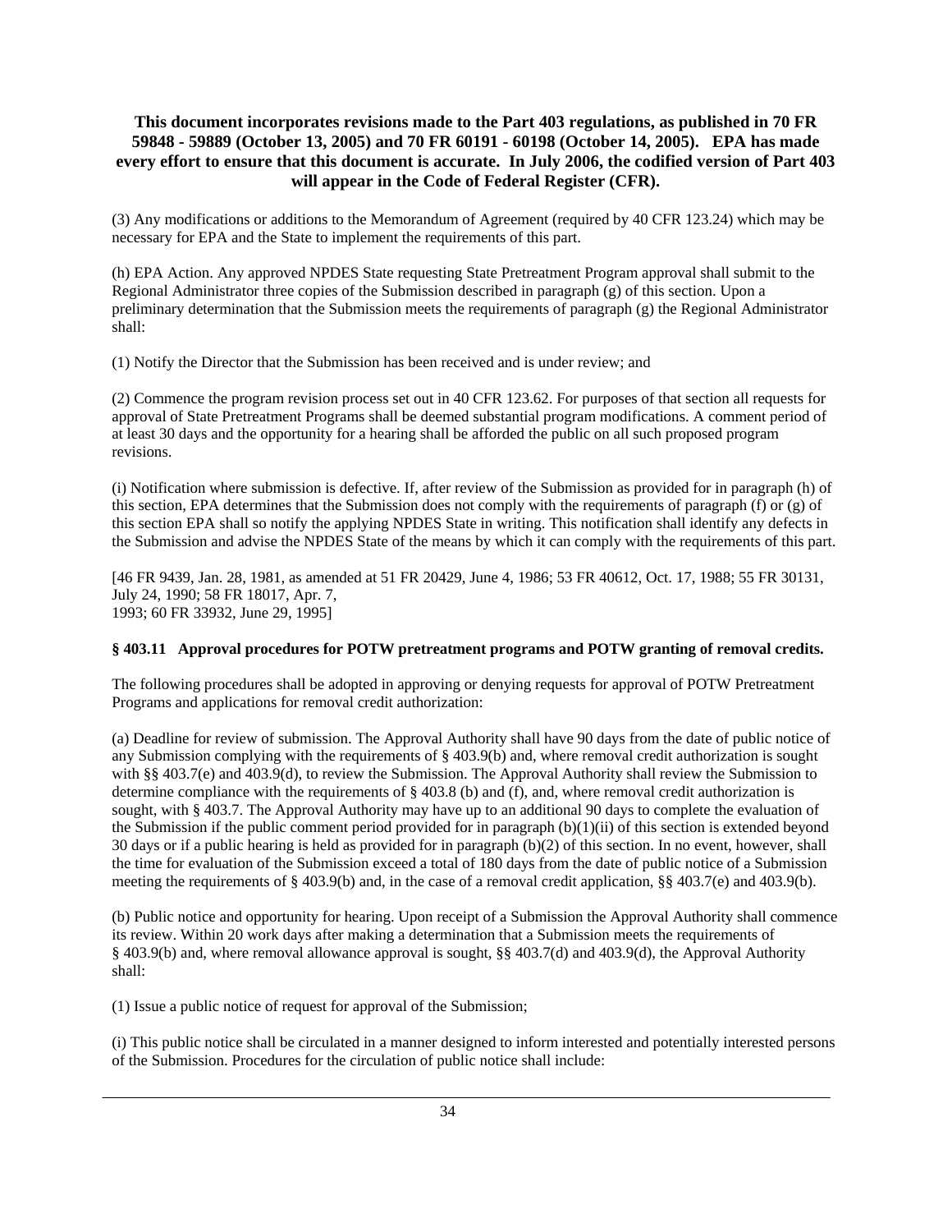**This document incorporates revisions made to the Part 403 regulations, as published in 70 FR 59848 - 59889 (October 13, 2005) and 70 FR 60191 - 60198 (October 14, 2005). EPA has made every effort to ensure that this document is accurate. In July 2006, the codified version of Part 403 will appear in the Code of Federal Register (CFR).**

(3) Any modifications or additions to the Memorandum of Agreement (required by 40 CFR 123.24) which may be necessary for EPA and the State to implement the requirements of this part.

(h) EPA Action. Any approved NPDES State requesting State Pretreatment Program approval shall submit to the Regional Administrator three copies of the Submission described in paragraph (g) of this section. Upon a preliminary determination that the Submission meets the requirements of paragraph (g) the Regional Administrator shall:

(1) Notify the Director that the Submission has been received and is under review; and

(2) Commence the program revision process set out in 40 CFR 123.62. For purposes of that section all requests for approval of State Pretreatment Programs shall be deemed substantial program modifications. A comment period of at least 30 days and the opportunity for a hearing shall be afforded the public on all such proposed program revisions.

(i) Notification where submission is defective. If, after review of the Submission as provided for in paragraph (h) of this section, EPA determines that the Submission does not comply with the requirements of paragraph (f) or (g) of this section EPA shall so notify the applying NPDES State in writing. This notification shall identify any defects in the Submission and advise the NPDES State of the means by which it can comply with the requirements of this part.

[46 FR 9439, Jan. 28, 1981, as amended at 51 FR 20429, June 4, 1986; 53 FR 40612, Oct. 17, 1988; 55 FR 30131, July 24, 1990; 58 FR 18017, Apr. 7, 1993; 60 FR 33932, June 29, 1995]

**§ 403.11 Approval procedures for POTW pretreatment programs and POTW granting of removal credits.**

The following procedures shall be adopted in approving or denying requests for approval of POTW Pretreatment Programs and applications for removal credit authorization:

(a) Deadline for review of submission. The Approval Authority shall have 90 days from the date of public notice of any Submission complying with the requirements of § 403.9(b) and, where removal credit authorization is sought with §§ 403.7(e) and 403.9(d), to review the Submission. The Approval Authority shall review the Submission to determine compliance with the requirements of § 403.8 (b) and (f), and, where removal credit authorization is sought, with § 403.7. The Approval Authority may have up to an additional 90 days to complete the evaluation of the Submission if the public comment period provided for in paragraph (b)(1)(ii) of this section is extended beyond 30 days or if a public hearing is held as provided for in paragraph (b)(2) of this section. In no event, however, shall the time for evaluation of the Submission exceed a total of 180 days from the date of public notice of a Submission meeting the requirements of § 403.9(b) and, in the case of a removal credit application, §§ 403.7(e) and 403.9(b).

(b) Public notice and opportunity for hearing. Upon receipt of a Submission the Approval Authority shall commence its review. Within 20 work days after making a determination that a Submission meets the requirements of § 403.9(b) and, where removal allowance approval is sought, §§ 403.7(d) and 403.9(d), the Approval Authority shall:

(1) Issue a public notice of request for approval of the Submission;

(i) This public notice shall be circulated in a manner designed to inform interested and potentially interested persons of the Submission. Procedures for the circulation of public notice shall include: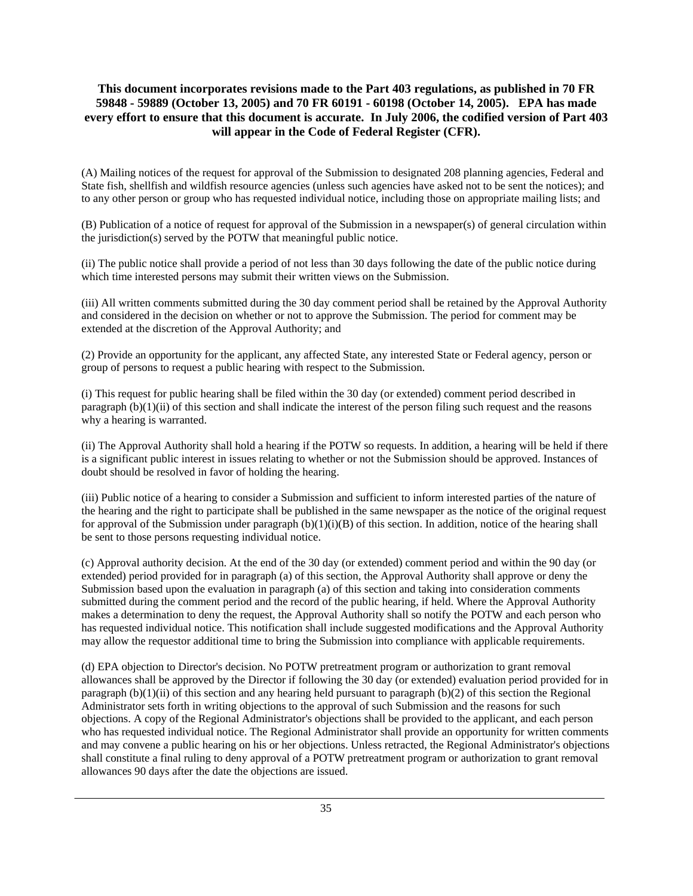**This document incorporates revisions made to the Part 403 regulations, as published in 70 FR 59848 - 59889 (October 13, 2005) and 70 FR 60191 - 60198 (October 14, 2005). EPA has made every effort to ensure that this document is accurate. In July 2006, the codified version of Part 403 will appear in the Code of Federal Register (CFR).**

(A) Mailing notices of the request for approval of the Submission to designated 208 planning agencies, Federal and State fish, shellfish and wildfish resource agencies (unless such agencies have asked not to be sent the notices); and to any other person or group who has requested individual notice, including those on appropriate mailing lists; and

(B) Publication of a notice of request for approval of the Submission in a newspaper(s) of general circulation within the jurisdiction(s) served by the POTW that meaningful public notice.

(ii) The public notice shall provide a period of not less than 30 days following the date of the public notice during which time interested persons may submit their written views on the Submission.

(iii) All written comments submitted during the 30 day comment period shall be retained by the Approval Authority and considered in the decision on whether or not to approve the Submission. The period for comment may be extended at the discretion of the Approval Authority; and

(2) Provide an opportunity for the applicant, any affected State, any interested State or Federal agency, person or group of persons to request a public hearing with respect to the Submission.

(i) This request for public hearing shall be filed within the 30 day (or extended) comment period described in paragraph (b)(1)(ii) of this section and shall indicate the interest of the person filing such request and the reasons why a hearing is warranted.

(ii) The Approval Authority shall hold a hearing if the POTW so requests. In addition, a hearing will be held if there is a significant public interest in issues relating to whether or not the Submission should be approved. Instances of doubt should be resolved in favor of holding the hearing.

(iii) Public notice of a hearing to consider a Submission and sufficient to inform interested parties of the nature of the hearing and the right to participate shall be published in the same newspaper as the notice of the original request for approval of the Submission under paragraph (b)(1)(i)(B) of this section. In addition, notice of the hearing shall be sent to those persons requesting individual notice.

(c) Approval authority decision. At the end of the 30 day (or extended) comment period and within the 90 day (or extended) period provided for in paragraph (a) of this section, the Approval Authority shall approve or deny the Submission based upon the evaluation in paragraph (a) of this section and taking into consideration comments submitted during the comment period and the record of the public hearing, if held. Where the Approval Authority makes a determination to deny the request, the Approval Authority shall so notify the POTW and each person who has requested individual notice. This notification shall include suggested modifications and the Approval Authority may allow the requestor additional time to bring the Submission into compliance with applicable requirements.

(d) EPA objection to Director's decision. No POTW pretreatment program or authorization to grant removal allowances shall be approved by the Director if following the 30 day (or extended) evaluation period provided for in paragraph (b)(1)(ii) of this section and any hearing held pursuant to paragraph (b)(2) of this section the Regional Administrator sets forth in writing objections to the approval of such Submission and the reasons for such objections. A copy of the Regional Administrator's objections shall be provided to the applicant, and each person who has requested individual notice. The Regional Administrator shall provide an opportunity for written comments and may convene a public hearing on his or her objections. Unless retracted, the Regional Administrator's objections shall constitute a final ruling to deny approval of a POTW pretreatment program or authorization to grant removal allowances 90 days after the date the objections are issued.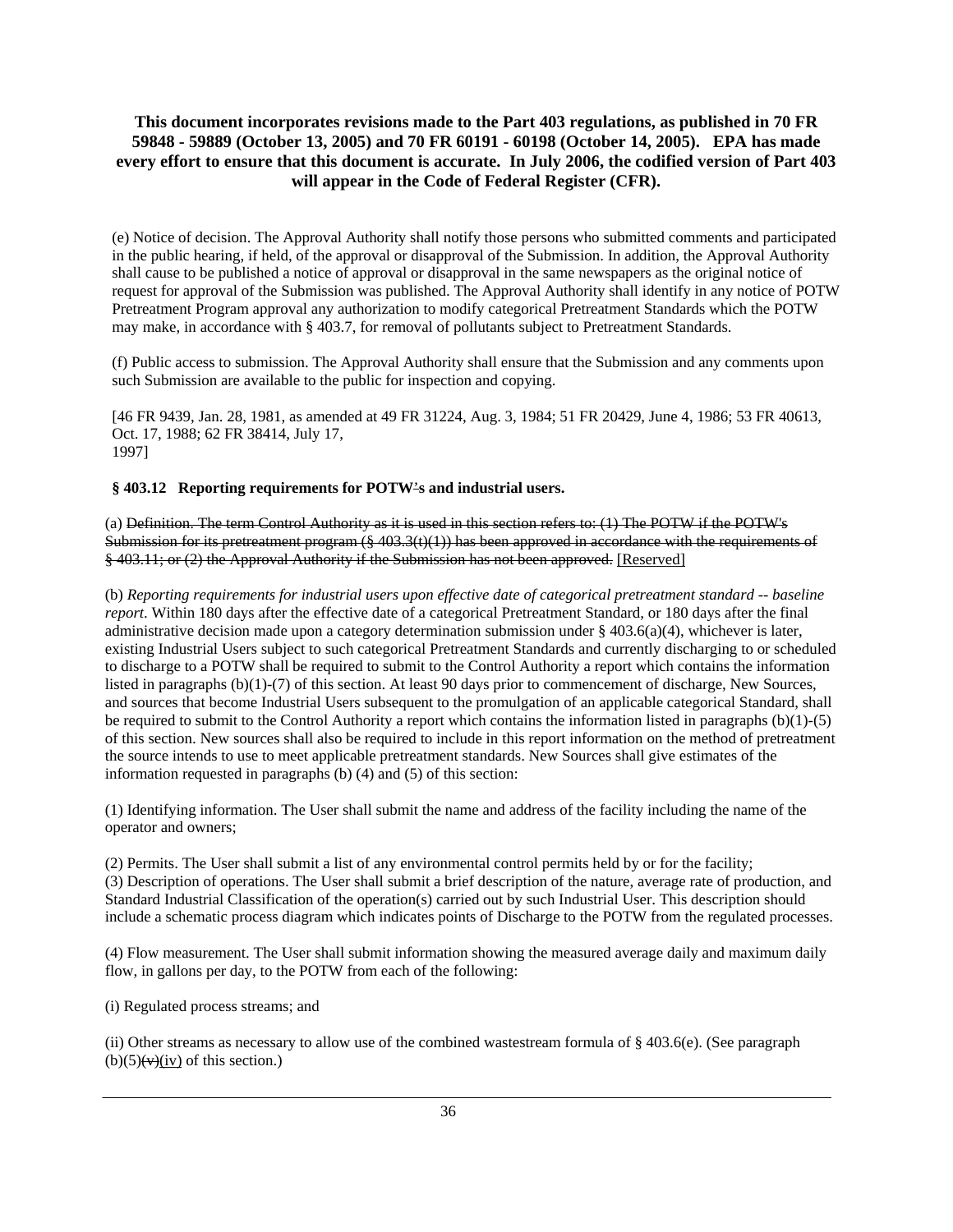**This document incorporates revisions made to the Part 403 regulations, as published in 70 FR 59848 - 59889 (October 13, 2005) and 70 FR 60191 - 60198 (October 14, 2005). EPA has made every effort to ensure that this document is accurate. In July 2006, the codified version of Part 403 will appear in the Code of Federal Register (CFR).**

(e) Notice of decision. The Approval Authority shall notify those persons who submitted comments and participated in the public hearing, if held, of the approval or disapproval of the Submission. In addition, the Approval Authority shall cause to be published a notice of approval or disapproval in the same newspapers as the original notice of request for approval of the Submission was published. The Approval Authority shall identify in any notice of POTW Pretreatment Program approval any authorization to modify categorical Pretreatment Standards which the POTW may make, in accordance with § 403.7, for removal of pollutants subject to Pretreatment Standards.

(f) Public access to submission. The Approval Authority shall ensure that the Submission and any comments upon such Submission are available to the public for inspection and copying.

[46 FR 9439, Jan. 28, 1981, as amended at 49 FR 31224, Aug. 3, 1984; 51 FR 20429, June 4, 1986; 53 FR 40613, Oct. 17, 1988; 62 FR 38414, July 17, 1997]

### § 403.12 Reporting requirements for POTW's and industrial users.

(a) ~~Definition. The term Control Authority as it is used in this section refers to: (1) The POTW if the POTW's Submission for its pretreatment program (§ 403.3(t)(1)) has been approved in accordance with the requirements of § 403.11; or (2) the Approval Authority if the Submission has not been approved.~~ [Reserved]

(b) *Reporting requirements for industrial users upon effective date of categorical pretreatment standard -- baseline report*. Within 180 days after the effective date of a categorical Pretreatment Standard, or 180 days after the final administrative decision made upon a category determination submission under § 403.6(a)(4), whichever is later, existing Industrial Users subject to such categorical Pretreatment Standards and currently discharging to or scheduled to discharge to a POTW shall be required to submit to the Control Authority a report which contains the information listed in paragraphs (b)(1)-(7) of this section. At least 90 days prior to commencement of discharge, New Sources, and sources that become Industrial Users subsequent to the promulgation of an applicable categorical Standard, shall be required to submit to the Control Authority a report which contains the information listed in paragraphs (b)(1)-(5) of this section. New sources shall also be required to include in this report information on the method of pretreatment the source intends to use to meet applicable pretreatment standards. New Sources shall give estimates of the information requested in paragraphs (b) (4) and (5) of this section:

(1) Identifying information. The User shall submit the name and address of the facility including the name of the operator and owners;

(2) Permits. The User shall submit a list of any environmental control permits held by or for the facility;

(3) Description of operations. The User shall submit a brief description of the nature, average rate of production, and Standard Industrial Classification of the operation(s) carried out by such Industrial User. This description should include a schematic process diagram which indicates points of Discharge to the POTW from the regulated processes.

(4) Flow measurement. The User shall submit information showing the measured average daily and maximum daily flow, in gallons per day, to the POTW from each of the following:

(i) Regulated process streams; and

(ii) Other streams as necessary to allow use of the combined wastestream formula of § 403.6(e). (See paragraph (b)(5)~~(v)~~(iv) of this section.)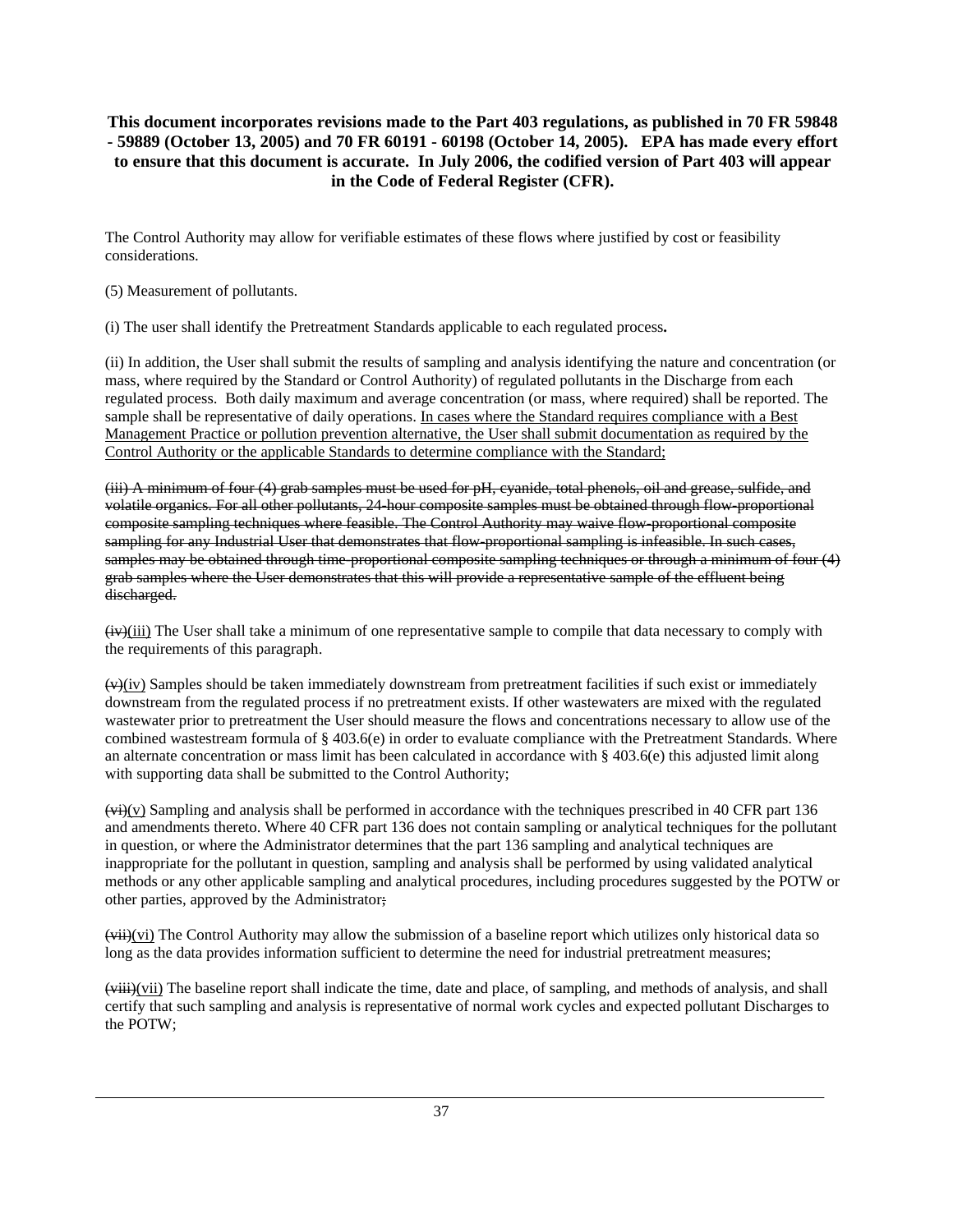**This document incorporates revisions made to the Part 403 regulations, as published in 70 FR 59848 - 59889 (October 13, 2005) and 70 FR 60191 - 60198 (October 14, 2005). EPA has made every effort to ensure that this document is accurate. In July 2006, the codified version of Part 403 will appear in the Code of Federal Register (CFR).**

The Control Authority may allow for verifiable estimates of these flows where justified by cost or feasibility considerations.

(5) Measurement of pollutants.

(i) The user shall identify the Pretreatment Standards applicable to each regulated process**.**

(ii) In addition, the User shall submit the results of sampling and analysis identifying the nature and concentration (or mass, where required by the Standard or Control Authority) of regulated pollutants in the Discharge from each regulated process. Both daily maximum and average concentration (or mass, where required) shall be reported. The sample shall be representative of daily operations. <u>In cases where the Standard requires compliance with a Best Management Practice or pollution prevention alternative, the User shall submit documentation as required by the Control Authority or the applicable Standards to determine compliance with the Standard;</u>

~~(iii) A minimum of four (4) grab samples must be used for pH, cyanide, total phenols, oil and grease, sulfide, and volatile organics. For all other pollutants, 24-hour composite samples must be obtained through flow-proportional composite sampling techniques where feasible. The Control Authority may waive flow-proportional composite sampling for any Industrial User that demonstrates that flow-proportional sampling is infeasible. In such cases, samples may be obtained through time-proportional composite sampling techniques or through a minimum of four (4) grab samples where the User demonstrates that this will provide a representative sample of the effluent being discharged.~~

~~(iv)~~<u>(iii)</u> The User shall take a minimum of one representative sample to compile that data necessary to comply with the requirements of this paragraph.

~~(v)~~<u>(iv)</u> Samples should be taken immediately downstream from pretreatment facilities if such exist or immediately downstream from the regulated process if no pretreatment exists. If other wastewaters are mixed with the regulated wastewater prior to pretreatment the User should measure the flows and concentrations necessary to allow use of the combined wastestream formula of § 403.6(e) in order to evaluate compliance with the Pretreatment Standards. Where an alternate concentration or mass limit has been calculated in accordance with § 403.6(e) this adjusted limit along with supporting data shall be submitted to the Control Authority;

~~(vi)~~<u>(v)</u> Sampling and analysis shall be performed in accordance with the techniques prescribed in 40 CFR part 136 and amendments thereto. Where 40 CFR part 136 does not contain sampling or analytical techniques for the pollutant in question, or where the Administrator determines that the part 136 sampling and analytical techniques are inappropriate for the pollutant in question, sampling and analysis shall be performed by using validated analytical methods or any other applicable sampling and analytical procedures, including procedures suggested by the POTW or other parties, approved by the Administrator~~;~~

~~(vii)~~<u>(vi)</u> The Control Authority may allow the submission of a baseline report which utilizes only historical data so long as the data provides information sufficient to determine the need for industrial pretreatment measures;

~~(viii)~~<u>(vii)</u> The baseline report shall indicate the time, date and place, of sampling, and methods of analysis, and shall certify that such sampling and analysis is representative of normal work cycles and expected pollutant Discharges to the POTW;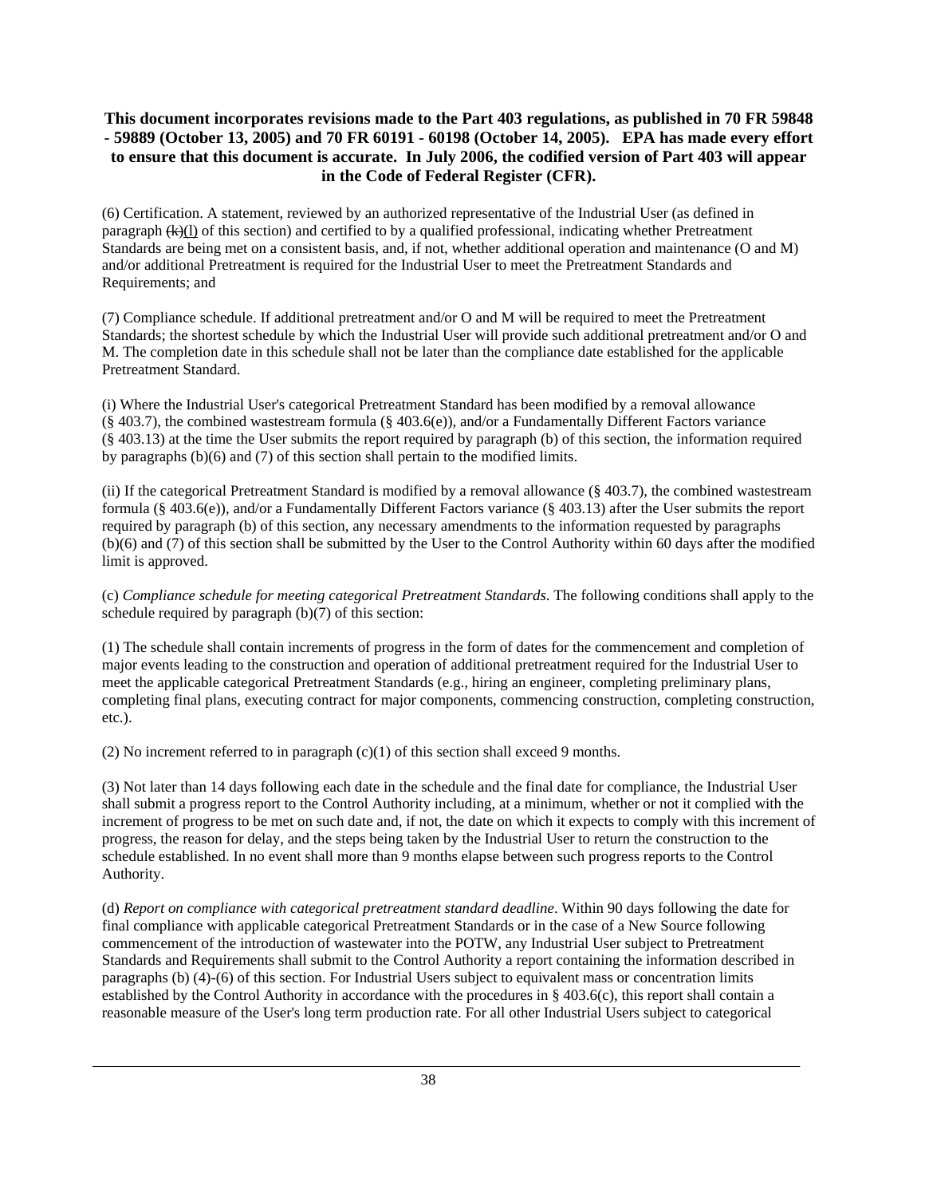**This document incorporates revisions made to the Part 403 regulations, as published in 70 FR 59848 - 59889 (October 13, 2005) and 70 FR 60191 - 60198 (October 14, 2005). EPA has made every effort to ensure that this document is accurate. In July 2006, the codified version of Part 403 will appear in the Code of Federal Register (CFR).**

(6) Certification. A statement, reviewed by an authorized representative of the Industrial User (as defined in paragraph ~~(k)~~<u>(l)</u> of this section) and certified to by a qualified professional, indicating whether Pretreatment Standards are being met on a consistent basis, and, if not, whether additional operation and maintenance (O and M) and/or additional Pretreatment is required for the Industrial User to meet the Pretreatment Standards and Requirements; and

(7) Compliance schedule. If additional pretreatment and/or O and M will be required to meet the Pretreatment Standards; the shortest schedule by which the Industrial User will provide such additional pretreatment and/or O and M. The completion date in this schedule shall not be later than the compliance date established for the applicable Pretreatment Standard.

(i) Where the Industrial User's categorical Pretreatment Standard has been modified by a removal allowance (§ 403.7), the combined wastestream formula (§ 403.6(e)), and/or a Fundamentally Different Factors variance (§ 403.13) at the time the User submits the report required by paragraph (b) of this section, the information required by paragraphs (b)(6) and (7) of this section shall pertain to the modified limits.

(ii) If the categorical Pretreatment Standard is modified by a removal allowance (§ 403.7), the combined wastestream formula (§ 403.6(e)), and/or a Fundamentally Different Factors variance (§ 403.13) after the User submits the report required by paragraph (b) of this section, any necessary amendments to the information requested by paragraphs (b)(6) and (7) of this section shall be submitted by the User to the Control Authority within 60 days after the modified limit is approved.

(c) *Compliance schedule for meeting categorical Pretreatment Standards*. The following conditions shall apply to the schedule required by paragraph (b)(7) of this section:

(1) The schedule shall contain increments of progress in the form of dates for the commencement and completion of major events leading to the construction and operation of additional pretreatment required for the Industrial User to meet the applicable categorical Pretreatment Standards (e.g., hiring an engineer, completing preliminary plans, completing final plans, executing contract for major components, commencing construction, completing construction, etc.).

(2) No increment referred to in paragraph (c)(1) of this section shall exceed 9 months.

(3) Not later than 14 days following each date in the schedule and the final date for compliance, the Industrial User shall submit a progress report to the Control Authority including, at a minimum, whether or not it complied with the increment of progress to be met on such date and, if not, the date on which it expects to comply with this increment of progress, the reason for delay, and the steps being taken by the Industrial User to return the construction to the schedule established. In no event shall more than 9 months elapse between such progress reports to the Control Authority.

(d) *Report on compliance with categorical pretreatment standard deadline*. Within 90 days following the date for final compliance with applicable categorical Pretreatment Standards or in the case of a New Source following commencement of the introduction of wastewater into the POTW, any Industrial User subject to Pretreatment Standards and Requirements shall submit to the Control Authority a report containing the information described in paragraphs (b) (4)-(6) of this section. For Industrial Users subject to equivalent mass or concentration limits established by the Control Authority in accordance with the procedures in § 403.6(c), this report shall contain a reasonable measure of the User's long term production rate. For all other Industrial Users subject to categorical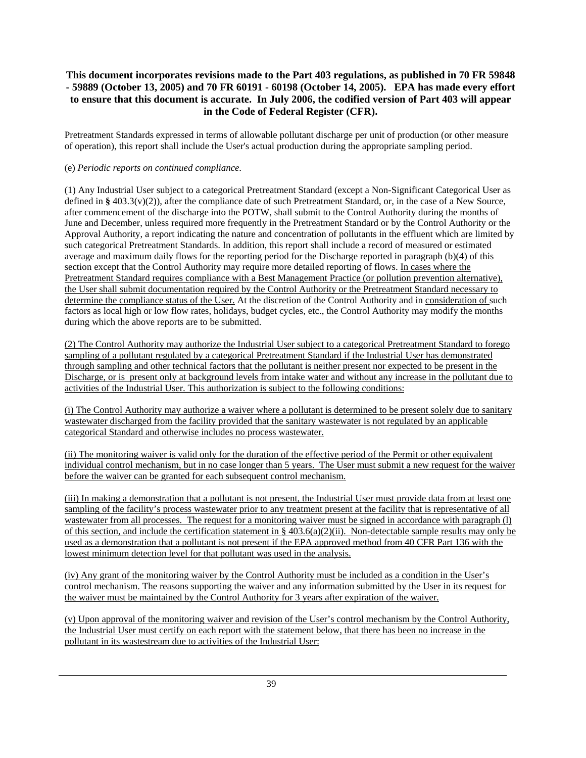**This document incorporates revisions made to the Part 403 regulations, as published in 70 FR 59848 - 59889 (October 13, 2005) and 70 FR 60191 - 60198 (October 14, 2005). EPA has made every effort to ensure that this document is accurate. In July 2006, the codified version of Part 403 will appear in the Code of Federal Register (CFR).**

Pretreatment Standards expressed in terms of allowable pollutant discharge per unit of production (or other measure of operation), this report shall include the User's actual production during the appropriate sampling period.

(e) *Periodic reports on continued compliance*.

(1) Any Industrial User subject to a categorical Pretreatment Standard (except a Non-Significant Categorical User as defined in **§** 403.3(v)(2)), after the compliance date of such Pretreatment Standard, or, in the case of a New Source, after commencement of the discharge into the POTW, shall submit to the Control Authority during the months of June and December, unless required more frequently in the Pretreatment Standard or by the Control Authority or the Approval Authority, a report indicating the nature and concentration of pollutants in the effluent which are limited by such categorical Pretreatment Standards. In addition, this report shall include a record of measured or estimated average and maximum daily flows for the reporting period for the Discharge reported in paragraph (b)(4) of this section except that the Control Authority may require more detailed reporting of flows. <u>In cases where the Pretreatment Standard requires compliance with a Best Management Practice (or pollution prevention alternative), the User shall submit documentation required by the Control Authority or the Pretreatment Standard necessary to determine the compliance status of the User.</u> At the discretion of the Control Authority and in <u>consideration of s</u>uch factors as local high or low flow rates, holidays, budget cycles, etc., the Control Authority may modify the months during which the above reports are to be submitted.

<u>(2) The Control Authority may authorize the Industrial User subject to a categorical Pretreatment Standard to forego sampling of a pollutant regulated by a categorical Pretreatment Standard if the Industrial User has demonstrated through sampling and other technical factors that the pollutant is neither present nor expected to be present in the Discharge, or is present only at background levels from intake water and without any increase in the pollutant due to activities of the Industrial User. This authorization is subject to the following conditions:</u>

<u>(i) The Control Authority may authorize a waiver where a pollutant is determined to be present solely due to sanitary wastewater discharged from the facility provided that the sanitary wastewater is not regulated by an applicable categorical Standard and otherwise includes no process wastewater.</u>

<u>(ii) The monitoring waiver is valid only for the duration of the effective period of the Permit or other equivalent individual control mechanism, but in no case longer than 5 years. The User must submit a new request for the waiver before the waiver can be granted for each subsequent control mechanism.</u>

<u>(iii) In making a demonstration that a pollutant is not present, the Industrial User must provide data from at least one sampling of the facility's process wastewater prior to any treatment present at the facility that is representative of all wastewater from all processes. The request for a monitoring waiver must be signed in accordance with paragraph (l) of this section, and include the certification statement in § 403.6(a)(2)(ii). Non-detectable sample results may only be used as a demonstration that a pollutant is not present if the EPA approved method from 40 CFR Part 136 with the lowest minimum detection level for that pollutant was used in the analysis.</u>

<u>(iv) Any grant of the monitoring waiver by the Control Authority must be included as a condition in the User's control mechanism. The reasons supporting the waiver and any information submitted by the User in its request for the waiver must be maintained by the Control Authority for 3 years after expiration of the waiver.</u>

<u>(v) Upon approval of the monitoring waiver and revision of the User's control mechanism by the Control Authority, the Industrial User must certify on each report with the statement below, that there has been no increase in the pollutant in its wastestream due to activities of the Industrial User:</u>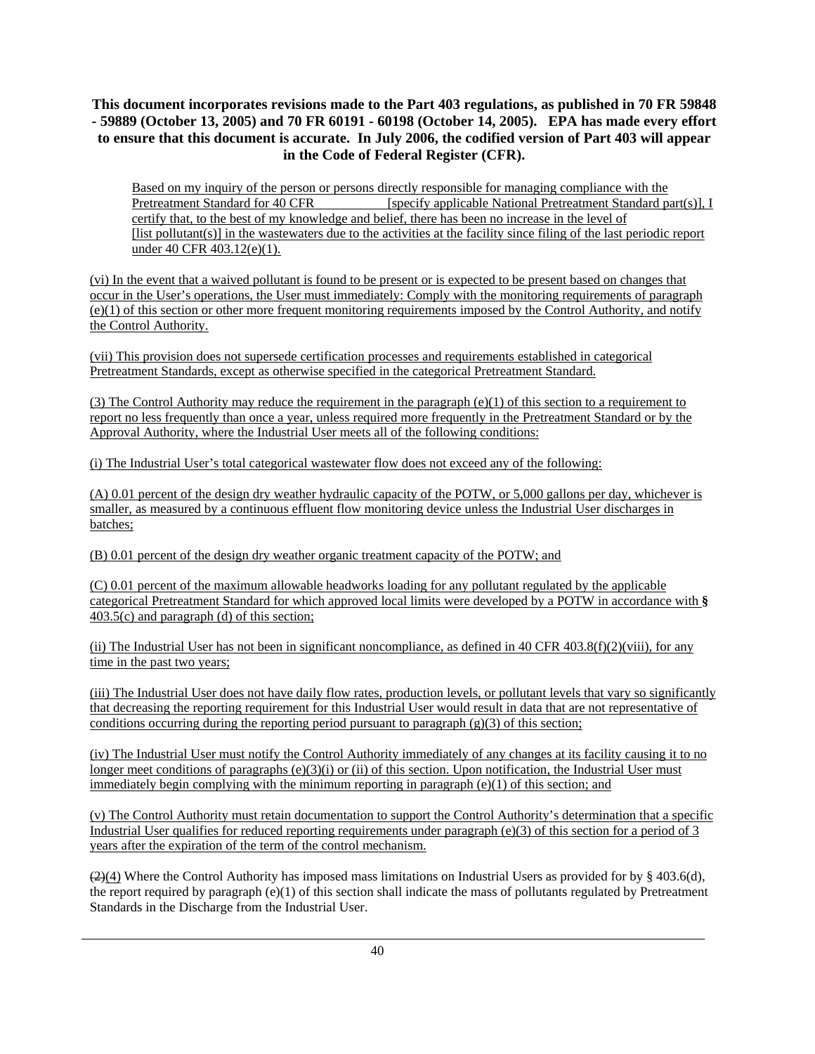**This document incorporates revisions made to the Part 403 regulations, as published in 70 FR 59848 - 59889 (October 13, 2005) and 70 FR 60191 - 60198 (October 14, 2005). EPA has made every effort to ensure that this document is accurate. In July 2006, the codified version of Part 403 will appear in the Code of Federal Register (CFR).**

> Based on my inquiry of the person or persons directly responsible for managing compliance with the Pretreatment Standard for 40 CFR \_\_\_\_\_\_\_\_\_\_ [specify applicable National Pretreatment Standard part(s)], I certify that, to the best of my knowledge and belief, there has been no increase in the level of [list pollutant(s)] in the wastewaters due to the activities at the facility since filing of the last periodic report under 40 CFR 403.12(e)(1).

(vi) In the event that a waived pollutant is found to be present or is expected to be present based on changes that occur in the User's operations, the User must immediately: Comply with the monitoring requirements of paragraph (e)(1) of this section or other more frequent monitoring requirements imposed by the Control Authority, and notify the Control Authority.

(vii) This provision does not supersede certification processes and requirements established in categorical Pretreatment Standards, except as otherwise specified in the categorical Pretreatment Standard.

(3) The Control Authority may reduce the requirement in the paragraph (e)(1) of this section to a requirement to report no less frequently than once a year, unless required more frequently in the Pretreatment Standard or by the Approval Authority, where the Industrial User meets all of the following conditions:

(i) The Industrial User's total categorical wastewater flow does not exceed any of the following:

(A) 0.01 percent of the design dry weather hydraulic capacity of the POTW, or 5,000 gallons per day, whichever is smaller, as measured by a continuous effluent flow monitoring device unless the Industrial User discharges in batches;

(B) 0.01 percent of the design dry weather organic treatment capacity of the POTW; and

(C) 0.01 percent of the maximum allowable headworks loading for any pollutant regulated by the applicable categorical Pretreatment Standard for which approved local limits were developed by a POTW in accordance with § 403.5(c) and paragraph (d) of this section;

(ii) The Industrial User has not been in significant noncompliance, as defined in 40 CFR 403.8(f)(2)(viii), for any time in the past two years;

(iii) The Industrial User does not have daily flow rates, production levels, or pollutant levels that vary so significantly that decreasing the reporting requirement for this Industrial User would result in data that are not representative of conditions occurring during the reporting period pursuant to paragraph (g)(3) of this section;

(iv) The Industrial User must notify the Control Authority immediately of any changes at its facility causing it to no longer meet conditions of paragraphs (e)(3)(i) or (ii) of this section. Upon notification, the Industrial User must immediately begin complying with the minimum reporting in paragraph (e)(1) of this section; and

(v) The Control Authority must retain documentation to support the Control Authority's determination that a specific Industrial User qualifies for reduced reporting requirements under paragraph (e)(3) of this section for a period of 3 years after the expiration of the term of the control mechanism.

~~(2)~~(4) Where the Control Authority has imposed mass limitations on Industrial Users as provided for by § 403.6(d), the report required by paragraph (e)(1) of this section shall indicate the mass of pollutants regulated by Pretreatment Standards in the Discharge from the Industrial User.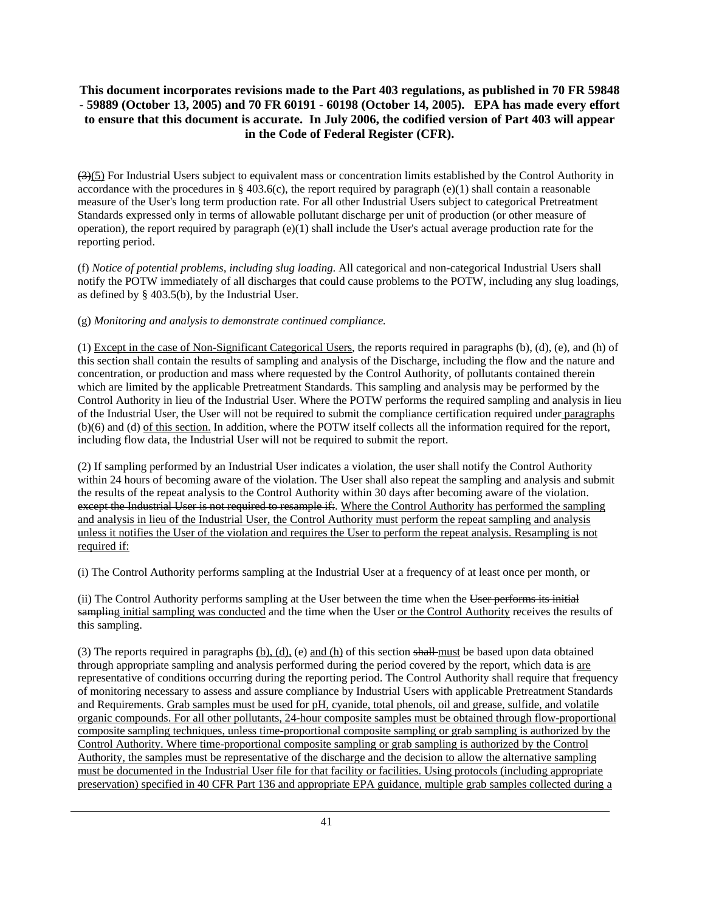**This document incorporates revisions made to the Part 403 regulations, as published in 70 FR 59848 - 59889 (October 13, 2005) and 70 FR 60191 - 60198 (October 14, 2005). EPA has made every effort to ensure that this document is accurate. In July 2006, the codified version of Part 403 will appear in the Code of Federal Register (CFR).**

~~(3)~~<u>(5)</u> For Industrial Users subject to equivalent mass or concentration limits established by the Control Authority in accordance with the procedures in § 403.6(c), the report required by paragraph (e)(1) shall contain a reasonable measure of the User's long term production rate. For all other Industrial Users subject to categorical Pretreatment Standards expressed only in terms of allowable pollutant discharge per unit of production (or other measure of operation), the report required by paragraph (e)(1) shall include the User's actual average production rate for the reporting period.

(f) *Notice of potential problems, including slug loading*. All categorical and non-categorical Industrial Users shall notify the POTW immediately of all discharges that could cause problems to the POTW, including any slug loadings, as defined by § 403.5(b), by the Industrial User.

(g) *Monitoring and analysis to demonstrate continued compliance.*

(1) <u>Except in the case of Non-Significant Categorical Users</u>, the reports required in paragraphs (b), (d), (e), and (h) of this section shall contain the results of sampling and analysis of the Discharge, including the flow and the nature and concentration, or production and mass where requested by the Control Authority, of pollutants contained therein which are limited by the applicable Pretreatment Standards. This sampling and analysis may be performed by the Control Authority in lieu of the Industrial User. Where the POTW performs the required sampling and analysis in lieu of the Industrial User, the User will not be required to submit the compliance certification required under <u>paragraphs</u> (b)(6) and (d) <u>of this section.</u> In addition, where the POTW itself collects all the information required for the report, including flow data, the Industrial User will not be required to submit the report.

(2) If sampling performed by an Industrial User indicates a violation, the user shall notify the Control Authority within 24 hours of becoming aware of the violation. The User shall also repeat the sampling and analysis and submit the results of the repeat analysis to the Control Authority within 30 days after becoming aware of the violation. ~~except the Industrial User is not required to resample if:~~. <u>Where the Control Authority has performed the sampling and analysis in lieu of the Industrial User, the Control Authority must perform the repeat sampling and analysis unless it notifies the User of the violation and requires the User to perform the repeat analysis. Resampling is not required if:</u>

(i) The Control Authority performs sampling at the Industrial User at a frequency of at least once per month, or

(ii) The Control Authority performs sampling at the User between the time when the ~~User performs its initial sampling~~ <u>initial sampling was conducted</u> and the time when the User <u>or the Control Authority</u> receives the results of this sampling.

(3) The reports required in paragraphs <u>(b), (d),</u> (e) <u>and (h)</u> of this section ~~shall~~ <u>must</u> be based upon data obtained through appropriate sampling and analysis performed during the period covered by the report, which data ~~is~~ <u>are</u> representative of conditions occurring during the reporting period. The Control Authority shall require that frequency of monitoring necessary to assess and assure compliance by Industrial Users with applicable Pretreatment Standards and Requirements. <u>Grab samples must be used for pH, cyanide, total phenols, oil and grease, sulfide, and volatile organic compounds. For all other pollutants, 24-hour composite samples must be obtained through flow-proportional composite sampling techniques, unless time-proportional composite sampling or grab sampling is authorized by the Control Authority. Where time-proportional composite sampling or grab sampling is authorized by the Control Authority, the samples must be representative of the discharge and the decision to allow the alternative sampling must be documented in the Industrial User file for that facility or facilities. Using protocols (including appropriate preservation) specified in 40 CFR Part 136 and appropriate EPA guidance, multiple grab samples collected during a</u>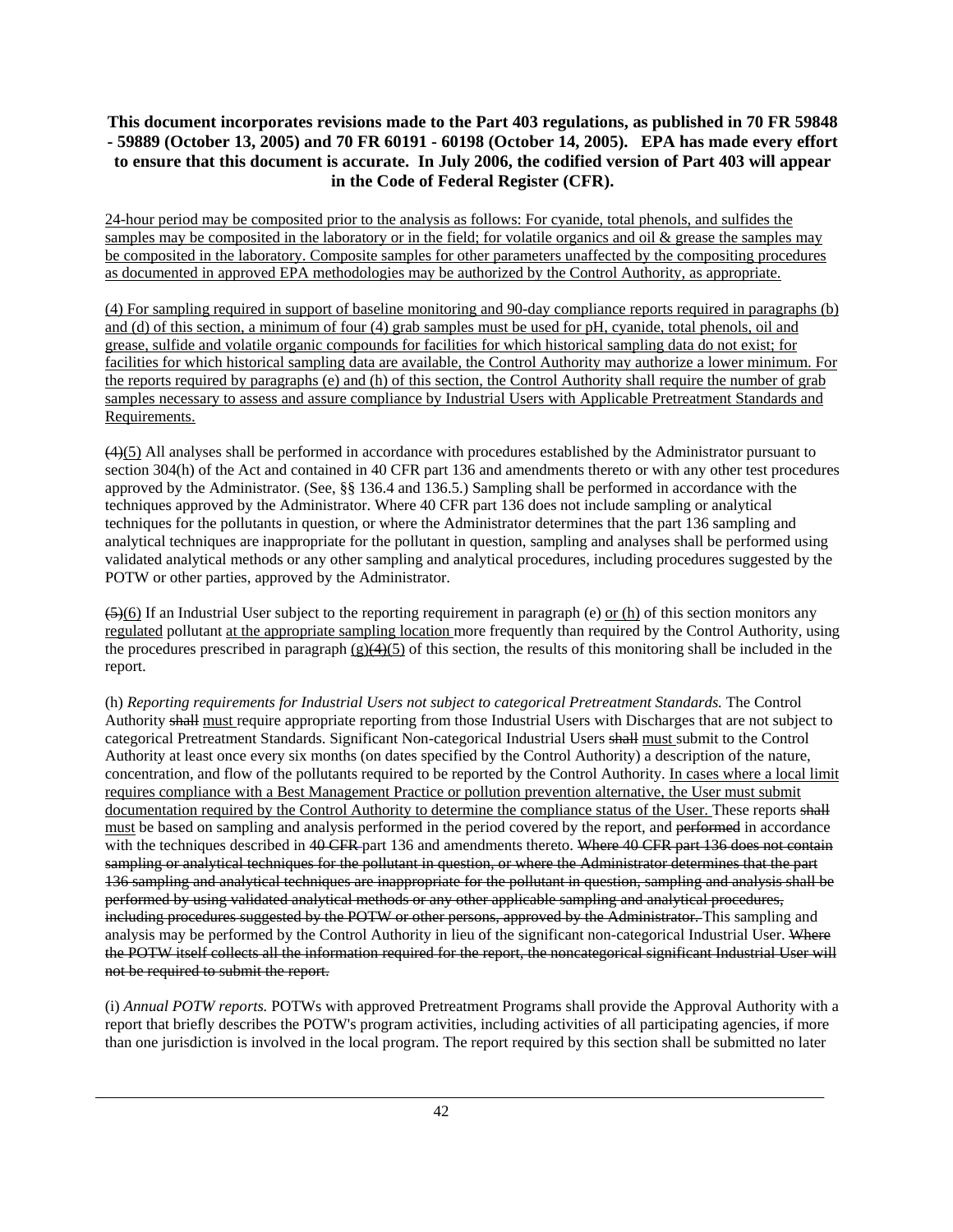<u>24-hour period may be composited prior to the analysis as follows: For cyanide, total phenols, and sulfides the samples may be composited in the laboratory or in the field; for volatile organics and oil & grease the samples may be composited in the laboratory. Composite samples for other parameters unaffected by the compositing procedures as documented in approved EPA methodologies may be authorized by the Control Authority, as appropriate.</u>

<u>(4) For sampling required in support of baseline monitoring and 90-day compliance reports required in paragraphs (b) and (d) of this section, a minimum of four (4) grab samples must be used for pH, cyanide, total phenols, oil and grease, sulfide and volatile organic compounds for facilities for which historical sampling data do not exist; for facilities for which historical sampling data are available, the Control Authority may authorize a lower minimum. For the reports required by paragraphs (e) and (h) of this section, the Control Authority shall require the number of grab samples necessary to assess and assure compliance by Industrial Users with Applicable Pretreatment Standards and Requirements.</u>

~~(4)~~<u>(5)</u> All analyses shall be performed in accordance with procedures established by the Administrator pursuant to section 304(h) of the Act and contained in 40 CFR part 136 and amendments thereto or with any other test procedures approved by the Administrator. (See, §§ 136.4 and 136.5.) Sampling shall be performed in accordance with the techniques approved by the Administrator. Where 40 CFR part 136 does not include sampling or analytical techniques for the pollutants in question, or where the Administrator determines that the part 136 sampling and analytical techniques are inappropriate for the pollutant in question, sampling and analyses shall be performed using validated analytical methods or any other sampling and analytical procedures, including procedures suggested by the POTW or other parties, approved by the Administrator.

~~(5)~~<u>(6)</u> If an Industrial User subject to the reporting requirement in paragraph (e) <u>or (h)</u> of this section monitors any <u>regulated</u> pollutant <u>at the appropriate sampling location</u> more frequently than required by the Control Authority, using the procedures prescribed in paragraph <u>(g)</u>~~(4)~~<u>(5)</u> of this section, the results of this monitoring shall be included in the report.

(h) *Reporting requirements for Industrial Users not subject to categorical Pretreatment Standards.* The Control Authority ~~shall~~ <u>must</u> require appropriate reporting from those Industrial Users with Discharges that are not subject to categorical Pretreatment Standards. Significant Non-categorical Industrial Users ~~shall~~ <u>must</u> submit to the Control Authority at least once every six months (on dates specified by the Control Authority) a description of the nature, concentration, and flow of the pollutants required to be reported by the Control Authority. <u>In cases where a local limit requires compliance with a Best Management Practice or pollution prevention alternative, the User must submit documentation required by the Control Authority to determine the compliance status of the User.</u> These reports ~~shall~~ <u>must</u> be based on sampling and analysis performed in the period covered by the report, and ~~performed~~ in accordance with the techniques described in ~~40 CFR~~ part 136 and amendments thereto. ~~Where 40 CFR part 136 does not contain sampling or analytical techniques for the pollutant in question, or where the Administrator determines that the part 136 sampling and analytical techniques are inappropriate for the pollutant in question, sampling and analysis shall be performed by using validated analytical methods or any other applicable sampling and analytical procedures, including procedures suggested by the POTW or other persons, approved by the Administrator.~~ This sampling and analysis may be performed by the Control Authority in lieu of the significant non-categorical Industrial User. ~~Where the POTW itself collects all the information required for the report, the noncategorical significant Industrial User will not be required to submit the report.~~

(i) *Annual POTW reports.* POTWs with approved Pretreatment Programs shall provide the Approval Authority with a report that briefly describes the POTW's program activities, including activities of all participating agencies, if more than one jurisdiction is involved in the local program. The report required by this section shall be submitted no later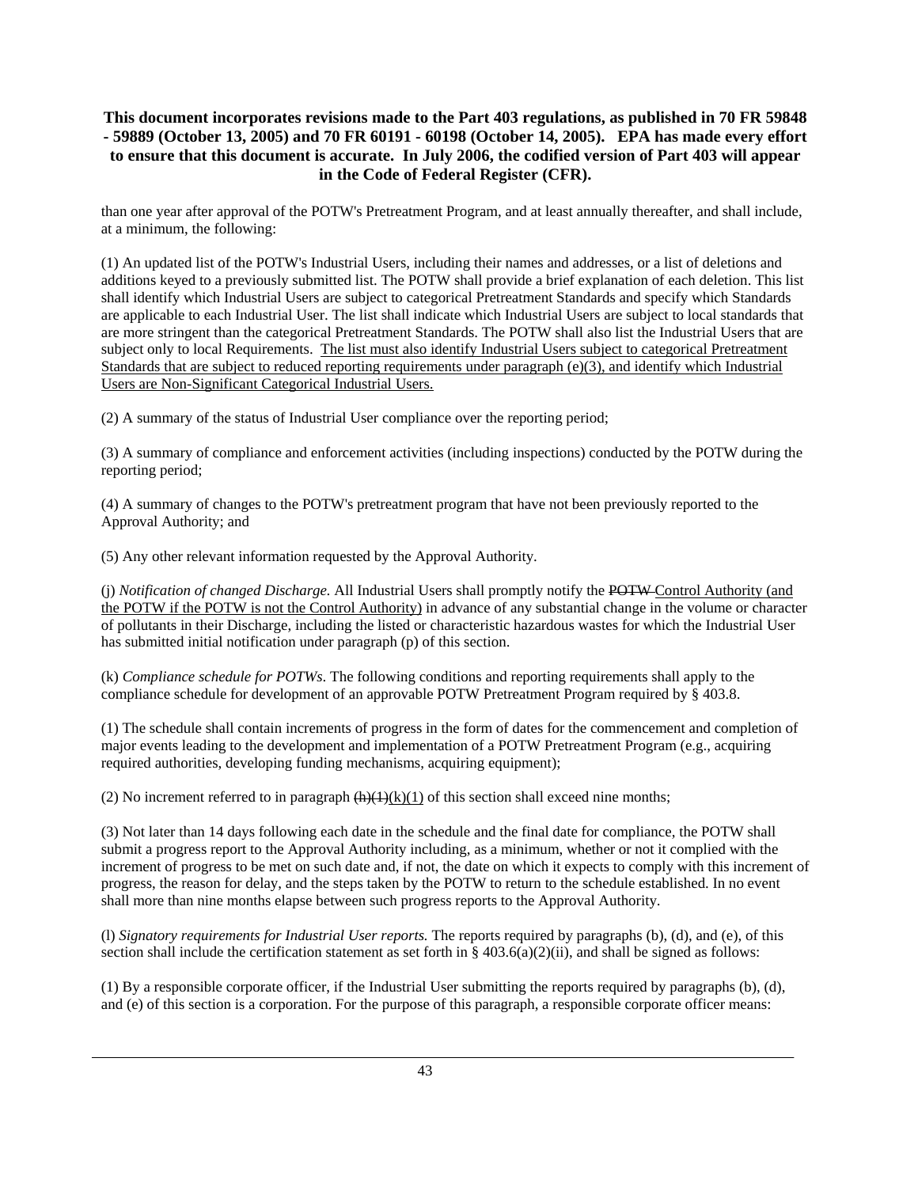than one year after approval of the POTW's Pretreatment Program, and at least annually thereafter, and shall include, at a minimum, the following:

(1) An updated list of the POTW's Industrial Users, including their names and addresses, or a list of deletions and additions keyed to a previously submitted list. The POTW shall provide a brief explanation of each deletion. This list shall identify which Industrial Users are subject to categorical Pretreatment Standards and specify which Standards are applicable to each Industrial User. The list shall indicate which Industrial Users are subject to local standards that are more stringent than the categorical Pretreatment Standards. The POTW shall also list the Industrial Users that are subject only to local Requirements. <u>The list must also identify Industrial Users subject to categorical Pretreatment Standards that are subject to reduced reporting requirements under paragraph (e)(3), and identify which Industrial Users are Non-Significant Categorical Industrial Users.</u>

(2) A summary of the status of Industrial User compliance over the reporting period;

(3) A summary of compliance and enforcement activities (including inspections) conducted by the POTW during the reporting period;

(4) A summary of changes to the POTW's pretreatment program that have not been previously reported to the Approval Authority; and

(5) Any other relevant information requested by the Approval Authority.

(j) *Notification of changed Discharge.* All Industrial Users shall promptly notify the ~~POTW~~ <u>Control Authority (and the POTW if the POTW is not the Control Authority)</u> in advance of any substantial change in the volume or character of pollutants in their Discharge, including the listed or characteristic hazardous wastes for which the Industrial User has submitted initial notification under paragraph (p) of this section.

(k) *Compliance schedule for POTWs.* The following conditions and reporting requirements shall apply to the compliance schedule for development of an approvable POTW Pretreatment Program required by § 403.8.

(1) The schedule shall contain increments of progress in the form of dates for the commencement and completion of major events leading to the development and implementation of a POTW Pretreatment Program (e.g., acquiring required authorities, developing funding mechanisms, acquiring equipment);

(2) No increment referred to in paragraph ~~(h)(1)~~<u>(k)(1)</u> of this section shall exceed nine months;

(3) Not later than 14 days following each date in the schedule and the final date for compliance, the POTW shall submit a progress report to the Approval Authority including, as a minimum, whether or not it complied with the increment of progress to be met on such date and, if not, the date on which it expects to comply with this increment of progress, the reason for delay, and the steps taken by the POTW to return to the schedule established. In no event shall more than nine months elapse between such progress reports to the Approval Authority.

(l) *Signatory requirements for Industrial User reports.* The reports required by paragraphs (b), (d), and (e), of this section shall include the certification statement as set forth in § 403.6(a)(2)(ii), and shall be signed as follows:

(1) By a responsible corporate officer, if the Industrial User submitting the reports required by paragraphs (b), (d), and (e) of this section is a corporation. For the purpose of this paragraph, a responsible corporate officer means: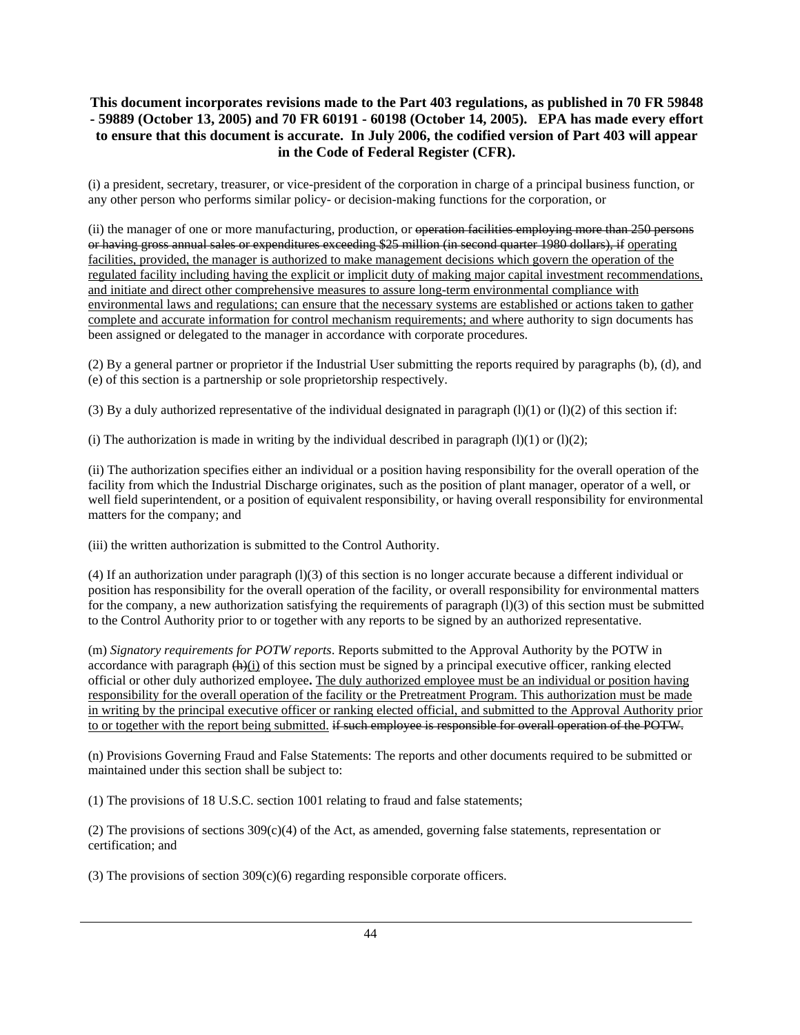(i) a president, secretary, treasurer, or vice-president of the corporation in charge of a principal business function, or any other person who performs similar policy- or decision-making functions for the corporation, or

(ii) the manager of one or more manufacturing, production, or ~~operation facilities employing more than 250 persons or having gross annual sales or expenditures exceeding $25 million (in second quarter 1980 dollars), if~~ <u>operating facilities, provided, the manager is authorized to make management decisions which govern the operation of the regulated facility including having the explicit or implicit duty of making major capital investment recommendations, and initiate and direct other comprehensive measures to assure long-term environmental compliance with environmental laws and regulations; can ensure that the necessary systems are established or actions taken to gather complete and accurate information for control mechanism requirements; and where</u> authority to sign documents has been assigned or delegated to the manager in accordance with corporate procedures.

(2) By a general partner or proprietor if the Industrial User submitting the reports required by paragraphs (b), (d), and (e) of this section is a partnership or sole proprietorship respectively.

(3) By a duly authorized representative of the individual designated in paragraph (l)(1) or (l)(2) of this section if:

(i) The authorization is made in writing by the individual described in paragraph (l)(1) or (l)(2);

(ii) The authorization specifies either an individual or a position having responsibility for the overall operation of the facility from which the Industrial Discharge originates, such as the position of plant manager, operator of a well, or well field superintendent, or a position of equivalent responsibility, or having overall responsibility for environmental matters for the company; and

(iii) the written authorization is submitted to the Control Authority.

(4) If an authorization under paragraph (l)(3) of this section is no longer accurate because a different individual or position has responsibility for the overall operation of the facility, or overall responsibility for environmental matters for the company, a new authorization satisfying the requirements of paragraph (l)(3) of this section must be submitted to the Control Authority prior to or together with any reports to be signed by an authorized representative.

(m) *Signatory requirements for POTW reports*. Reports submitted to the Approval Authority by the POTW in accordance with paragraph ~~(h)~~<u>(i)</u> of this section must be signed by a principal executive officer, ranking elected official or other duly authorized employee**.** <u>The duly authorized employee must be an individual or position having responsibility for the overall operation of the facility or the Pretreatment Program. This authorization must be made in writing by the principal executive officer or ranking elected official, and submitted to the Approval Authority prior to or together with the report being submitted.</u> ~~if such employee is responsible for overall operation of the POTW.~~

(n) Provisions Governing Fraud and False Statements: The reports and other documents required to be submitted or maintained under this section shall be subject to:

(1) The provisions of 18 U.S.C. section 1001 relating to fraud and false statements;

(2) The provisions of sections 309(c)(4) of the Act, as amended, governing false statements, representation or certification; and

(3) The provisions of section 309(c)(6) regarding responsible corporate officers.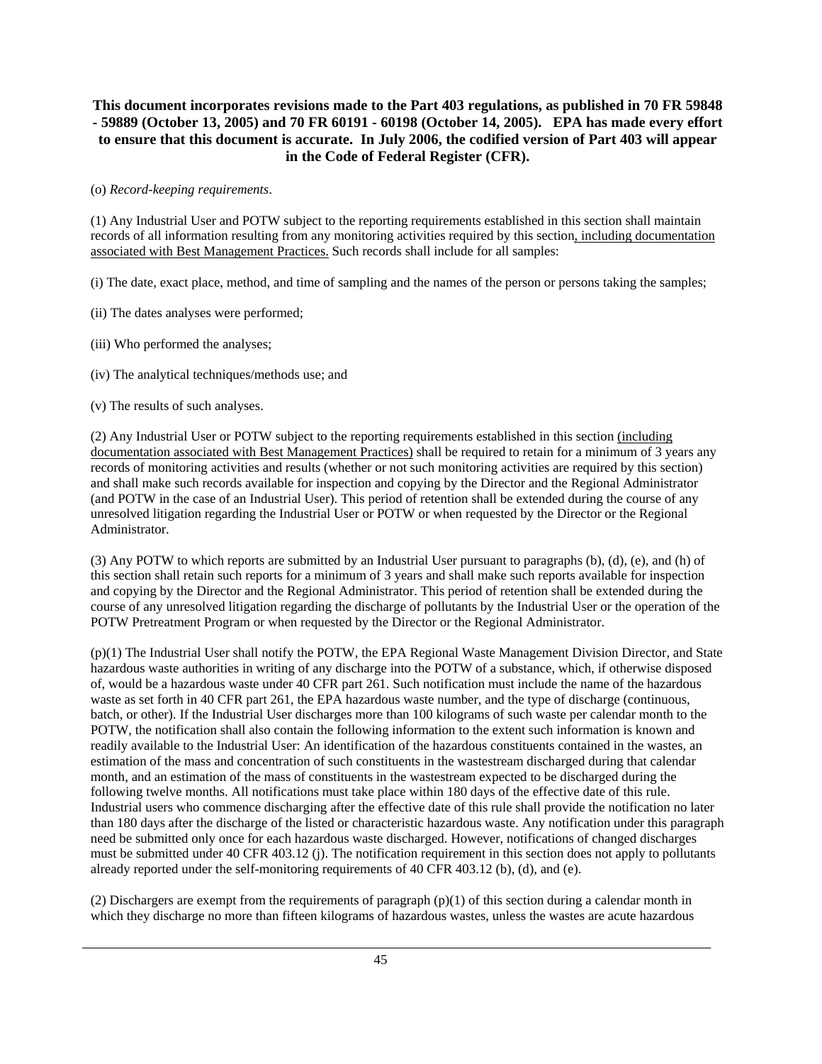**This document incorporates revisions made to the Part 403 regulations, as published in 70 FR 59848 - 59889 (October 13, 2005) and 70 FR 60191 - 60198 (October 14, 2005). EPA has made every effort to ensure that this document is accurate. In July 2006, the codified version of Part 403 will appear in the Code of Federal Register (CFR).**

(o) *Record-keeping requirements*.

(1) Any Industrial User and POTW subject to the reporting requirements established in this section shall maintain records of all information resulting from any monitoring activities required by this section, including documentation associated with Best Management Practices. Such records shall include for all samples:

(i) The date, exact place, method, and time of sampling and the names of the person or persons taking the samples;

(ii) The dates analyses were performed;

(iii) Who performed the analyses;

(iv) The analytical techniques/methods use; and

(v) The results of such analyses.

(2) Any Industrial User or POTW subject to the reporting requirements established in this section (including documentation associated with Best Management Practices) shall be required to retain for a minimum of 3 years any records of monitoring activities and results (whether or not such monitoring activities are required by this section) and shall make such records available for inspection and copying by the Director and the Regional Administrator (and POTW in the case of an Industrial User). This period of retention shall be extended during the course of any unresolved litigation regarding the Industrial User or POTW or when requested by the Director or the Regional Administrator.

(3) Any POTW to which reports are submitted by an Industrial User pursuant to paragraphs (b), (d), (e), and (h) of this section shall retain such reports for a minimum of 3 years and shall make such reports available for inspection and copying by the Director and the Regional Administrator. This period of retention shall be extended during the course of any unresolved litigation regarding the discharge of pollutants by the Industrial User or the operation of the POTW Pretreatment Program or when requested by the Director or the Regional Administrator.

(p)(1) The Industrial User shall notify the POTW, the EPA Regional Waste Management Division Director, and State hazardous waste authorities in writing of any discharge into the POTW of a substance, which, if otherwise disposed of, would be a hazardous waste under 40 CFR part 261. Such notification must include the name of the hazardous waste as set forth in 40 CFR part 261, the EPA hazardous waste number, and the type of discharge (continuous, batch, or other). If the Industrial User discharges more than 100 kilograms of such waste per calendar month to the POTW, the notification shall also contain the following information to the extent such information is known and readily available to the Industrial User: An identification of the hazardous constituents contained in the wastes, an estimation of the mass and concentration of such constituents in the wastestream discharged during that calendar month, and an estimation of the mass of constituents in the wastestream expected to be discharged during the following twelve months. All notifications must take place within 180 days of the effective date of this rule. Industrial users who commence discharging after the effective date of this rule shall provide the notification no later than 180 days after the discharge of the listed or characteristic hazardous waste. Any notification under this paragraph need be submitted only once for each hazardous waste discharged. However, notifications of changed discharges must be submitted under 40 CFR 403.12 (j). The notification requirement in this section does not apply to pollutants already reported under the self-monitoring requirements of 40 CFR 403.12 (b), (d), and (e).

(2) Dischargers are exempt from the requirements of paragraph (p)(1) of this section during a calendar month in which they discharge no more than fifteen kilograms of hazardous wastes, unless the wastes are acute hazardous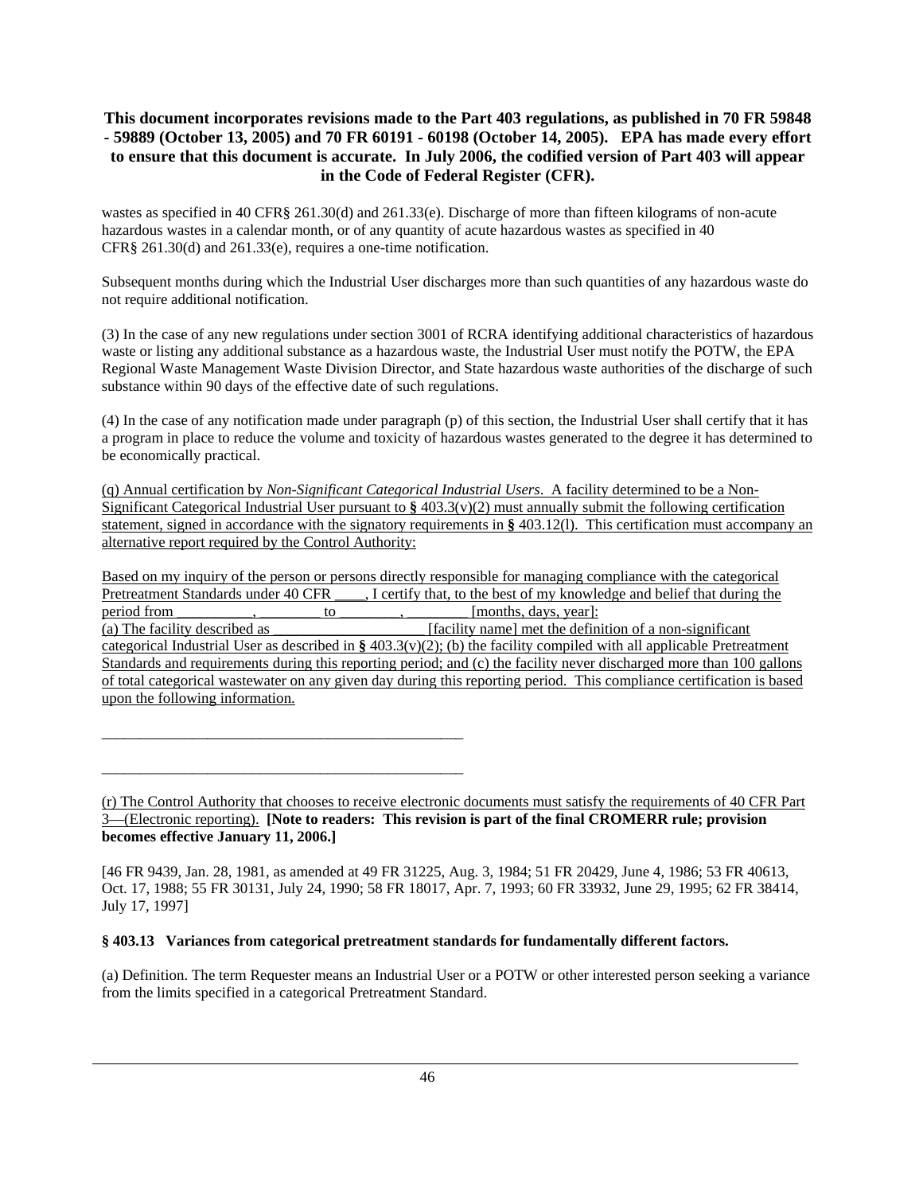**This document incorporates revisions made to the Part 403 regulations, as published in 70 FR 59848 - 59889 (October 13, 2005) and 70 FR 60191 - 60198 (October 14, 2005). EPA has made every effort to ensure that this document is accurate. In July 2006, the codified version of Part 403 will appear in the Code of Federal Register (CFR).**

wastes as specified in 40 CFR§ 261.30(d) and 261.33(e). Discharge of more than fifteen kilograms of non-acute hazardous wastes in a calendar month, or of any quantity of acute hazardous wastes as specified in 40 CFR§ 261.30(d) and 261.33(e), requires a one-time notification.

Subsequent months during which the Industrial User discharges more than such quantities of any hazardous waste do not require additional notification.

(3) In the case of any new regulations under section 3001 of RCRA identifying additional characteristics of hazardous waste or listing any additional substance as a hazardous waste, the Industrial User must notify the POTW, the EPA Regional Waste Management Waste Division Director, and State hazardous waste authorities of the discharge of such substance within 90 days of the effective date of such regulations.

(4) In the case of any notification made under paragraph (p) of this section, the Industrial User shall certify that it has a program in place to reduce the volume and toxicity of hazardous wastes generated to the degree it has determined to be economically practical.

<u>(q) Annual certification by *Non-Significant Categorical Industrial Users*. A facility determined to be a Non-Significant Categorical Industrial User pursuant to **§** 403.3(v)(2) must annually submit the following certification statement, signed in accordance with the signatory requirements in **§** 403.12(l). This certification must accompany an alternative report required by the Control Authority:</u>

<u>Based on my inquiry of the person or persons directly responsible for managing compliance with the categorical Pretreatment Standards under 40 CFR ____, I certify that, to the best of my knowledge and belief that during the period from __________, ________ to ________, ________ [months, days, year]:</u>
<u>(a) The facility described as ____________________ [facility name] met the definition of a non-significant categorical Industrial User as described in **§** 403.3(v)(2); (b) the facility compiled with all applicable Pretreatment Standards and requirements during this reporting period; and (c) the facility never discharged more than 100 gallons of total categorical wastewater on any given day during this reporting period. This compliance certification is based upon the following information.</u>

_________________________________________________

_________________________________________________

<u>(r) The Control Authority that chooses to receive electronic documents must satisfy the requirements of 40 CFR Part 3—(Electronic reporting).</u> **[Note to readers: This revision is part of the final CROMERR rule; provision becomes effective January 11, 2006.]**

[46 FR 9439, Jan. 28, 1981, as amended at 49 FR 31225, Aug. 3, 1984; 51 FR 20429, June 4, 1986; 53 FR 40613, Oct. 17, 1988; 55 FR 30131, July 24, 1990; 58 FR 18017, Apr. 7, 1993; 60 FR 33932, June 29, 1995; 62 FR 38414, July 17, 1997]

### § 403.13 Variances from categorical pretreatment standards for fundamentally different factors.

(a) Definition. The term Requester means an Industrial User or a POTW or other interested person seeking a variance from the limits specified in a categorical Pretreatment Standard.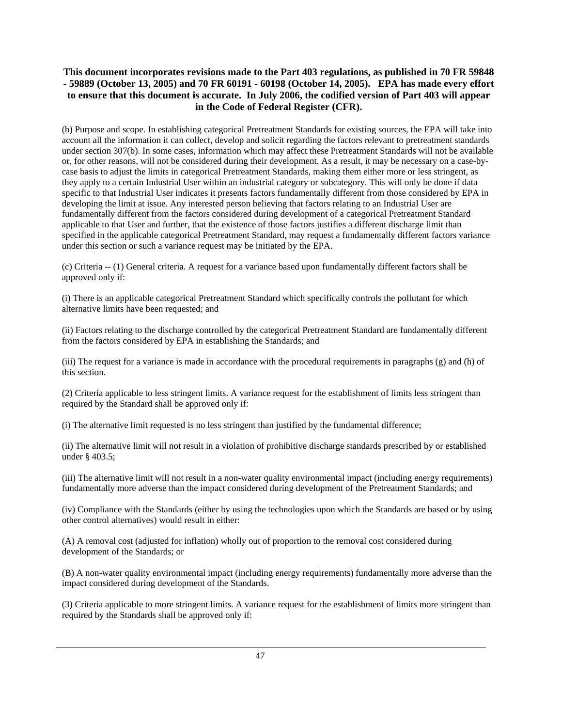**This document incorporates revisions made to the Part 403 regulations, as published in 70 FR 59848 - 59889 (October 13, 2005) and 70 FR 60191 - 60198 (October 14, 2005). EPA has made every effort to ensure that this document is accurate. In July 2006, the codified version of Part 403 will appear in the Code of Federal Register (CFR).**

(b) Purpose and scope. In establishing categorical Pretreatment Standards for existing sources, the EPA will take into account all the information it can collect, develop and solicit regarding the factors relevant to pretreatment standards under section 307(b). In some cases, information which may affect these Pretreatment Standards will not be available or, for other reasons, will not be considered during their development. As a result, it may be necessary on a case-by-case basis to adjust the limits in categorical Pretreatment Standards, making them either more or less stringent, as they apply to a certain Industrial User within an industrial category or subcategory. This will only be done if data specific to that Industrial User indicates it presents factors fundamentally different from those considered by EPA in developing the limit at issue. Any interested person believing that factors relating to an Industrial User are fundamentally different from the factors considered during development of a categorical Pretreatment Standard applicable to that User and further, that the existence of those factors justifies a different discharge limit than specified in the applicable categorical Pretreatment Standard, may request a fundamentally different factors variance under this section or such a variance request may be initiated by the EPA.

(c) Criteria -- (1) General criteria. A request for a variance based upon fundamentally different factors shall be approved only if:

(i) There is an applicable categorical Pretreatment Standard which specifically controls the pollutant for which alternative limits have been requested; and

(ii) Factors relating to the discharge controlled by the categorical Pretreatment Standard are fundamentally different from the factors considered by EPA in establishing the Standards; and

(iii) The request for a variance is made in accordance with the procedural requirements in paragraphs (g) and (h) of this section.

(2) Criteria applicable to less stringent limits. A variance request for the establishment of limits less stringent than required by the Standard shall be approved only if:

(i) The alternative limit requested is no less stringent than justified by the fundamental difference;

(ii) The alternative limit will not result in a violation of prohibitive discharge standards prescribed by or established under § 403.5;

(iii) The alternative limit will not result in a non-water quality environmental impact (including energy requirements) fundamentally more adverse than the impact considered during development of the Pretreatment Standards; and

(iv) Compliance with the Standards (either by using the technologies upon which the Standards are based or by using other control alternatives) would result in either:

(A) A removal cost (adjusted for inflation) wholly out of proportion to the removal cost considered during development of the Standards; or

(B) A non-water quality environmental impact (including energy requirements) fundamentally more adverse than the impact considered during development of the Standards.

(3) Criteria applicable to more stringent limits. A variance request for the establishment of limits more stringent than required by the Standards shall be approved only if: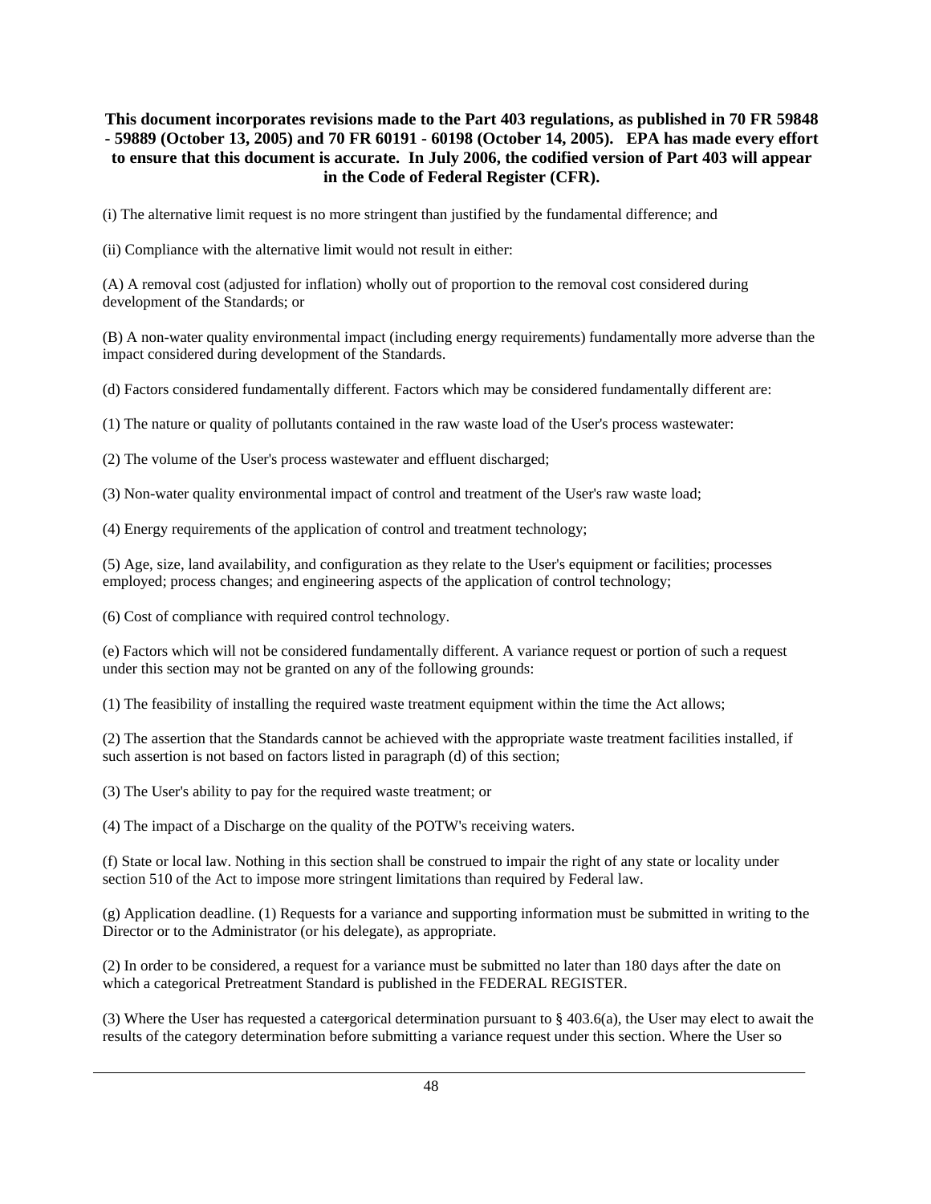**This document incorporates revisions made to the Part 403 regulations, as published in 70 FR 59848 - 59889 (October 13, 2005) and 70 FR 60191 - 60198 (October 14, 2005). EPA has made every effort to ensure that this document is accurate. In July 2006, the codified version of Part 403 will appear in the Code of Federal Register (CFR).**

(i) The alternative limit request is no more stringent than justified by the fundamental difference; and

(ii) Compliance with the alternative limit would not result in either:

(A) A removal cost (adjusted for inflation) wholly out of proportion to the removal cost considered during development of the Standards; or

(B) A non-water quality environmental impact (including energy requirements) fundamentally more adverse than the impact considered during development of the Standards.

(d) Factors considered fundamentally different. Factors which may be considered fundamentally different are:

(1) The nature or quality of pollutants contained in the raw waste load of the User's process wastewater:

(2) The volume of the User's process wastewater and effluent discharged;

(3) Non-water quality environmental impact of control and treatment of the User's raw waste load;

(4) Energy requirements of the application of control and treatment technology;

(5) Age, size, land availability, and configuration as they relate to the User's equipment or facilities; processes employed; process changes; and engineering aspects of the application of control technology;

(6) Cost of compliance with required control technology.

(e) Factors which will not be considered fundamentally different. A variance request or portion of such a request under this section may not be granted on any of the following grounds:

(1) The feasibility of installing the required waste treatment equipment within the time the Act allows;

(2) The assertion that the Standards cannot be achieved with the appropriate waste treatment facilities installed, if such assertion is not based on factors listed in paragraph (d) of this section;

(3) The User's ability to pay for the required waste treatment; or

(4) The impact of a Discharge on the quality of the POTW's receiving waters.

(f) State or local law. Nothing in this section shall be construed to impair the right of any state or locality under section 510 of the Act to impose more stringent limitations than required by Federal law.

(g) Application deadline. (1) Requests for a variance and supporting information must be submitted in writing to the Director or to the Administrator (or his delegate), as appropriate.

(2) In order to be considered, a request for a variance must be submitted no later than 180 days after the date on which a categorical Pretreatment Standard is published in the FEDERAL REGISTER.

(3) Where the User has requested a catergorical determination pursuant to § 403.6(a), the User may elect to await the results of the category determination before submitting a variance request under this section. Where the User so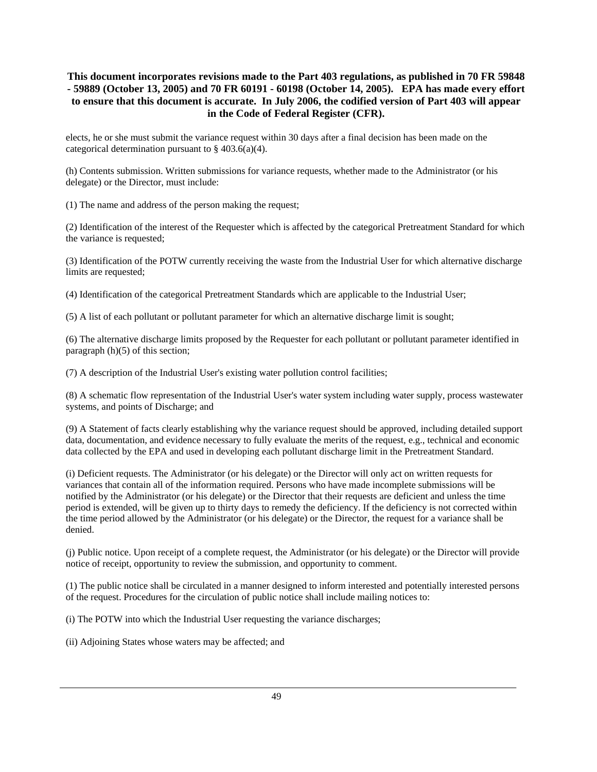elects, he or she must submit the variance request within 30 days after a final decision has been made on the categorical determination pursuant to § 403.6(a)(4).

(h) Contents submission. Written submissions for variance requests, whether made to the Administrator (or his delegate) or the Director, must include:

(1) The name and address of the person making the request;

(2) Identification of the interest of the Requester which is affected by the categorical Pretreatment Standard for which the variance is requested;

(3) Identification of the POTW currently receiving the waste from the Industrial User for which alternative discharge limits are requested;

(4) Identification of the categorical Pretreatment Standards which are applicable to the Industrial User;

(5) A list of each pollutant or pollutant parameter for which an alternative discharge limit is sought;

(6) The alternative discharge limits proposed by the Requester for each pollutant or pollutant parameter identified in paragraph (h)(5) of this section;

(7) A description of the Industrial User's existing water pollution control facilities;

(8) A schematic flow representation of the Industrial User's water system including water supply, process wastewater systems, and points of Discharge; and

(9) A Statement of facts clearly establishing why the variance request should be approved, including detailed support data, documentation, and evidence necessary to fully evaluate the merits of the request, e.g., technical and economic data collected by the EPA and used in developing each pollutant discharge limit in the Pretreatment Standard.

(i) Deficient requests. The Administrator (or his delegate) or the Director will only act on written requests for variances that contain all of the information required. Persons who have made incomplete submissions will be notified by the Administrator (or his delegate) or the Director that their requests are deficient and unless the time period is extended, will be given up to thirty days to remedy the deficiency. If the deficiency is not corrected within the time period allowed by the Administrator (or his delegate) or the Director, the request for a variance shall be denied.

(j) Public notice. Upon receipt of a complete request, the Administrator (or his delegate) or the Director will provide notice of receipt, opportunity to review the submission, and opportunity to comment.

(1) The public notice shall be circulated in a manner designed to inform interested and potentially interested persons of the request. Procedures for the circulation of public notice shall include mailing notices to:

(i) The POTW into which the Industrial User requesting the variance discharges;

(ii) Adjoining States whose waters may be affected; and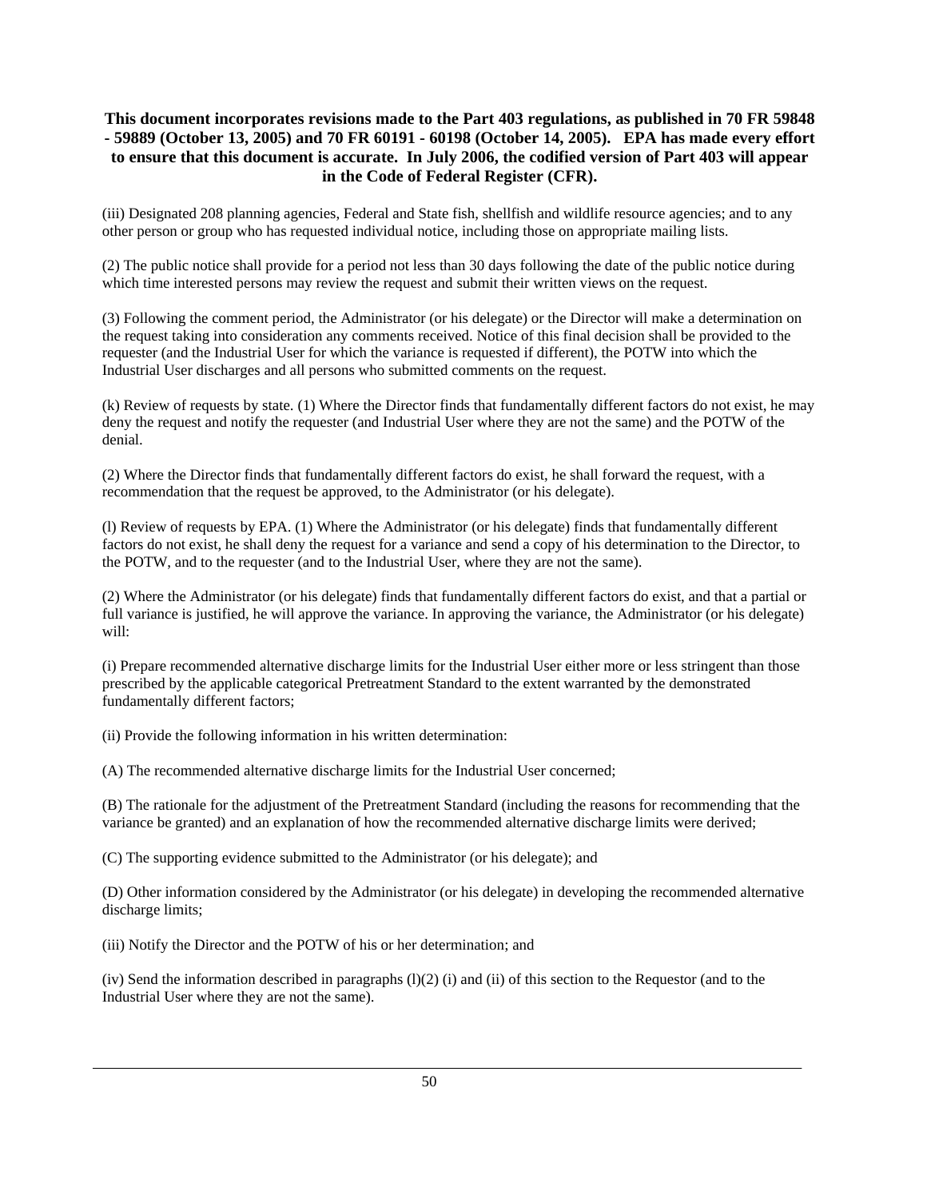**This document incorporates revisions made to the Part 403 regulations, as published in 70 FR 59848 - 59889 (October 13, 2005) and 70 FR 60191 - 60198 (October 14, 2005). EPA has made every effort to ensure that this document is accurate. In July 2006, the codified version of Part 403 will appear in the Code of Federal Register (CFR).**

(iii) Designated 208 planning agencies, Federal and State fish, shellfish and wildlife resource agencies; and to any other person or group who has requested individual notice, including those on appropriate mailing lists.

(2) The public notice shall provide for a period not less than 30 days following the date of the public notice during which time interested persons may review the request and submit their written views on the request.

(3) Following the comment period, the Administrator (or his delegate) or the Director will make a determination on the request taking into consideration any comments received. Notice of this final decision shall be provided to the requester (and the Industrial User for which the variance is requested if different), the POTW into which the Industrial User discharges and all persons who submitted comments on the request.

(k) Review of requests by state. (1) Where the Director finds that fundamentally different factors do not exist, he may deny the request and notify the requester (and Industrial User where they are not the same) and the POTW of the denial.

(2) Where the Director finds that fundamentally different factors do exist, he shall forward the request, with a recommendation that the request be approved, to the Administrator (or his delegate).

(l) Review of requests by EPA. (1) Where the Administrator (or his delegate) finds that fundamentally different factors do not exist, he shall deny the request for a variance and send a copy of his determination to the Director, to the POTW, and to the requester (and to the Industrial User, where they are not the same).

(2) Where the Administrator (or his delegate) finds that fundamentally different factors do exist, and that a partial or full variance is justified, he will approve the variance. In approving the variance, the Administrator (or his delegate) will:

(i) Prepare recommended alternative discharge limits for the Industrial User either more or less stringent than those prescribed by the applicable categorical Pretreatment Standard to the extent warranted by the demonstrated fundamentally different factors;

(ii) Provide the following information in his written determination:

(A) The recommended alternative discharge limits for the Industrial User concerned;

(B) The rationale for the adjustment of the Pretreatment Standard (including the reasons for recommending that the variance be granted) and an explanation of how the recommended alternative discharge limits were derived;

(C) The supporting evidence submitted to the Administrator (or his delegate); and

(D) Other information considered by the Administrator (or his delegate) in developing the recommended alternative discharge limits;

(iii) Notify the Director and the POTW of his or her determination; and

(iv) Send the information described in paragraphs (l)(2) (i) and (ii) of this section to the Requestor (and to the Industrial User where they are not the same).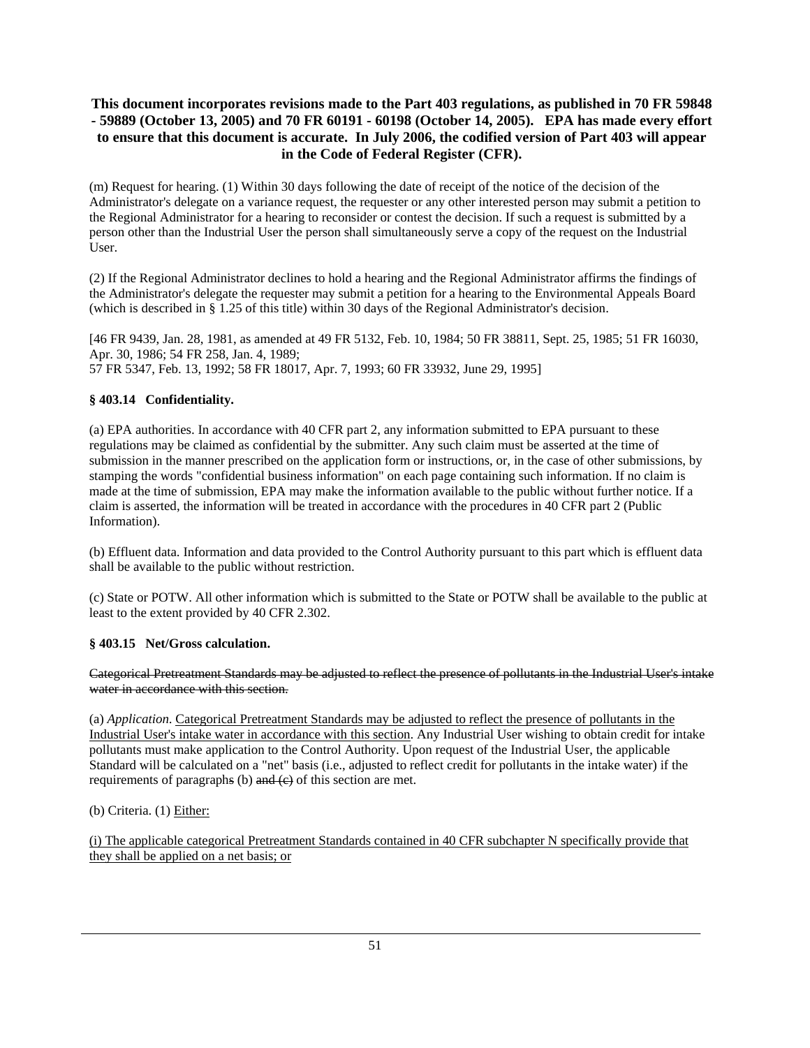**This document incorporates revisions made to the Part 403 regulations, as published in 70 FR 59848 - 59889 (October 13, 2005) and 70 FR 60191 - 60198 (October 14, 2005). EPA has made every effort to ensure that this document is accurate. In July 2006, the codified version of Part 403 will appear in the Code of Federal Register (CFR).**

(m) Request for hearing. (1) Within 30 days following the date of receipt of the notice of the decision of the Administrator's delegate on a variance request, the requester or any other interested person may submit a petition to the Regional Administrator for a hearing to reconsider or contest the decision. If such a request is submitted by a person other than the Industrial User the person shall simultaneously serve a copy of the request on the Industrial User.

(2) If the Regional Administrator declines to hold a hearing and the Regional Administrator affirms the findings of the Administrator's delegate the requester may submit a petition for a hearing to the Environmental Appeals Board (which is described in § 1.25 of this title) within 30 days of the Regional Administrator's decision.

[46 FR 9439, Jan. 28, 1981, as amended at 49 FR 5132, Feb. 10, 1984; 50 FR 38811, Sept. 25, 1985; 51 FR 16030, Apr. 30, 1986; 54 FR 258, Jan. 4, 1989;
57 FR 5347, Feb. 13, 1992; 58 FR 18017, Apr. 7, 1993; 60 FR 33932, June 29, 1995]

### § 403.14 Confidentiality.

(a) EPA authorities. In accordance with 40 CFR part 2, any information submitted to EPA pursuant to these regulations may be claimed as confidential by the submitter. Any such claim must be asserted at the time of submission in the manner prescribed on the application form or instructions, or, in the case of other submissions, by stamping the words "confidential business information" on each page containing such information. If no claim is made at the time of submission, EPA may make the information available to the public without further notice. If a claim is asserted, the information will be treated in accordance with the procedures in 40 CFR part 2 (Public Information).

(b) Effluent data. Information and data provided to the Control Authority pursuant to this part which is effluent data shall be available to the public without restriction.

(c) State or POTW. All other information which is submitted to the State or POTW shall be available to the public at least to the extent provided by 40 CFR 2.302.

### § 403.15 Net/Gross calculation.

~~Categorical Pretreatment Standards may be adjusted to reflect the presence of pollutants in the Industrial User's intake water in accordance with this section.~~

(a) *Application.* <u>Categorical Pretreatment Standards may be adjusted to reflect the presence of pollutants in the Industrial User's intake water in accordance with this section</u>. Any Industrial User wishing to obtain credit for intake pollutants must make application to the Control Authority. Upon request of the Industrial User, the applicable Standard will be calculated on a "net" basis (i.e., adjusted to reflect credit for pollutants in the intake water) if the requirements of paragraph~~s~~ (b) ~~and (c)~~ of this section are met.

(b) Criteria. (1) <u>Either:</u>

<u>(i) The applicable categorical Pretreatment Standards contained in 40 CFR subchapter N specifically provide that they shall be applied on a net basis; or</u>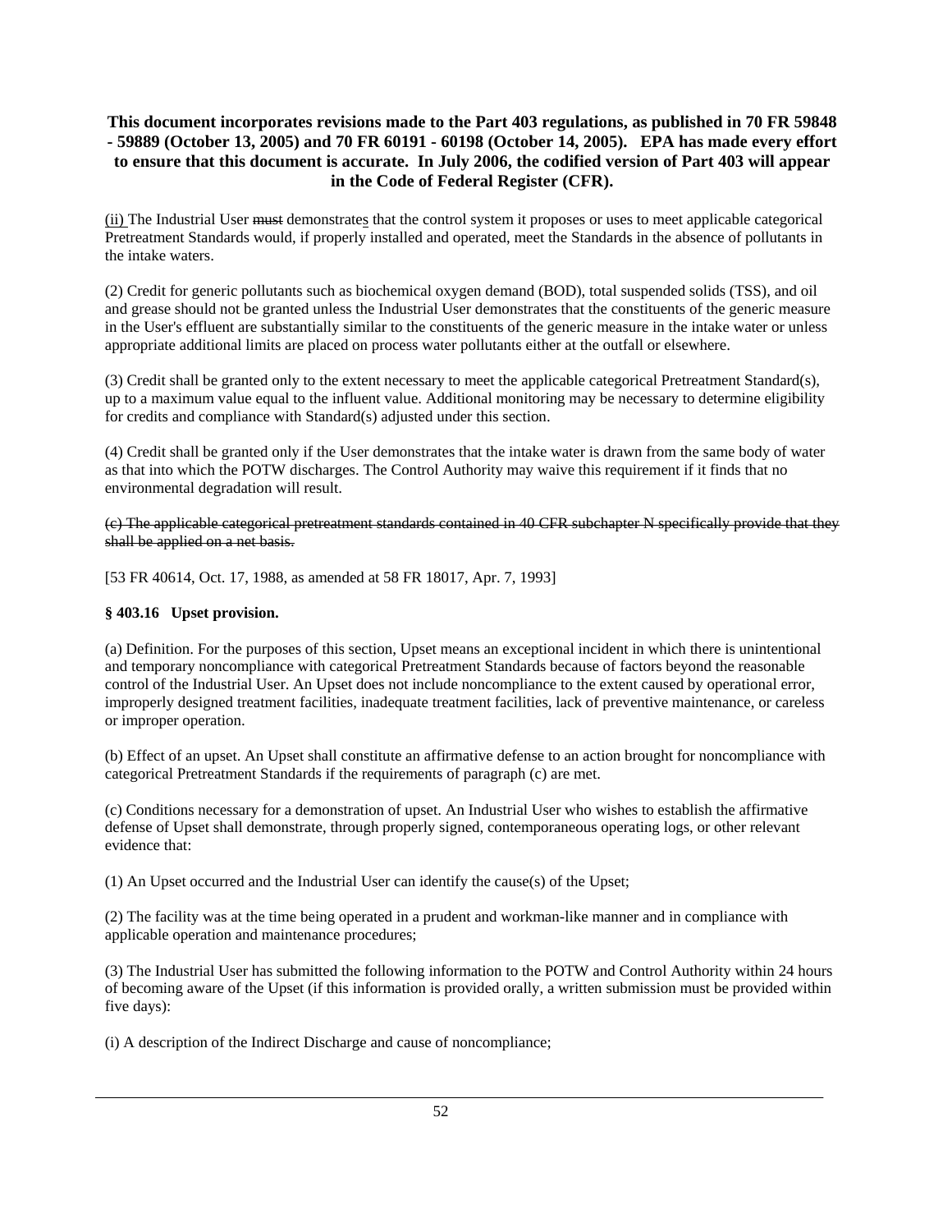(ii) The Industrial User ~~must~~ demonstrates that the control system it proposes or uses to meet applicable categorical Pretreatment Standards would, if properly installed and operated, meet the Standards in the absence of pollutants in the intake waters.

(2) Credit for generic pollutants such as biochemical oxygen demand (BOD), total suspended solids (TSS), and oil and grease should not be granted unless the Industrial User demonstrates that the constituents of the generic measure in the User's effluent are substantially similar to the constituents of the generic measure in the intake water or unless appropriate additional limits are placed on process water pollutants either at the outfall or elsewhere.

(3) Credit shall be granted only to the extent necessary to meet the applicable categorical Pretreatment Standard(s), up to a maximum value equal to the influent value. Additional monitoring may be necessary to determine eligibility for credits and compliance with Standard(s) adjusted under this section.

(4) Credit shall be granted only if the User demonstrates that the intake water is drawn from the same body of water as that into which the POTW discharges. The Control Authority may waive this requirement if it finds that no environmental degradation will result.

~~(c) The applicable categorical pretreatment standards contained in 40 CFR subchapter N specifically provide that they shall be applied on a net basis.~~

[53 FR 40614, Oct. 17, 1988, as amended at 58 FR 18017, Apr. 7, 1993]

### § 403.16 Upset provision.

(a) Definition. For the purposes of this section, Upset means an exceptional incident in which there is unintentional and temporary noncompliance with categorical Pretreatment Standards because of factors beyond the reasonable control of the Industrial User. An Upset does not include noncompliance to the extent caused by operational error, improperly designed treatment facilities, inadequate treatment facilities, lack of preventive maintenance, or careless or improper operation.

(b) Effect of an upset. An Upset shall constitute an affirmative defense to an action brought for noncompliance with categorical Pretreatment Standards if the requirements of paragraph (c) are met.

(c) Conditions necessary for a demonstration of upset. An Industrial User who wishes to establish the affirmative defense of Upset shall demonstrate, through properly signed, contemporaneous operating logs, or other relevant evidence that:

(1) An Upset occurred and the Industrial User can identify the cause(s) of the Upset;

(2) The facility was at the time being operated in a prudent and workman-like manner and in compliance with applicable operation and maintenance procedures;

(3) The Industrial User has submitted the following information to the POTW and Control Authority within 24 hours of becoming aware of the Upset (if this information is provided orally, a written submission must be provided within five days):

(i) A description of the Indirect Discharge and cause of noncompliance;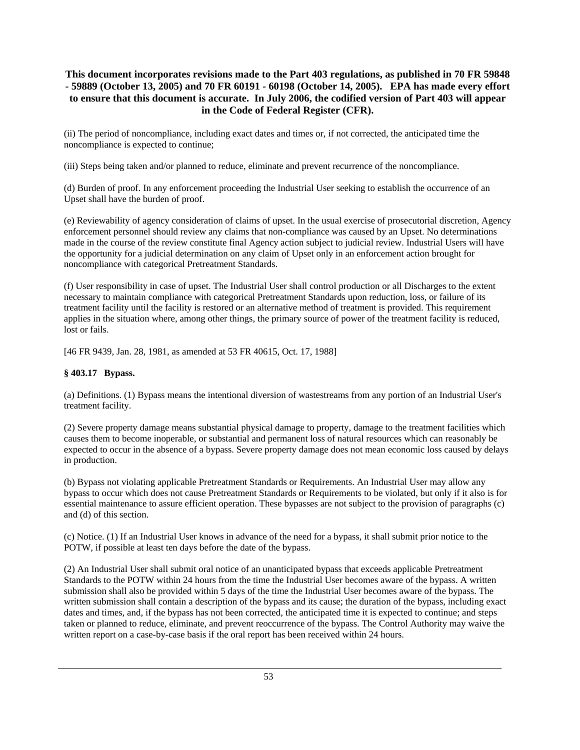(ii) The period of noncompliance, including exact dates and times or, if not corrected, the anticipated time the noncompliance is expected to continue;

(iii) Steps being taken and/or planned to reduce, eliminate and prevent recurrence of the noncompliance.

(d) Burden of proof. In any enforcement proceeding the Industrial User seeking to establish the occurrence of an Upset shall have the burden of proof.

(e) Reviewability of agency consideration of claims of upset. In the usual exercise of prosecutorial discretion, Agency enforcement personnel should review any claims that non-compliance was caused by an Upset. No determinations made in the course of the review constitute final Agency action subject to judicial review. Industrial Users will have the opportunity for a judicial determination on any claim of Upset only in an enforcement action brought for noncompliance with categorical Pretreatment Standards.

(f) User responsibility in case of upset. The Industrial User shall control production or all Discharges to the extent necessary to maintain compliance with categorical Pretreatment Standards upon reduction, loss, or failure of its treatment facility until the facility is restored or an alternative method of treatment is provided. This requirement applies in the situation where, among other things, the primary source of power of the treatment facility is reduced, lost or fails.

[46 FR 9439, Jan. 28, 1981, as amended at 53 FR 40615, Oct. 17, 1988]

### § 403.17 Bypass.

(a) Definitions. (1) Bypass means the intentional diversion of wastestreams from any portion of an Industrial User's treatment facility.

(2) Severe property damage means substantial physical damage to property, damage to the treatment facilities which causes them to become inoperable, or substantial and permanent loss of natural resources which can reasonably be expected to occur in the absence of a bypass. Severe property damage does not mean economic loss caused by delays in production.

(b) Bypass not violating applicable Pretreatment Standards or Requirements. An Industrial User may allow any bypass to occur which does not cause Pretreatment Standards or Requirements to be violated, but only if it also is for essential maintenance to assure efficient operation. These bypasses are not subject to the provision of paragraphs (c) and (d) of this section.

(c) Notice. (1) If an Industrial User knows in advance of the need for a bypass, it shall submit prior notice to the POTW, if possible at least ten days before the date of the bypass.

(2) An Industrial User shall submit oral notice of an unanticipated bypass that exceeds applicable Pretreatment Standards to the POTW within 24 hours from the time the Industrial User becomes aware of the bypass. A written submission shall also be provided within 5 days of the time the Industrial User becomes aware of the bypass. The written submission shall contain a description of the bypass and its cause; the duration of the bypass, including exact dates and times, and, if the bypass has not been corrected, the anticipated time it is expected to continue; and steps taken or planned to reduce, eliminate, and prevent reoccurrence of the bypass. The Control Authority may waive the written report on a case-by-case basis if the oral report has been received within 24 hours.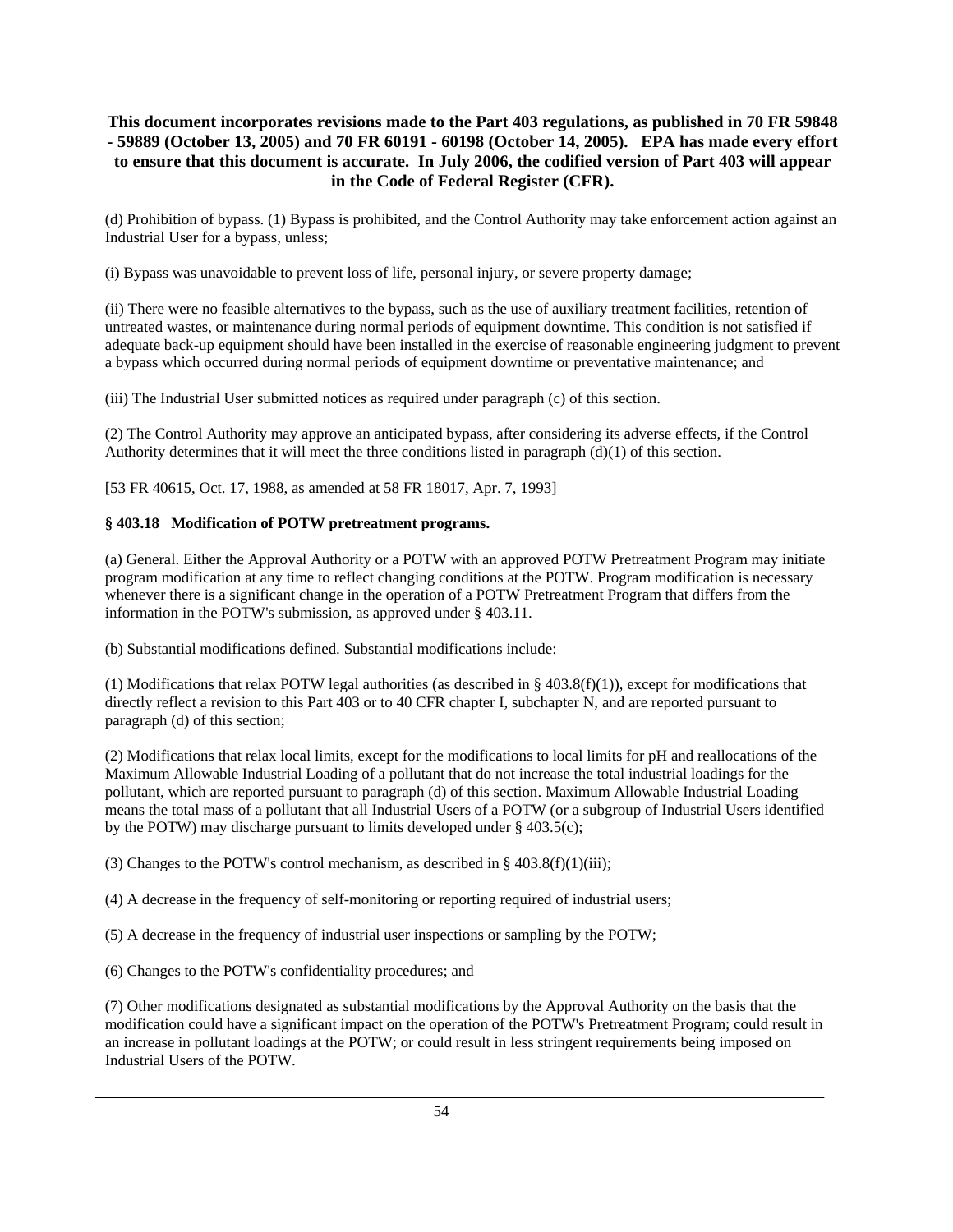**This document incorporates revisions made to the Part 403 regulations, as published in 70 FR 59848 - 59889 (October 13, 2005) and 70 FR 60191 - 60198 (October 14, 2005). EPA has made every effort to ensure that this document is accurate. In July 2006, the codified version of Part 403 will appear in the Code of Federal Register (CFR).**

(d) Prohibition of bypass. (1) Bypass is prohibited, and the Control Authority may take enforcement action against an Industrial User for a bypass, unless;

(i) Bypass was unavoidable to prevent loss of life, personal injury, or severe property damage;

(ii) There were no feasible alternatives to the bypass, such as the use of auxiliary treatment facilities, retention of untreated wastes, or maintenance during normal periods of equipment downtime. This condition is not satisfied if adequate back-up equipment should have been installed in the exercise of reasonable engineering judgment to prevent a bypass which occurred during normal periods of equipment downtime or preventative maintenance; and

(iii) The Industrial User submitted notices as required under paragraph (c) of this section.

(2) The Control Authority may approve an anticipated bypass, after considering its adverse effects, if the Control Authority determines that it will meet the three conditions listed in paragraph (d)(1) of this section.

[53 FR 40615, Oct. 17, 1988, as amended at 58 FR 18017, Apr. 7, 1993]

### § 403.18 Modification of POTW pretreatment programs.

(a) General. Either the Approval Authority or a POTW with an approved POTW Pretreatment Program may initiate program modification at any time to reflect changing conditions at the POTW. Program modification is necessary whenever there is a significant change in the operation of a POTW Pretreatment Program that differs from the information in the POTW's submission, as approved under § 403.11.

(b) Substantial modifications defined. Substantial modifications include:

(1) Modifications that relax POTW legal authorities (as described in § 403.8(f)(1)), except for modifications that directly reflect a revision to this Part 403 or to 40 CFR chapter I, subchapter N, and are reported pursuant to paragraph (d) of this section;

(2) Modifications that relax local limits, except for the modifications to local limits for pH and reallocations of the Maximum Allowable Industrial Loading of a pollutant that do not increase the total industrial loadings for the pollutant, which are reported pursuant to paragraph (d) of this section. Maximum Allowable Industrial Loading means the total mass of a pollutant that all Industrial Users of a POTW (or a subgroup of Industrial Users identified by the POTW) may discharge pursuant to limits developed under § 403.5(c);

(3) Changes to the POTW's control mechanism, as described in § 403.8(f)(1)(iii);

(4) A decrease in the frequency of self-monitoring or reporting required of industrial users;

(5) A decrease in the frequency of industrial user inspections or sampling by the POTW;

(6) Changes to the POTW's confidentiality procedures; and

(7) Other modifications designated as substantial modifications by the Approval Authority on the basis that the modification could have a significant impact on the operation of the POTW's Pretreatment Program; could result in an increase in pollutant loadings at the POTW; or could result in less stringent requirements being imposed on Industrial Users of the POTW.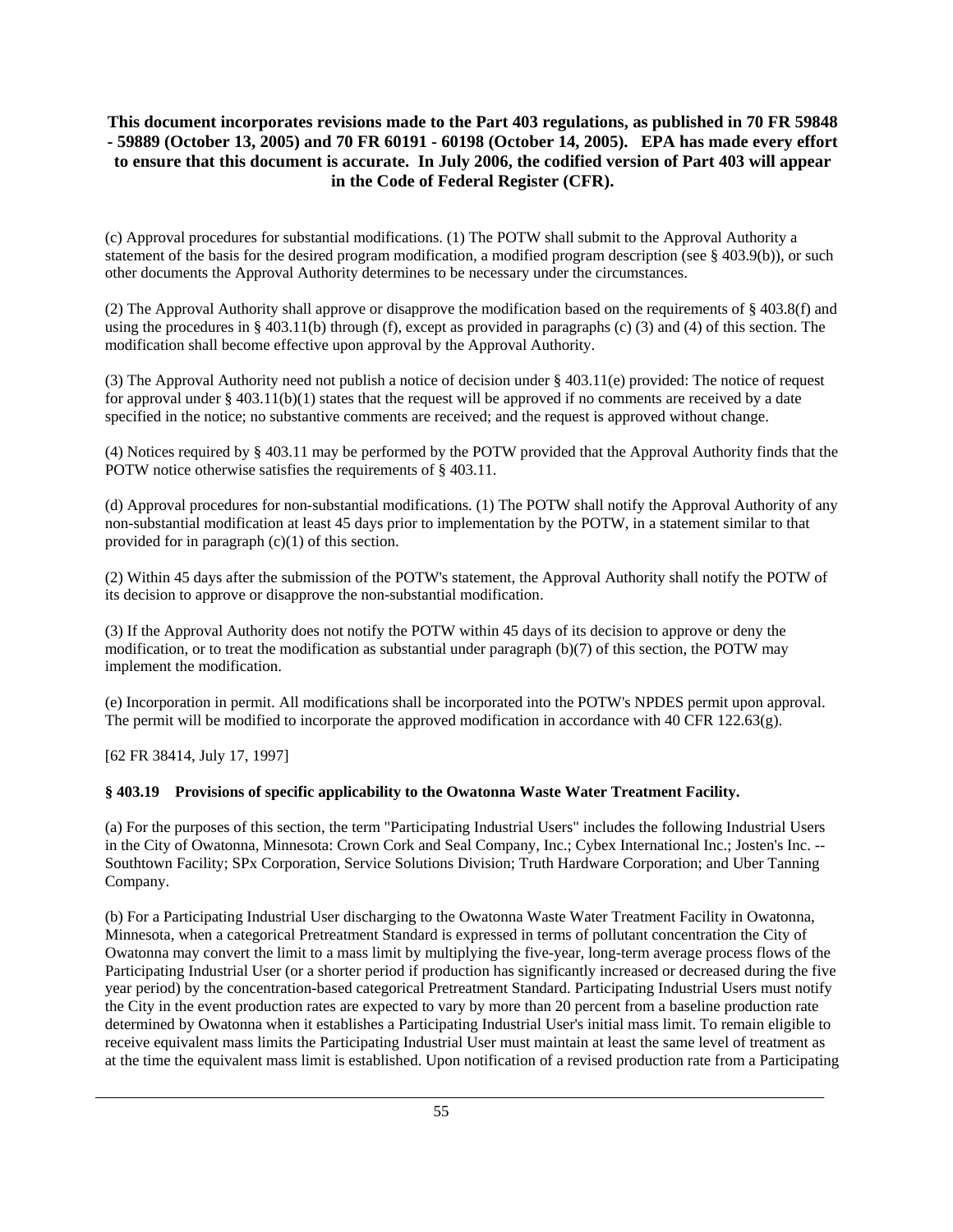**This document incorporates revisions made to the Part 403 regulations, as published in 70 FR 59848 - 59889 (October 13, 2005) and 70 FR 60191 - 60198 (October 14, 2005). EPA has made every effort to ensure that this document is accurate. In July 2006, the codified version of Part 403 will appear in the Code of Federal Register (CFR).**

(c) Approval procedures for substantial modifications. (1) The POTW shall submit to the Approval Authority a statement of the basis for the desired program modification, a modified program description (see § 403.9(b)), or such other documents the Approval Authority determines to be necessary under the circumstances.

(2) The Approval Authority shall approve or disapprove the modification based on the requirements of § 403.8(f) and using the procedures in § 403.11(b) through (f), except as provided in paragraphs (c) (3) and (4) of this section. The modification shall become effective upon approval by the Approval Authority.

(3) The Approval Authority need not publish a notice of decision under § 403.11(e) provided: The notice of request for approval under § 403.11(b)(1) states that the request will be approved if no comments are received by a date specified in the notice; no substantive comments are received; and the request is approved without change.

(4) Notices required by § 403.11 may be performed by the POTW provided that the Approval Authority finds that the POTW notice otherwise satisfies the requirements of § 403.11.

(d) Approval procedures for non-substantial modifications. (1) The POTW shall notify the Approval Authority of any non-substantial modification at least 45 days prior to implementation by the POTW, in a statement similar to that provided for in paragraph (c)(1) of this section.

(2) Within 45 days after the submission of the POTW's statement, the Approval Authority shall notify the POTW of its decision to approve or disapprove the non-substantial modification.

(3) If the Approval Authority does not notify the POTW within 45 days of its decision to approve or deny the modification, or to treat the modification as substantial under paragraph (b)(7) of this section, the POTW may implement the modification.

(e) Incorporation in permit. All modifications shall be incorporated into the POTW's NPDES permit upon approval. The permit will be modified to incorporate the approved modification in accordance with 40 CFR 122.63(g).

[62 FR 38414, July 17, 1997]

### § 403.19 Provisions of specific applicability to the Owatonna Waste Water Treatment Facility.

(a) For the purposes of this section, the term "Participating Industrial Users" includes the following Industrial Users in the City of Owatonna, Minnesota: Crown Cork and Seal Company, Inc.; Cybex International Inc.; Josten's Inc. -- Southtown Facility; SPx Corporation, Service Solutions Division; Truth Hardware Corporation; and Uber Tanning Company.

(b) For a Participating Industrial User discharging to the Owatonna Waste Water Treatment Facility in Owatonna, Minnesota, when a categorical Pretreatment Standard is expressed in terms of pollutant concentration the City of Owatonna may convert the limit to a mass limit by multiplying the five-year, long-term average process flows of the Participating Industrial User (or a shorter period if production has significantly increased or decreased during the five year period) by the concentration-based categorical Pretreatment Standard. Participating Industrial Users must notify the City in the event production rates are expected to vary by more than 20 percent from a baseline production rate determined by Owatonna when it establishes a Participating Industrial User's initial mass limit. To remain eligible to receive equivalent mass limits the Participating Industrial User must maintain at least the same level of treatment as at the time the equivalent mass limit is established. Upon notification of a revised production rate from a Participating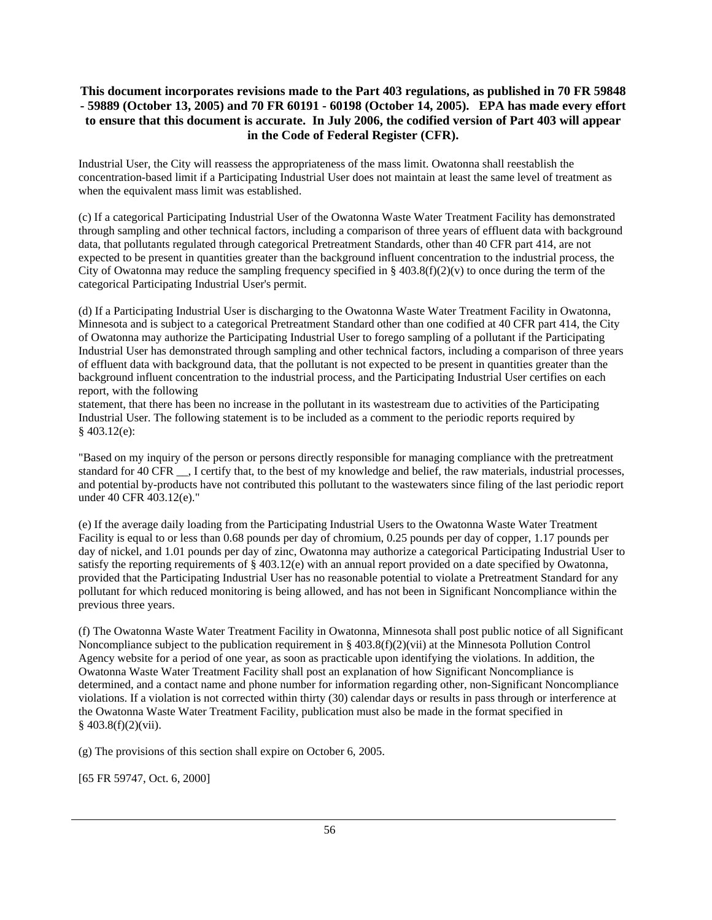**This document incorporates revisions made to the Part 403 regulations, as published in 70 FR 59848 - 59889 (October 13, 2005) and 70 FR 60191 - 60198 (October 14, 2005). EPA has made every effort to ensure that this document is accurate. In July 2006, the codified version of Part 403 will appear in the Code of Federal Register (CFR).**

Industrial User, the City will reassess the appropriateness of the mass limit. Owatonna shall reestablish the concentration-based limit if a Participating Industrial User does not maintain at least the same level of treatment as when the equivalent mass limit was established.

(c) If a categorical Participating Industrial User of the Owatonna Waste Water Treatment Facility has demonstrated through sampling and other technical factors, including a comparison of three years of effluent data with background data, that pollutants regulated through categorical Pretreatment Standards, other than 40 CFR part 414, are not expected to be present in quantities greater than the background influent concentration to the industrial process, the City of Owatonna may reduce the sampling frequency specified in § 403.8(f)(2)(v) to once during the term of the categorical Participating Industrial User's permit.

(d) If a Participating Industrial User is discharging to the Owatonna Waste Water Treatment Facility in Owatonna, Minnesota and is subject to a categorical Pretreatment Standard other than one codified at 40 CFR part 414, the City of Owatonna may authorize the Participating Industrial User to forego sampling of a pollutant if the Participating Industrial User has demonstrated through sampling and other technical factors, including a comparison of three years of effluent data with background data, that the pollutant is not expected to be present in quantities greater than the background influent concentration to the industrial process, and the Participating Industrial User certifies on each report, with the following
statement, that there has been no increase in the pollutant in its wastestream due to activities of the Participating Industrial User. The following statement is to be included as a comment to the periodic reports required by § 403.12(e):

"Based on my inquiry of the person or persons directly responsible for managing compliance with the pretreatment standard for 40 CFR __, I certify that, to the best of my knowledge and belief, the raw materials, industrial processes, and potential by-products have not contributed this pollutant to the wastewaters since filing of the last periodic report under 40 CFR 403.12(e)."

(e) If the average daily loading from the Participating Industrial Users to the Owatonna Waste Water Treatment Facility is equal to or less than 0.68 pounds per day of chromium, 0.25 pounds per day of copper, 1.17 pounds per day of nickel, and 1.01 pounds per day of zinc, Owatonna may authorize a categorical Participating Industrial User to satisfy the reporting requirements of § 403.12(e) with an annual report provided on a date specified by Owatonna, provided that the Participating Industrial User has no reasonable potential to violate a Pretreatment Standard for any pollutant for which reduced monitoring is being allowed, and has not been in Significant Noncompliance within the previous three years.

(f) The Owatonna Waste Water Treatment Facility in Owatonna, Minnesota shall post public notice of all Significant Noncompliance subject to the publication requirement in § 403.8(f)(2)(vii) at the Minnesota Pollution Control Agency website for a period of one year, as soon as practicable upon identifying the violations. In addition, the Owatonna Waste Water Treatment Facility shall post an explanation of how Significant Noncompliance is determined, and a contact name and phone number for information regarding other, non-Significant Noncompliance violations. If a violation is not corrected within thirty (30) calendar days or results in pass through or interference at the Owatonna Waste Water Treatment Facility, publication must also be made in the format specified in § 403.8(f)(2)(vii).

(g) The provisions of this section shall expire on October 6, 2005.

[65 FR 59747, Oct. 6, 2000]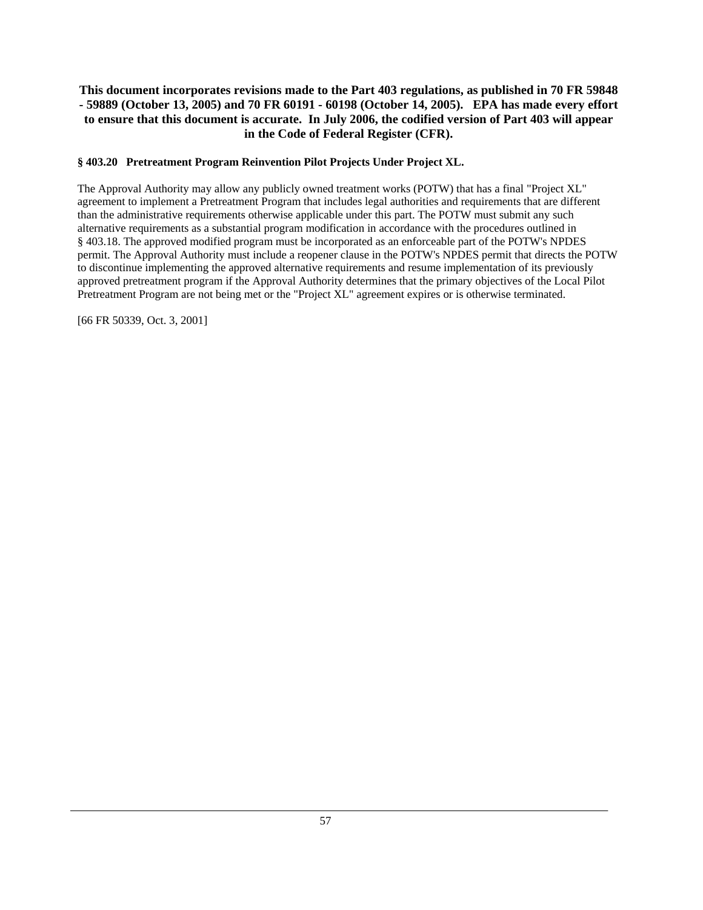**This document incorporates revisions made to the Part 403 regulations, as published in 70 FR 59848 - 59889 (October 13, 2005) and 70 FR 60191 - 60198 (October 14, 2005). EPA has made every effort to ensure that this document is accurate. In July 2006, the codified version of Part 403 will appear in the Code of Federal Register (CFR).**

### § 403.20 Pretreatment Program Reinvention Pilot Projects Under Project XL.

The Approval Authority may allow any publicly owned treatment works (POTW) that has a final "Project XL" agreement to implement a Pretreatment Program that includes legal authorities and requirements that are different than the administrative requirements otherwise applicable under this part. The POTW must submit any such alternative requirements as a substantial program modification in accordance with the procedures outlined in § 403.18. The approved modified program must be incorporated as an enforceable part of the POTW's NPDES permit. The Approval Authority must include a reopener clause in the POTW's NPDES permit that directs the POTW to discontinue implementing the approved alternative requirements and resume implementation of its previously approved pretreatment program if the Approval Authority determines that the primary objectives of the Local Pilot Pretreatment Program are not being met or the "Project XL" agreement expires or is otherwise terminated.

[66 FR 50339, Oct. 3, 2001]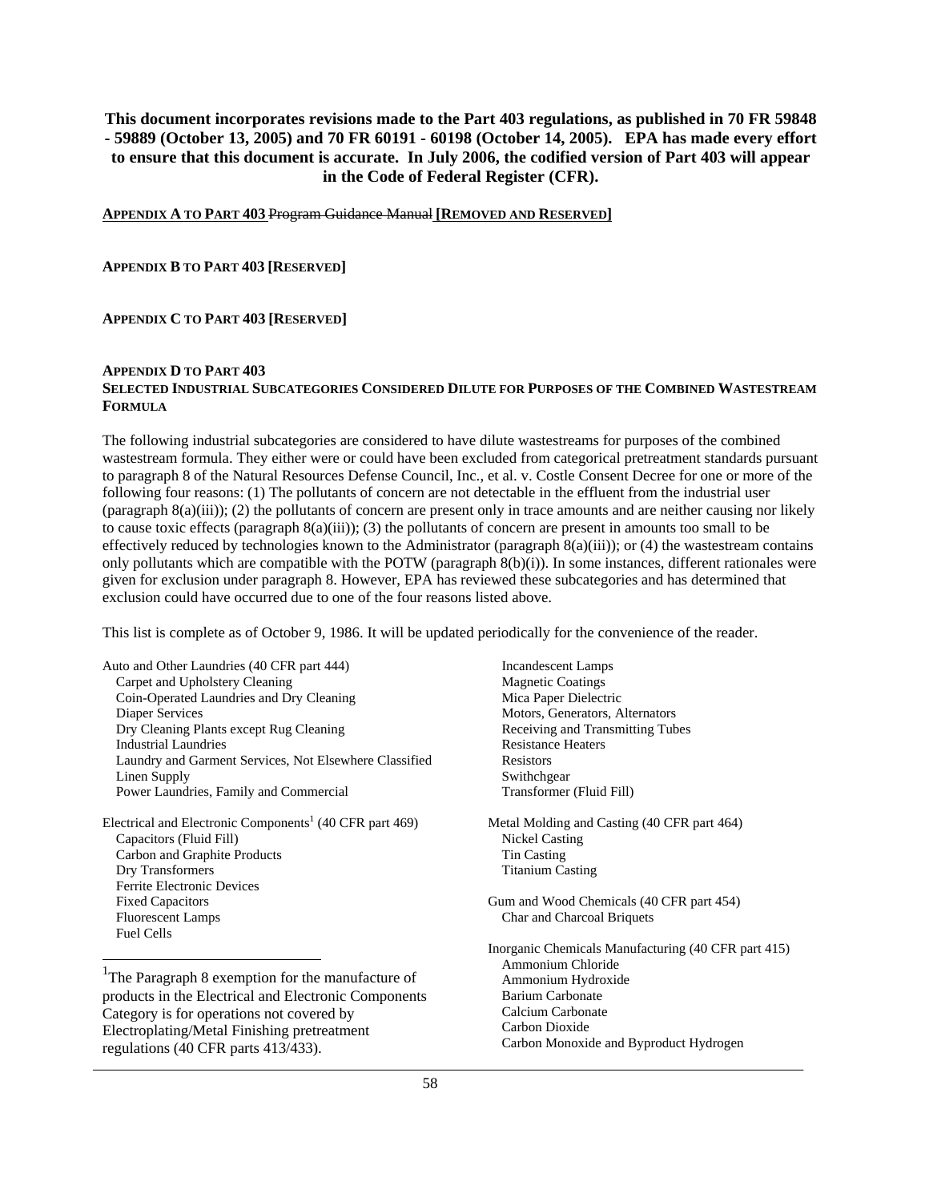**This document incorporates revisions made to the Part 403 regulations, as published in 70 FR 59848 - 59889 (October 13, 2005) and 70 FR 60191 - 60198 (October 14, 2005). EPA has made every effort to ensure that this document is accurate. In July 2006, the codified version of Part 403 will appear in the Code of Federal Register (CFR).**

**APPENDIX A TO PART 403** ~~Program Guidance Manual~~ **[REMOVED AND RESERVED]**

**APPENDIX B TO PART 403 [RESERVED]**

**APPENDIX C TO PART 403 [RESERVED]**

**APPENDIX D TO PART 403**
**SELECTED INDUSTRIAL SUBCATEGORIES CONSIDERED DILUTE FOR PURPOSES OF THE COMBINED WASTESTREAM FORMULA**

The following industrial subcategories are considered to have dilute wastestreams for purposes of the combined wastestream formula. They either were or could have been excluded from categorical pretreatment standards pursuant to paragraph 8 of the Natural Resources Defense Council, Inc., et al. v. Costle Consent Decree for one or more of the following four reasons: (1) The pollutants of concern are not detectable in the effluent from the industrial user (paragraph 8(a)(iii)); (2) the pollutants of concern are present only in trace amounts and are neither causing nor likely to cause toxic effects (paragraph 8(a)(iii)); (3) the pollutants of concern are present in amounts too small to be effectively reduced by technologies known to the Administrator (paragraph 8(a)(iii)); or (4) the wastestream contains only pollutants which are compatible with the POTW (paragraph 8(b)(i)). In some instances, different rationales were given for exclusion under paragraph 8. However, EPA has reviewed these subcategories and has determined that exclusion could have occurred due to one of the four reasons listed above.

This list is complete as of October 9, 1986. It will be updated periodically for the convenience of the reader.

Auto and Other Laundries (40 CFR part 444)
- Carpet and Upholstery Cleaning
- Coin-Operated Laundries and Dry Cleaning
- Diaper Services
- Dry Cleaning Plants except Rug Cleaning
- Industrial Laundries
- Laundry and Garment Services, Not Elsewhere Classified
- Linen Supply
- Power Laundries, Family and Commercial

Electrical and Electronic Components[1] (40 CFR part 469)
- Capacitors (Fluid Fill)
- Carbon and Graphite Products
- Dry Transformers
- Ferrite Electronic Devices
- Fixed Capacitors
- Fluorescent Lamps
- Fuel Cells
- Incandescent Lamps
- Magnetic Coatings
- Mica Paper Dielectric
- Motors, Generators, Alternators
- Receiving and Transmitting Tubes
- Resistance Heaters
- Resistors
- Swithchgear
- Transformer (Fluid Fill)

Metal Molding and Casting (40 CFR part 464)
- Nickel Casting
- Tin Casting
- Titanium Casting

Gum and Wood Chemicals (40 CFR part 454)
- Char and Charcoal Briquets

Inorganic Chemicals Manufacturing (40 CFR part 415)
- Ammonium Chloride
- Ammonium Hydroxide
- Barium Carbonate
- Calcium Carbonate
- Carbon Dioxide
- Carbon Monoxide and Byproduct Hydrogen

[1] The Paragraph 8 exemption for the manufacture of products in the Electrical and Electronic Components Category is for operations not covered by Electroplating/Metal Finishing pretreatment regulations (40 CFR parts 413/433).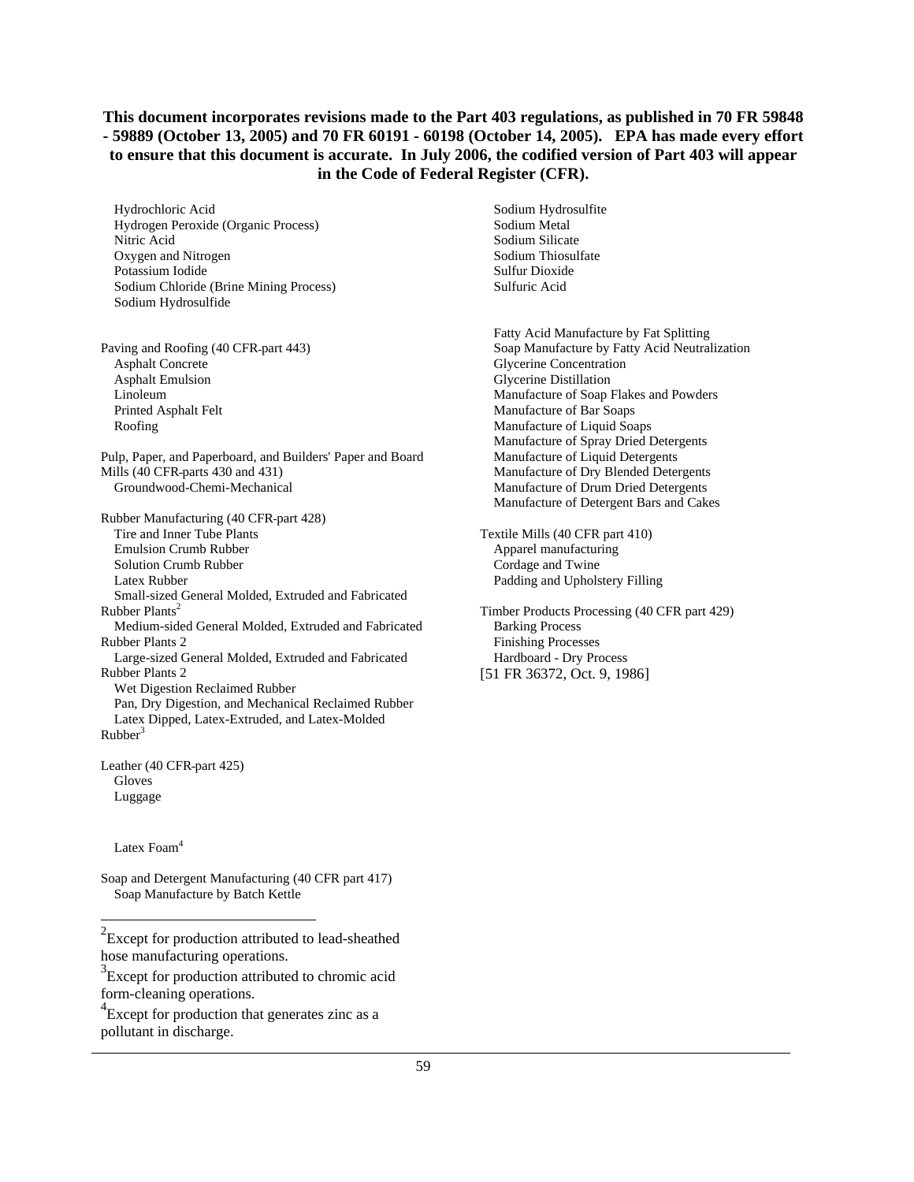**This document incorporates revisions made to the Part 403 regulations, as published in 70 FR 59848 - 59889 (October 13, 2005) and 70 FR 60191 - 60198 (October 14, 2005). EPA has made every effort to ensure that this document is accurate. In July 2006, the codified version of Part 403 will appear in the Code of Federal Register (CFR).**

Hydrochloric Acid
Hydrogen Peroxide (Organic Process)
Nitric Acid
Oxygen and Nitrogen
Potassium Iodide
Sodium Chloride (Brine Mining Process)
Sodium Hydrosulfide

Paving and Roofing (40 CFR part 443)
Asphalt Concrete
Asphalt Emulsion
Linoleum
Printed Asphalt Felt
Roofing

Pulp, Paper, and Paperboard, and Builders' Paper and Board Mills (40 CFR parts 430 and 431)
Groundwood-Chemi-Mechanical

Rubber Manufacturing (40 CFR part 428)
Tire and Inner Tube Plants
Emulsion Crumb Rubber
Solution Crumb Rubber
Latex Rubber
Small-sized General Molded, Extruded and Fabricated Rubber Plants[2]
Medium-sided General Molded, Extruded and Fabricated Rubber Plants 2
Large-sized General Molded, Extruded and Fabricated Rubber Plants 2
Wet Digestion Reclaimed Rubber
Pan, Dry Digestion, and Mechanical Reclaimed Rubber
Latex Dipped, Latex-Extruded, and Latex-Molded Rubber[3]

Leather (40 CFR part 425)
Gloves
Luggage

Latex Foam[4]

Soap and Detergent Manufacturing (40 CFR part 417)
Soap Manufacture by Batch Kettle

Sodium Hydrosulfite
Sodium Metal
Sodium Silicate
Sodium Thiosulfate
Sulfur Dioxide
Sulfuric Acid

Fatty Acid Manufacture by Fat Splitting
Soap Manufacture by Fatty Acid Neutralization
Glycerine Concentration
Glycerine Distillation
Manufacture of Soap Flakes and Powders
Manufacture of Bar Soaps
Manufacture of Liquid Soaps
Manufacture of Spray Dried Detergents
Manufacture of Liquid Detergents
Manufacture of Dry Blended Detergents
Manufacture of Drum Dried Detergents
Manufacture of Detergent Bars and Cakes

Textile Mills (40 CFR part 410)
Apparel manufacturing
Cordage and Twine
Padding and Upholstery Filling

Timber Products Processing (40 CFR part 429)
Barking Process
Finishing Processes
Hardboard - Dry Process

[51 FR 36372, Oct. 9, 1986]

---

[2] Except for production attributed to lead-sheathed hose manufacturing operations.

[3] Except for production attributed to chromic acid form-cleaning operations.

[4] Except for production that generates zinc as a pollutant in discharge.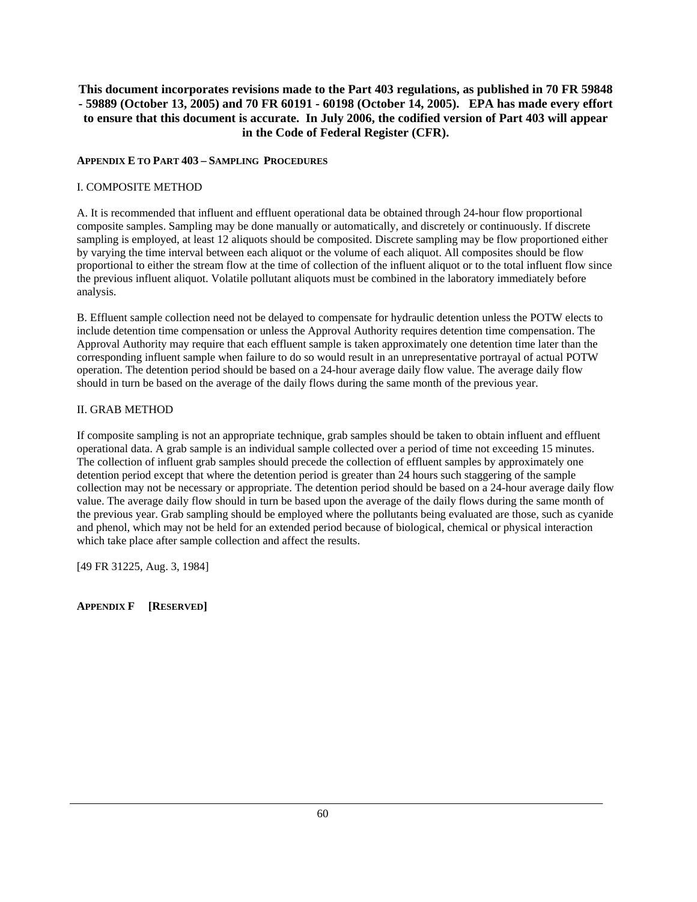**This document incorporates revisions made to the Part 403 regulations, as published in 70 FR 59848 - 59889 (October 13, 2005) and 70 FR 60191 - 60198 (October 14, 2005). EPA has made every effort to ensure that this document is accurate. In July 2006, the codified version of Part 403 will appear in the Code of Federal Register (CFR).**

## APPENDIX E TO PART 403 – SAMPLING PROCEDURES

I. COMPOSITE METHOD

A. It is recommended that influent and effluent operational data be obtained through 24-hour flow proportional composite samples. Sampling may be done manually or automatically, and discretely or continuously. If discrete sampling is employed, at least 12 aliquots should be composited. Discrete sampling may be flow proportioned either by varying the time interval between each aliquot or the volume of each aliquot. All composites should be flow proportional to either the stream flow at the time of collection of the influent aliquot or to the total influent flow since the previous influent aliquot. Volatile pollutant aliquots must be combined in the laboratory immediately before analysis.

B. Effluent sample collection need not be delayed to compensate for hydraulic detention unless the POTW elects to include detention time compensation or unless the Approval Authority requires detention time compensation. The Approval Authority may require that each effluent sample is taken approximately one detention time later than the corresponding influent sample when failure to do so would result in an unrepresentative portrayal of actual POTW operation. The detention period should be based on a 24-hour average daily flow value. The average daily flow should in turn be based on the average of the daily flows during the same month of the previous year.

II. GRAB METHOD

If composite sampling is not an appropriate technique, grab samples should be taken to obtain influent and effluent operational data. A grab sample is an individual sample collected over a period of time not exceeding 15 minutes. The collection of influent grab samples should precede the collection of effluent samples by approximately one detention period except that where the detention period is greater than 24 hours such staggering of the sample collection may not be necessary or appropriate. The detention period should be based on a 24-hour average daily flow value. The average daily flow should in turn be based upon the average of the daily flows during the same month of the previous year. Grab sampling should be employed where the pollutants being evaluated are those, such as cyanide and phenol, which may not be held for an extended period because of biological, chemical or physical interaction which take place after sample collection and affect the results.

[49 FR 31225, Aug. 3, 1984]

## APPENDIX F [RESERVED]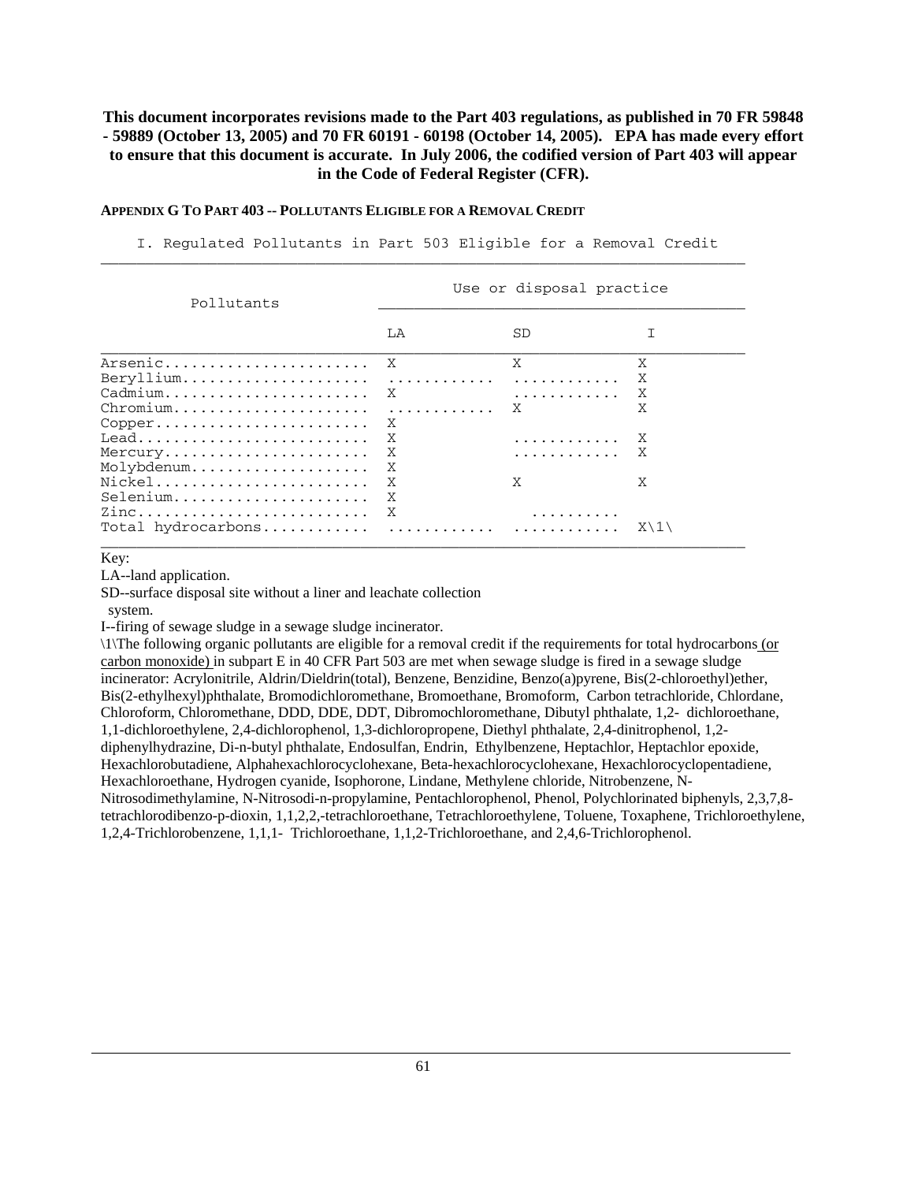**This document incorporates revisions made to the Part 403 regulations, as published in 70 FR 59848 - 59889 (October 13, 2005) and 70 FR 60191 - 60198 (October 14, 2005). EPA has made every effort to ensure that this document is accurate. In July 2006, the codified version of Part 403 will appear in the Code of Federal Register (CFR).**

**APPENDIX G TO PART 403 -- POLLUTANTS ELIGIBLE FOR A REMOVAL CREDIT**

I. Regulated Pollutants in Part 503 Eligible for a Removal Credit

| Pollutants | Use or disposal practice | | |
|---|---|---|---|
| | LA | SD | I |
| Arsenic | X | X | X |
| Beryllium | ........... | ........... | X |
| Cadmium | X | ........... | X |
| Chromium | ........... | X | X |
| Copper | X | | |
| Lead | X | ........... | X |
| Mercury | X | ........... | X |
| Molybdenum | X | | |
| Nickel | X | X | X |
| Selenium | X | | |
| Zinc | X | ......... | |
| Total hydrocarbons | ........... | ........... | X\1\ |

Key:

LA--land application.

SD--surface disposal site without a liner and leachate collection system.

I--firing of sewage sludge in a sewage sludge incinerator.

\1\The following organic pollutants are eligible for a removal credit if the requirements for total hydrocarbons (or carbon monoxide) in subpart E in 40 CFR Part 503 are met when sewage sludge is fired in a sewage sludge incinerator: Acrylonitrile, Aldrin/Dieldrin(total), Benzene, Benzidine, Benzo(a)pyrene, Bis(2-chloroethyl)ether, Bis(2-ethylhexyl)phthalate, Bromodichloromethane, Bromoethane, Bromoform, Carbon tetrachloride, Chlordane, Chloroform, Chloromethane, DDD, DDE, DDT, Dibromochloromethane, Dibutyl phthalate, 1,2- dichloroethane, 1,1-dichloroethylene, 2,4-dichlorophenol, 1,3-dichloropropene, Diethyl phthalate, 2,4-dinitrophenol, 1,2-diphenylhydrazine, Di-n-butyl phthalate, Endosulfan, Endrin, Ethylbenzene, Heptachlor, Heptachlor epoxide, Hexachlorobutadiene, Alphahexachlorocyclohexane, Beta-hexachlorocyclohexane, Hexachlorocyclopentadiene, Hexachloroethane, Hydrogen cyanide, Isophorone, Lindane, Methylene chloride, Nitrobenzene, N-Nitrosodimethylamine, N-Nitrosodi-n-propylamine, Pentachlorophenol, Phenol, Polychlorinated biphenyls, 2,3,7,8-tetrachlorodibenzo-p-dioxin, 1,1,2,2,-tetrachloroethane, Tetrachloroethylene, Toluene, Toxaphene, Trichloroethylene, 1,2,4-Trichlorobenzene, 1,1,1- Trichloroethane, 1,1,2-Trichloroethane, and 2,4,6-Trichlorophenol.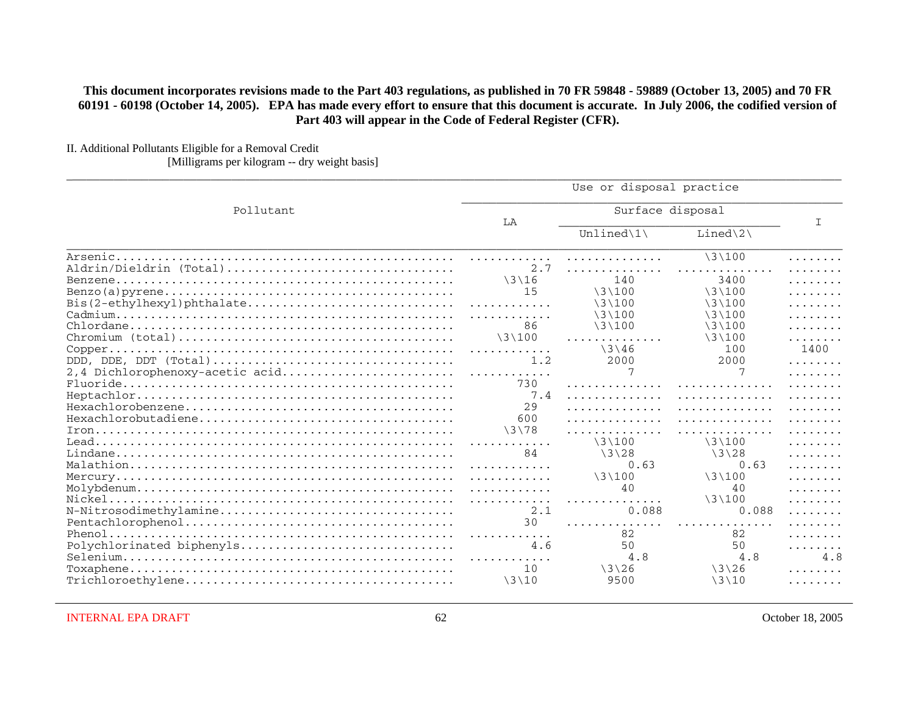**This document incorporates revisions made to the Part 403 regulations, as published in 70 FR 59848 - 59889 (October 13, 2005) and 70 FR 60191 - 60198 (October 14, 2005). EPA has made every effort to ensure that this document is accurate. In July 2006, the codified version of Part 403 will appear in the Code of Federal Register (CFR).**

II. Additional Pollutants Eligible for a Removal Credit

[Milligrams per kilogram -- dry weight basis]

| Pollutant | Use or disposal practice | | | |
|---|---|---|---|---|
| | LA | Surface disposal | | I |
| | | Unlined\1\ | Lined\2\ | |
| Arsenic | ........... | ............. | \3\100 | ....... |
| Aldrin/Dieldrin (Total) | 2.7 | ............. | ............. | ....... |
| Benzene | \3\16 | 140 | 3400 | ....... |
| Benzo(a)pyrene | 15 | \3\100 | \3\100 | ....... |
| Bis(2-ethylhexyl)phthalate | ........... | \3\100 | \3\100 | ....... |
| Cadmium | ........... | \3\100 | \3\100 | ....... |
| Chlordane | 86 | \3\100 | \3\100 | ....... |
| Chromium (total) | \3\100 | ............. | \3\100 | ....... |
| Copper | ........... | \3\46 | 100 | 1400 |
| DDD, DDE, DDT (Total) | 1.2 | 2000 | 2000 | ....... |
| 2,4 Dichlorophenoxy-acetic acid | ........... | 7 | 7 | ....... |
| Fluoride | 730 | ............. | ............. | ....... |
| Heptachlor | 7.4 | ............. | ............. | ....... |
| Hexachlorobenzene | 29 | ............. | ............. | ....... |
| Hexachlorobutadiene | 600 | ............. | ............. | ....... |
| Iron | \3\78 | ............. | ............. | ....... |
| Lead | ........... | \3\100 | \3\100 | ....... |
| Lindane | 84 | \3\28 | \3\28 | ....... |
| Malathion | ........... | 0.63 | 0.63 | ....... |
| Mercury | ........... | \3\100 | \3\100 | ....... |
| Molybdenum | ........... | 40 | 40 | ....... |
| Nickel | ........... | ............. | \3\100 | ....... |
| N-Nitrosodimethylamine | 2.1 | 0.088 | 0.088 | ....... |
| Pentachlorophenol | 30 | ............. | ............. | ....... |
| Phenol | ........... | 82 | 82 | ....... |
| Polychlorinated biphenyls | 4.6 | 50 | 50 | ....... |
| Selenium | ........... | 4.8 | 4.8 | 4.8 |
| Toxaphene | 10 | \3\26 | \3\26 | ....... |
| Trichloroethylene | \3\10 | 9500 | \3\10 | ....... |

INTERNAL EPA DRAFT October 18, 2005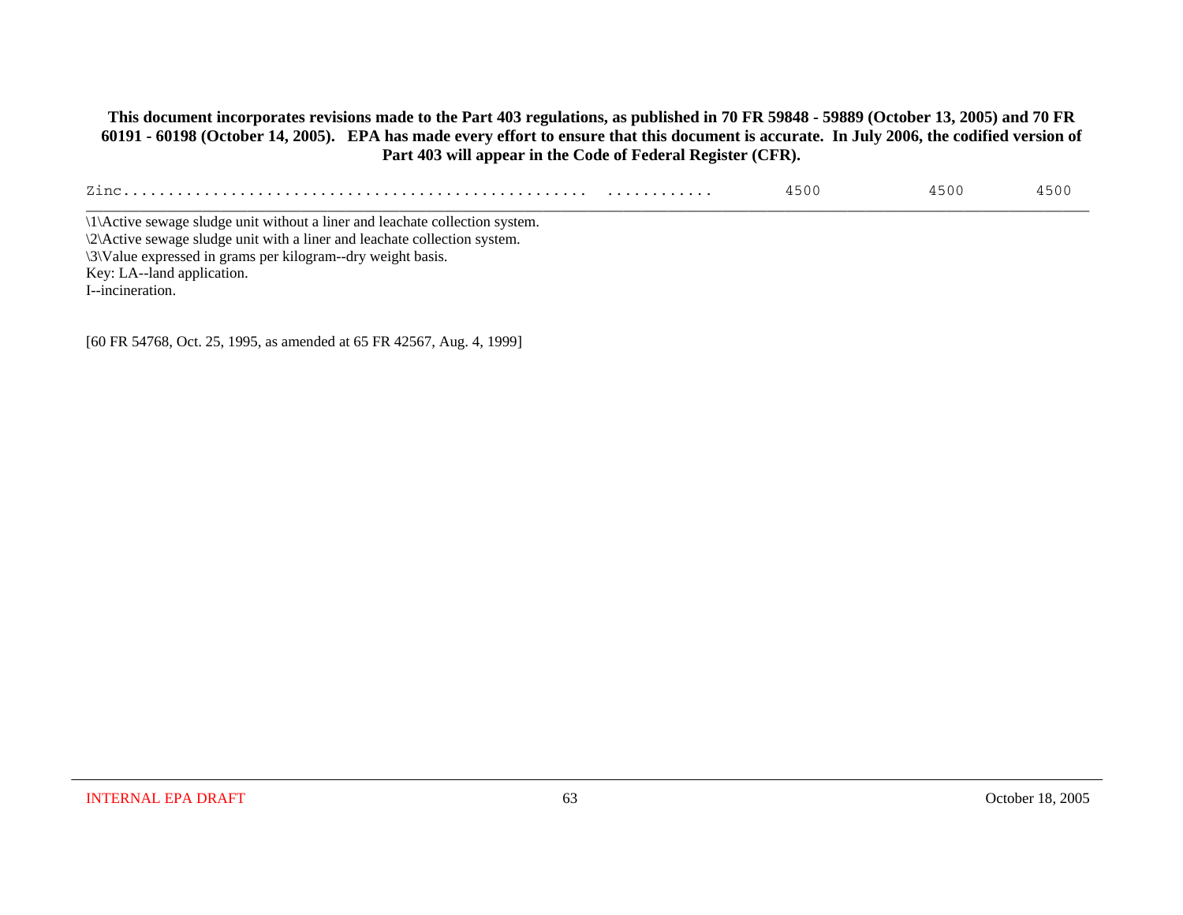**This document incorporates revisions made to the Part 403 regulations, as published in 70 FR 59848 - 59889 (October 13, 2005) and 70 FR 60191 - 60198 (October 14, 2005). EPA has made every effort to ensure that this document is accurate. In July 2006, the codified version of Part 403 will appear in the Code of Federal Register (CFR).**

| | | | | |
|---|---|---|---|---|
| Zinc................................................... | ............ | 4500 | 4500 | 4500 |

\1\Active sewage sludge unit without a liner and leachate collection system.
\2\Active sewage sludge unit with a liner and leachate collection system.
\3\Value expressed in grams per kilogram--dry weight basis.
Key: LA--land application.
I--incineration.

[60 FR 54768, Oct. 25, 1995, as amended at 65 FR 42567, Aug. 4, 1999]

INTERNAL EPA DRAFT — October 18, 2005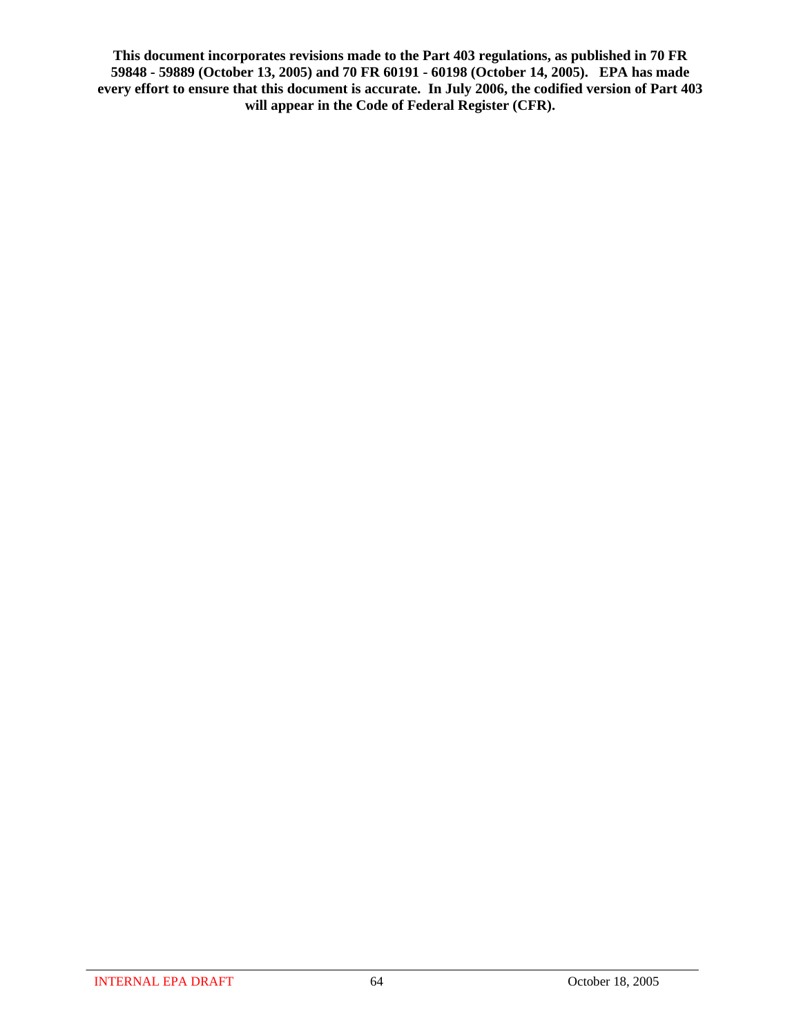**This document incorporates revisions made to the Part 403 regulations, as published in 70 FR 59848 - 59889 (October 13, 2005) and 70 FR 60191 - 60198 (October 14, 2005). EPA has made every effort to ensure that this document is accurate. In July 2006, the codified version of Part 403 will appear in the Code of Federal Register (CFR).**